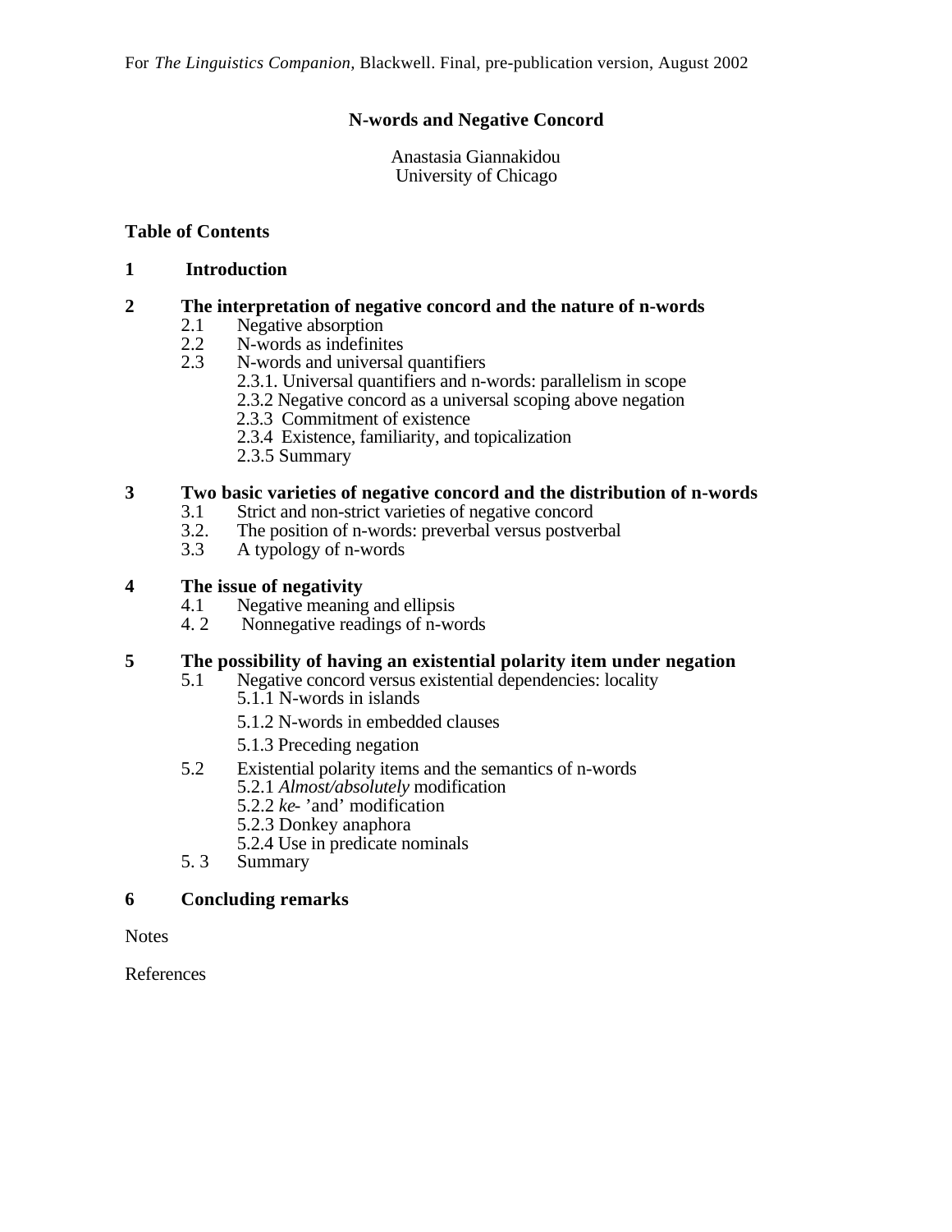For *The Linguistics Companion*, Blackwell. Final, pre-publication version, August 2002

# N-words and Negative Concord

Anastasia Giannakidou
University of Chicago

**Table of Contents**

**1 Introduction**

**2 The interpretation of negative concord and the nature of n-words**

- 2.1 Negative absorption
- 2.2 N-words as indefinites
- 2.3 N-words and universal quantifiers
  - 2.3.1. Universal quantifiers and n-words: parallelism in scope
  - 2.3.2 Negative concord as a universal scoping above negation
  - 2.3.3 Commitment of existence
  - 2.3.4 Existence, familiarity, and topicalization
  - 2.3.5 Summary

**3 Two basic varieties of negative concord and the distribution of n-words**

- 3.1 Strict and non-strict varieties of negative concord
- 3.2. The position of n-words: preverbal versus postverbal
- 3.3 A typology of n-words

**4 The issue of negativity**

- 4.1 Negative meaning and ellipsis
- 4. 2 Nonnegative readings of n-words

**5 The possibility of having an existential polarity item under negation**

- 5.1 Negative concord versus existential dependencies: locality
  - 5.1.1 N-words in islands
  - 5.1.2 N-words in embedded clauses
  - 5.1.3 Preceding negation
- 5.2 Existential polarity items and the semantics of n-words
  - 5.2.1 *Almost/absolutely* modification
  - 5.2.2 *ke-* 'and' modification
  - 5.2.3 Donkey anaphora
  - 5.2.4 Use in predicate nominals
- 5. 3 Summary

**6 Concluding remarks**

Notes

References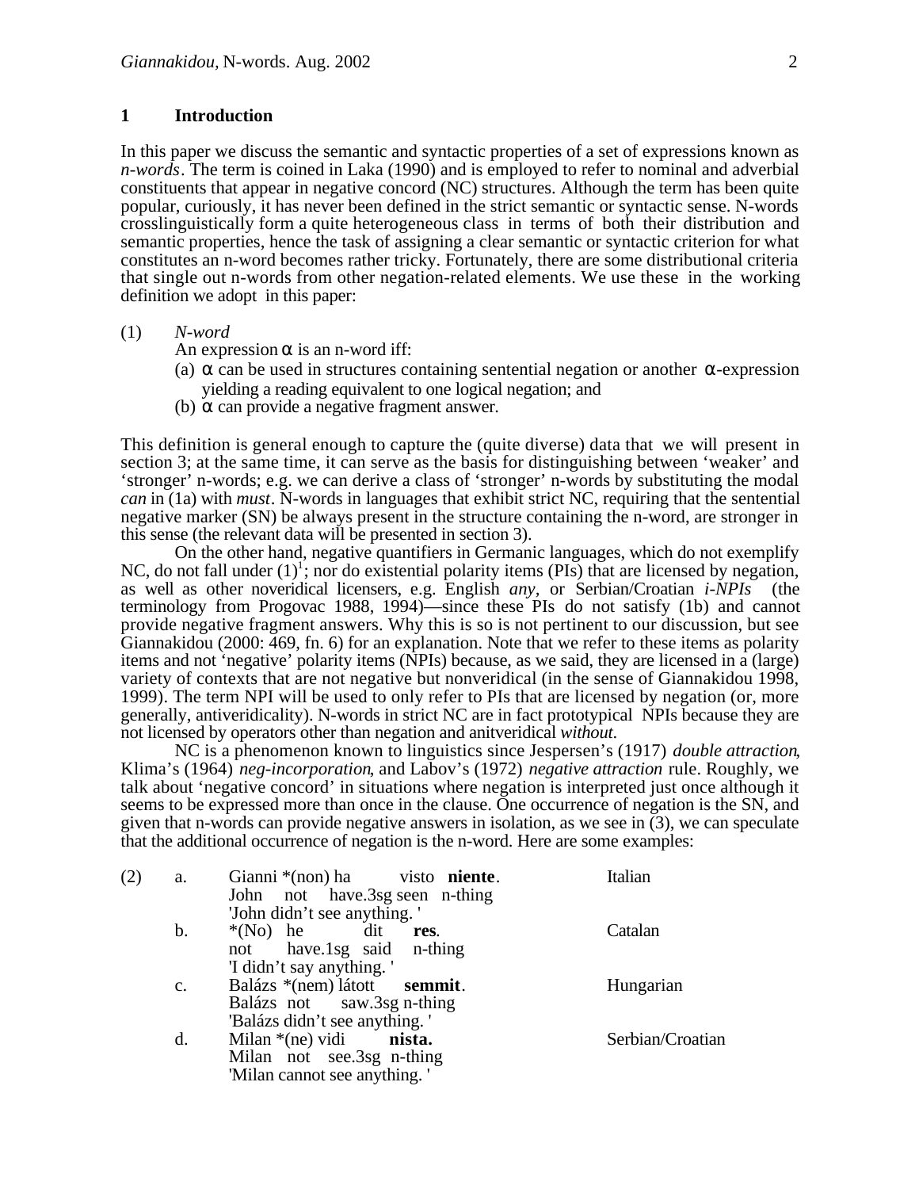## 1 Introduction

In this paper we discuss the semantic and syntactic properties of a set of expressions known as *n-words*. The term is coined in Laka (1990) and is employed to refer to nominal and adverbial constituents that appear in negative concord (NC) structures. Although the term has been quite popular, curiously, it has never been defined in the strict semantic or syntactic sense. N-words crosslinguistically form a quite heterogeneous class in terms of both their distribution and semantic properties, hence the task of assigning a clear semantic or syntactic criterion for what constitutes an n-word becomes rather tricky. Fortunately, there are some distributional criteria that single out n-words from other negation-related elements. We use these in the working definition we adopt in this paper:

(1) *N-word*
An expression α is an n-word iff:
(a) α can be used in structures containing sentential negation or another α-expression yielding a reading equivalent to one logical negation; and
(b) α can provide a negative fragment answer.

This definition is general enough to capture the (quite diverse) data that we will present in section 3; at the same time, it can serve as the basis for distinguishing between 'weaker' and 'stronger' n-words; e.g. we can derive a class of 'stronger' n-words by substituting the modal *can* in (1a) with *must*. N-words in languages that exhibit strict NC, requiring that the sentential negative marker (SN) be always present in the structure containing the n-word, are stronger in this sense (the relevant data will be presented in section 3).

On the other hand, negative quantifiers in Germanic languages, which do not exemplify NC, do not fall under (1)[1]; nor do existential polarity items (PIs) that are licensed by negation, as well as other noveridical licensers, e.g. English *any*, or Serbian/Croatian *i-NPIs* (the terminology from Progovac 1988, 1994)—since these PIs do not satisfy (1b) and cannot provide negative fragment answers. Why this is so is not pertinent to our discussion, but see Giannakidou (2000: 469, fn. 6) for an explanation. Note that we refer to these items as polarity items and not 'negative' polarity items (NPIs) because, as we said, they are licensed in a (large) variety of contexts that are not negative but nonveridical (in the sense of Giannakidou 1998, 1999). The term NPI will be used to only refer to PIs that are licensed by negation (or, more generally, antiveridicality). N-words in strict NC are in fact prototypical NPIs because they are not licensed by operators other than negation and anitveridical *without.*

NC is a phenomenon known to linguistics since Jespersen's (1917) *double attraction*, Klima's (1964) *neg-incorporation*, and Labov's (1972) *negative attraction* rule. Roughly, we talk about 'negative concord' in situations where negation is interpreted just once although it seems to be expressed more than once in the clause. One occurrence of negation is the SN, and given that n-words can provide negative answers in isolation, as we see in (3), we can speculate that the additional occurrence of negation is the n-word. Here are some examples:

(2) a. Gianni *(non) ha visto **niente**. (Italian)
John not have.3sg seen n-thing
'John didn't see anything. '

b. *(No) he dit **res**. (Catalan)
not have.1sg said n-thing
'I didn't say anything. '

c. Balázs *(nem) látott **semmit**. (Hungarian)
Balázs not saw.3sg n-thing
'Balázs didn't see anything. '

d. Milan *(ne) vidi **nista.** (Serbian/Croatian)
Milan not see.3sg n-thing
'Milan cannot see anything. '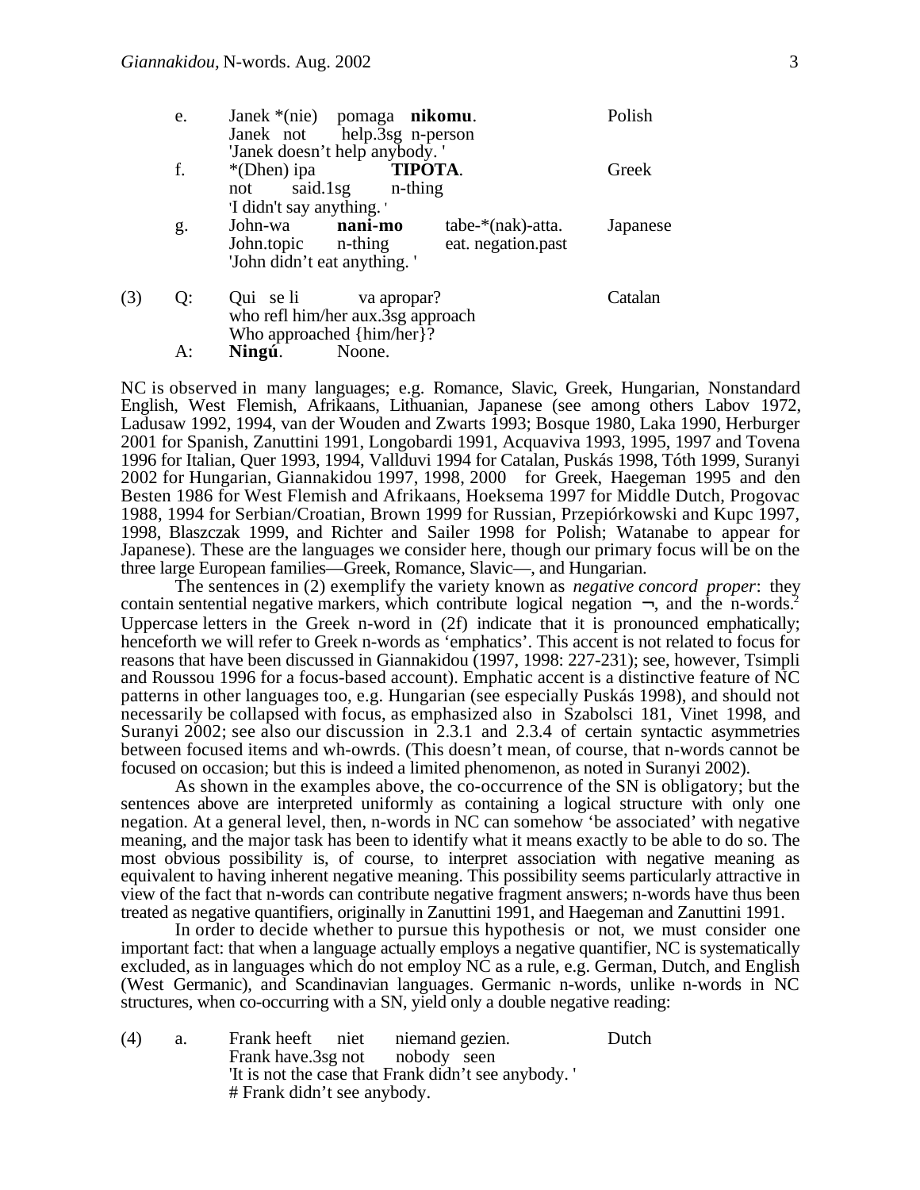e. Janek *(nie) pomaga **nikomu**. — Polish
Janek not help.3sg n-person
'Janek doesn't help anybody. '

f. *(Dhen) ipa **TIPOTA**. — Greek
not said.1sg n-thing
'I didn't say anything. '

g. John-wa **nani-mo** tabe-*(nak)-atta. — Japanese
John.topic n-thing eat. negation.past
'John didn't eat anything. '

(3) Q: Qui se li va apropar? — Catalan
who refl him/her aux.3sg approach
Who approached {him/her}?
A: **Ningú**. Noone.

NC is observed in many languages; e.g. Romance, Slavic, Greek, Hungarian, Nonstandard English, West Flemish, Afrikaans, Lithuanian, Japanese (see among others Labov 1972, Ladusaw 1992, 1994, van der Wouden and Zwarts 1993; Bosque 1980, Laka 1990, Herburger 2001 for Spanish, Zanuttini 1991, Longobardi 1991, Acquaviva 1993, 1995, 1997 and Tovena 1996 for Italian, Quer 1993, 1994, Vallduvi 1994 for Catalan, Puskás 1998, Tóth 1999, Suranyi 2002 for Hungarian, Giannakidou 1997, 1998, 2000 for Greek, Haegeman 1995 and den Besten 1986 for West Flemish and Afrikaans, Hoeksema 1997 for Middle Dutch, Progovac 1988, 1994 for Serbian/Croatian, Brown 1999 for Russian, Przepiórkowski and Kupc 1997, 1998, Blaszczak 1999, and Richter and Sailer 1998 for Polish; Watanabe to appear for Japanese). These are the languages we consider here, though our primary focus will be on the three large European families—Greek, Romance, Slavic—, and Hungarian.

The sentences in (2) exemplify the variety known as *negative concord proper*: they contain sentential negative markers, which contribute logical negation ¬, and the n-words.[2] Uppercase letters in the Greek n-word in (2f) indicate that it is pronounced emphatically; henceforth we will refer to Greek n-words as 'emphatics'. This accent is not related to focus for reasons that have been discussed in Giannakidou (1997, 1998: 227-231); see, however, Tsimpli and Roussou 1996 for a focus-based account). Emphatic accent is a distinctive feature of NC patterns in other languages too, e.g. Hungarian (see especially Puskás 1998), and should not necessarily be collapsed with focus, as emphasized also in Szabolsci 181, Vinet 1998, and Suranyi 2002; see also our discussion in 2.3.1 and 2.3.4 of certain syntactic asymmetries between focused items and wh-owrds. (This doesn't mean, of course, that n-words cannot be focused on occasion; but this is indeed a limited phenomenon, as noted in Suranyi 2002).

As shown in the examples above, the co-occurrence of the SN is obligatory; but the sentences above are interpreted uniformly as containing a logical structure with only one negation. At a general level, then, n-words in NC can somehow 'be associated' with negative meaning, and the major task has been to identify what it means exactly to be able to do so. The most obvious possibility is, of course, to interpret association with negative meaning as equivalent to having inherent negative meaning. This possibility seems particularly attractive in view of the fact that n-words can contribute negative fragment answers; n-words have thus been treated as negative quantifiers, originally in Zanuttini 1991, and Haegeman and Zanuttini 1991.

In order to decide whether to pursue this hypothesis or not, we must consider one important fact: that when a language actually employs a negative quantifier, NC is systematically excluded, as in languages which do not employ NC as a rule, e.g. German, Dutch, and English (West Germanic), and Scandinavian languages. Germanic n-words, unlike n-words in NC structures, when co-occurring with a SN, yield only a double negative reading:

(4) a. Frank heeft niet niemand gezien. — Dutch
Frank have.3sg not nobody seen
'It is not the case that Frank didn't see anybody. '
\# Frank didn't see anybody.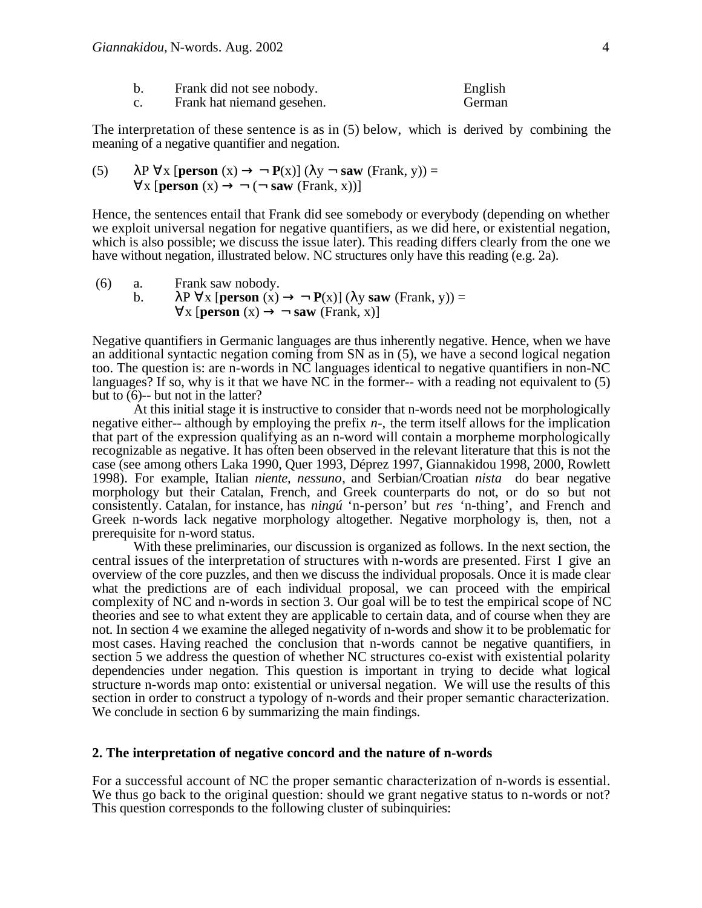b. Frank did not see nobody. English
c. Frank hat niemand gesehen. German

The interpretation of these sentence is as in (5) below, which is derived by combining the meaning of a negative quantifier and negation.

(5) $\lambda P\ \forall x\ [\mathbf{person}\ (x) \rightarrow \neg\ \mathbf{P}(x)]\ (\lambda y\ \neg\ \mathbf{saw}\ (\text{Frank}, y)) =$
$\forall x\ [\mathbf{person}\ (x) \rightarrow \neg\ (\neg\ \mathbf{saw}\ (\text{Frank}, x))]$

Hence, the sentences entail that Frank did see somebody or everybody (depending on whether we exploit universal negation for negative quantifiers, as we did here, or existential negation, which is also possible; we discuss the issue later). This reading differs clearly from the one we have without negation, illustrated below. NC structures only have this reading (e.g. 2a).

(6) a. Frank saw nobody.
b. $\lambda P\ \forall x\ [\mathbf{person}\ (x) \rightarrow \neg\ \mathbf{P}(x)]\ (\lambda y\ \mathbf{saw}\ (\text{Frank}, y)) =$
$\forall x\ [\mathbf{person}\ (x) \rightarrow \neg\ \mathbf{saw}\ (\text{Frank}, x)]$

Negative quantifiers in Germanic languages are thus inherently negative. Hence, when we have an additional syntactic negation coming from SN as in (5), we have a second logical negation too. The question is: are n-words in NC languages identical to negative quantifiers in non-NC languages? If so, why is it that we have NC in the former-- with a reading not equivalent to (5) but to (6)-- but not in the latter?

At this initial stage it is instructive to consider that n-words need not be morphologically negative either-- although by employing the prefix *n-*, the term itself allows for the implication that part of the expression qualifying as an n-word will contain a morpheme morphologically recognizable as negative. It has often been observed in the relevant literature that this is not the case (see among others Laka 1990, Quer 1993, Déprez 1997, Giannakidou 1998, 2000, Rowlett 1998). For example, Italian *niente*, *nessuno*, and Serbian/Croatian *nista* do bear negative morphology but their Catalan, French, and Greek counterparts do not, or do so but not consistently. Catalan, for instance, has *ningú* 'n-person' but *res* 'n-thing', and French and Greek n-words lack negative morphology altogether. Negative morphology is, then, not a prerequisite for n-word status.

With these preliminaries, our discussion is organized as follows. In the next section, the central issues of the interpretation of structures with n-words are presented. First I give an overview of the core puzzles, and then we discuss the individual proposals. Once it is made clear what the predictions are of each individual proposal, we can proceed with the empirical complexity of NC and n-words in section 3. Our goal will be to test the empirical scope of NC theories and see to what extent they are applicable to certain data, and of course when they are not. In section 4 we examine the alleged negativity of n-words and show it to be problematic for most cases. Having reached the conclusion that n-words cannot be negative quantifiers, in section 5 we address the question of whether NC structures co-exist with existential polarity dependencies under negation. This question is important in trying to decide what logical structure n-words map onto: existential or universal negation. We will use the results of this section in order to construct a typology of n-words and their proper semantic characterization. We conclude in section 6 by summarizing the main findings.

## 2. The interpretation of negative concord and the nature of n-words

For a successful account of NC the proper semantic characterization of n-words is essential. We thus go back to the original question: should we grant negative status to n-words or not? This question corresponds to the following cluster of subinquiries: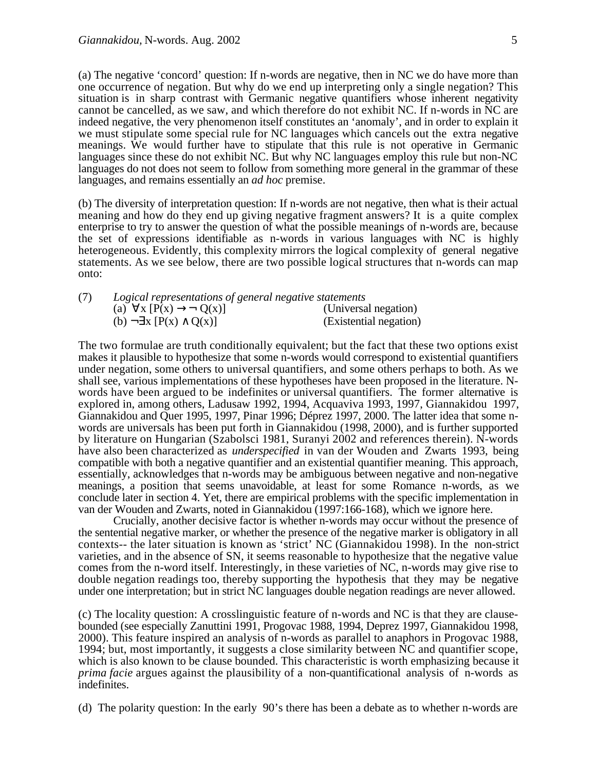(a) The negative 'concord' question: If n-words are negative, then in NC we do have more than one occurrence of negation. But why do we end up interpreting only a single negation? This situation is in sharp contrast with Germanic negative quantifiers whose inherent negativity cannot be cancelled, as we saw, and which therefore do not exhibit NC. If n-words in NC are indeed negative, the very phenomenon itself constitutes an 'anomaly', and in order to explain it we must stipulate some special rule for NC languages which cancels out the extra negative meanings. We would further have to stipulate that this rule is not operative in Germanic languages since these do not exhibit NC. But why NC languages employ this rule but non-NC languages do not does not seem to follow from something more general in the grammar of these languages, and remains essentially an *ad hoc* premise.

(b) The diversity of interpretation question: If n-words are not negative, then what is their actual meaning and how do they end up giving negative fragment answers? It is a quite complex enterprise to try to answer the question of what the possible meanings of n-words are, because the set of expressions identifiable as n-words in various languages with NC is highly heterogeneous. Evidently, this complexity mirrors the logical complexity of general negative statements. As we see below, there are two possible logical structures that n-words can map onto:

(7) *Logical representations of general negative statements*
(a) $\forall x\, [P(x) \rightarrow \neg\, Q(x)]$ (Universal negation)
(b) $\neg\exists x\, [P(x) \wedge Q(x)]$ (Existential negation)

The two formulae are truth conditionally equivalent; but the fact that these two options exist makes it plausible to hypothesize that some n-words would correspond to existential quantifiers under negation, some others to universal quantifiers, and some others perhaps to both. As we shall see, various implementations of these hypotheses have been proposed in the literature. N-words have been argued to be indefinites or universal quantifiers. The former alternative is explored in, among others, Ladusaw 1992, 1994, Acquaviva 1993, 1997, Giannakidou 1997, Giannakidou and Quer 1995, 1997, Pinar 1996; Déprez 1997, 2000. The latter idea that some n-words are universals has been put forth in Giannakidou (1998, 2000), and is further supported by literature on Hungarian (Szabolsci 1981, Suranyi 2002 and references therein). N-words have also been characterized as *underspecified* in van der Wouden and Zwarts 1993, being compatible with both a negative quantifier and an existential quantifier meaning. This approach, essentially, acknowledges that n-words may be ambiguous between negative and non-negative meanings, a position that seems unavoidable, at least for some Romance n-words, as we conclude later in section 4. Yet, there are empirical problems with the specific implementation in van der Wouden and Zwarts, noted in Giannakidou (1997:166-168), which we ignore here.

Crucially, another decisive factor is whether n-words may occur without the presence of the sentential negative marker, or whether the presence of the negative marker is obligatory in all contexts-- the later situation is known as 'strict' NC (Giannakidou 1998). In the non-strict varieties, and in the absence of SN, it seems reasonable to hypothesize that the negative value comes from the n-word itself. Interestingly, in these varieties of NC, n-words may give rise to double negation readings too, thereby supporting the hypothesis that they may be negative under one interpretation; but in strict NC languages double negation readings are never allowed.

(c) The locality question: A crosslinguistic feature of n-words and NC is that they are clause-bounded (see especially Zanuttini 1991, Progovac 1988, 1994, Deprez 1997, Giannakidou 1998, 2000). This feature inspired an analysis of n-words as parallel to anaphors in Progovac 1988, 1994; but, most importantly, it suggests a close similarity between NC and quantifier scope, which is also known to be clause bounded. This characteristic is worth emphasizing because it *prima facie* argues against the plausibility of a non-quantificational analysis of n-words as indefinites.

(d) The polarity question: In the early 90's there has been a debate as to whether n-words are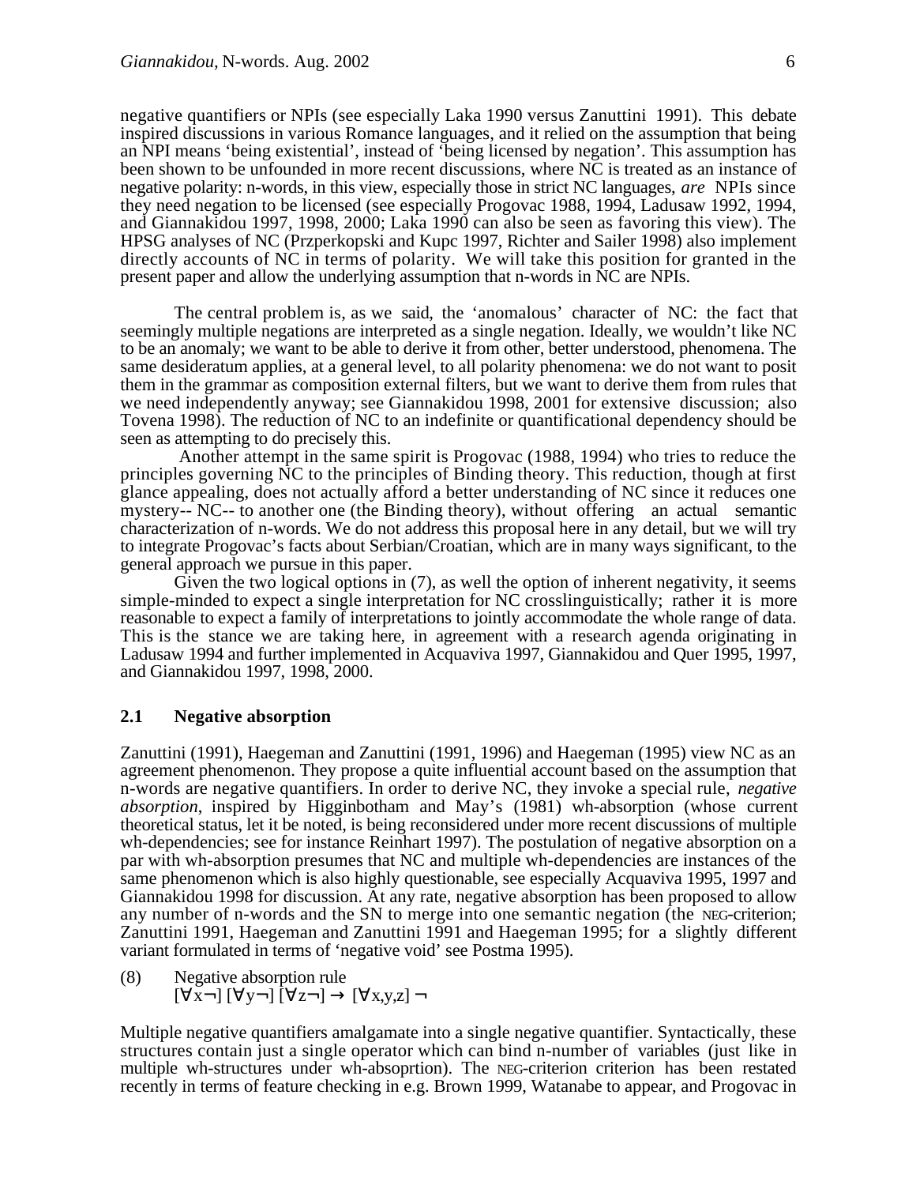negative quantifiers or NPIs (see especially Laka 1990 versus Zanuttini 1991). This debate inspired discussions in various Romance languages, and it relied on the assumption that being an NPI means 'being existential', instead of 'being licensed by negation'. This assumption has been shown to be unfounded in more recent discussions, where NC is treated as an instance of negative polarity: n-words, in this view, especially those in strict NC languages, *are* NPIs since they need negation to be licensed (see especially Progovac 1988, 1994, Ladusaw 1992, 1994, and Giannakidou 1997, 1998, 2000; Laka 1990 can also be seen as favoring this view). The HPSG analyses of NC (Przperkopski and Kupc 1997, Richter and Sailer 1998) also implement directly accounts of NC in terms of polarity. We will take this position for granted in the present paper and allow the underlying assumption that n-words in NC are NPIs.

The central problem is, as we said, the 'anomalous' character of NC: the fact that seemingly multiple negations are interpreted as a single negation. Ideally, we wouldn't like NC to be an anomaly; we want to be able to derive it from other, better understood, phenomena. The same desideratum applies, at a general level, to all polarity phenomena: we do not want to posit them in the grammar as composition external filters, but we want to derive them from rules that we need independently anyway; see Giannakidou 1998, 2001 for extensive discussion; also Tovena 1998). The reduction of NC to an indefinite or quantificational dependency should be seen as attempting to do precisely this.

Another attempt in the same spirit is Progovac (1988, 1994) who tries to reduce the principles governing NC to the principles of Binding theory. This reduction, though at first glance appealing, does not actually afford a better understanding of NC since it reduces one mystery-- NC-- to another one (the Binding theory), without offering an actual semantic characterization of n-words. We do not address this proposal here in any detail, but we will try to integrate Progovac's facts about Serbian/Croatian, which are in many ways significant, to the general approach we pursue in this paper.

Given the two logical options in (7), as well the option of inherent negativity, it seems simple-minded to expect a single interpretation for NC crosslinguistically; rather it is more reasonable to expect a family of interpretations to jointly accommodate the whole range of data. This is the stance we are taking here, in agreement with a research agenda originating in Ladusaw 1994 and further implemented in Acquaviva 1997, Giannakidou and Quer 1995, 1997, and Giannakidou 1997, 1998, 2000.

## 2.1 Negative absorption

Zanuttini (1991), Haegeman and Zanuttini (1991, 1996) and Haegeman (1995) view NC as an agreement phenomenon. They propose a quite influential account based on the assumption that n-words are negative quantifiers. In order to derive NC, they invoke a special rule, *negative absorption*, inspired by Higginbotham and May's (1981) wh-absorption (whose current theoretical status, let it be noted, is being reconsidered under more recent discussions of multiple wh-dependencies; see for instance Reinhart 1997). The postulation of negative absorption on a par with wh-absorption presumes that NC and multiple wh-dependencies are instances of the same phenomenon which is also highly questionable, see especially Acquaviva 1995, 1997 and Giannakidou 1998 for discussion. At any rate, negative absorption has been proposed to allow any number of n-words and the SN to merge into one semantic negation (the NEG-criterion; Zanuttini 1991, Haegeman and Zanuttini 1991 and Haegeman 1995; for a slightly different variant formulated in terms of 'negative void' see Postma 1995).

(8) Negative absorption rule
$[\forall x \neg]\ [\forall y \neg]\ [\forall z \neg] \rightarrow [\forall x,y,z]\ \neg$

Multiple negative quantifiers amalgamate into a single negative quantifier. Syntactically, these structures contain just a single operator which can bind n-number of variables (just like in multiple wh-structures under wh-absoprtion). The NEG-criterion criterion has been restated recently in terms of feature checking in e.g. Brown 1999, Watanabe to appear, and Progovac in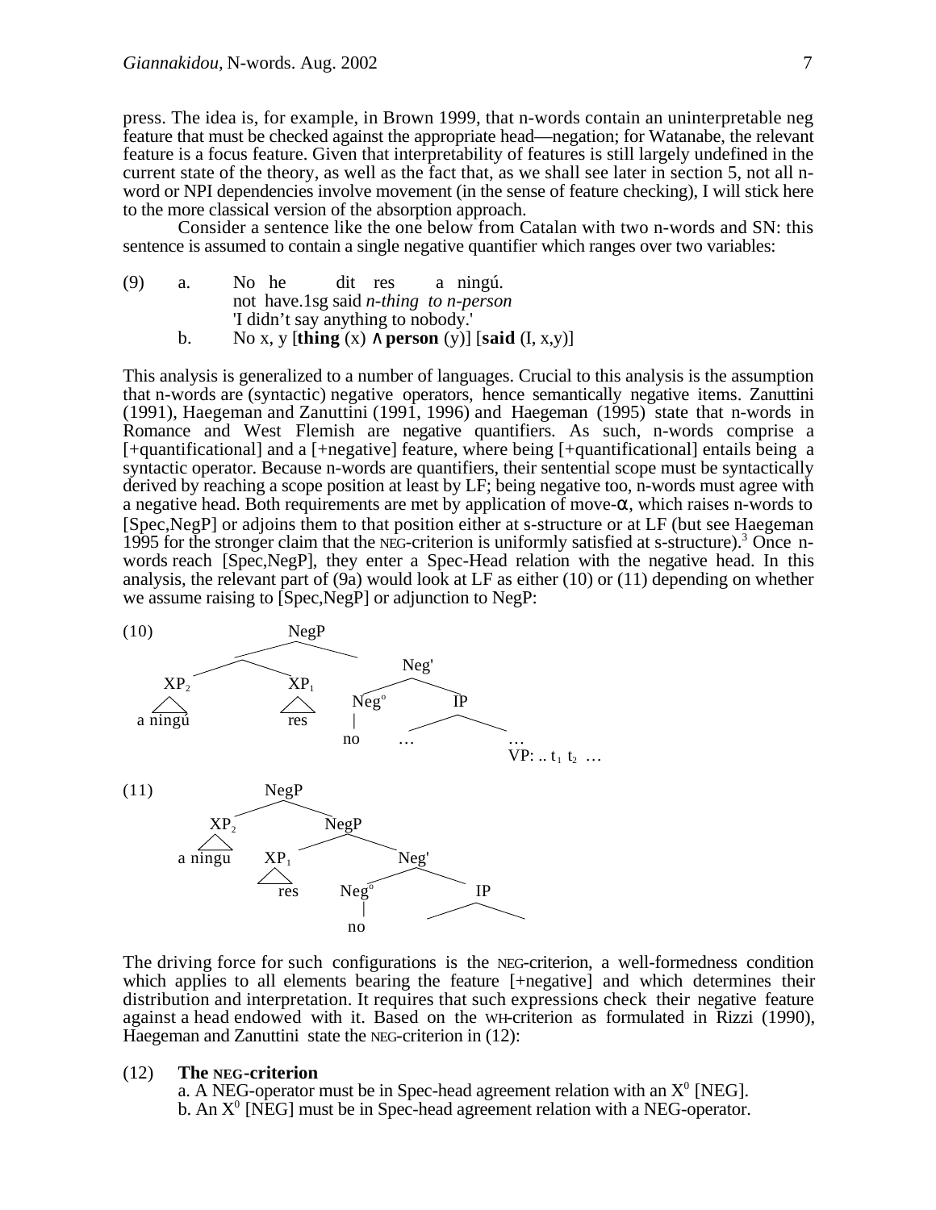press. The idea is, for example, in Brown 1999, that n-words contain an uninterpretable neg feature that must be checked against the appropriate head—negation; for Watanabe, the relevant feature is a focus feature. Given that interpretability of features is still largely undefined in the current state of the theory, as well as the fact that, as we shall see later in section 5, not all n-word or NPI dependencies involve movement (in the sense of feature checking), I will stick here to the more classical version of the absorption approach.

Consider a sentence like the one below from Catalan with two n-words and SN: this sentence is assumed to contain a single negative quantifier which ranges over two variables:

(9) a. No he dit res a ningú.
not have.1sg said *n-thing to n-person*
'I didn't say anything to nobody.'

b. No x, y [**thing** (x) ∧ **person** (y)] [**said** (I, x,y)]

This analysis is generalized to a number of languages. Crucial to this analysis is the assumption that n-words are (syntactic) negative operators, hence semantically negative items. Zanuttini (1991), Haegeman and Zanuttini (1991, 1996) and Haegeman (1995) state that n-words in Romance and West Flemish are negative quantifiers. As such, n-words comprise a [+quantificational] and a [+negative] feature, where being [+quantificational] entails being a syntactic operator. Because n-words are quantifiers, their sentential scope must be syntactically derived by reaching a scope position at least by LF; being negative too, n-words must agree with a negative head. Both requirements are met by application of move-α, which raises n-words to [Spec,NegP] or adjoins them to that position either at s-structure or at LF (but see Haegeman 1995 for the stronger claim that the NEG-criterion is uniformly satisfied at s-structure).[3] Once n-words reach [Spec,NegP], they enter a Spec-Head relation with the negative head. In this analysis, the relevant part of (9a) would look at LF as either (10) or (11) depending on whether we assume raising to [Spec,NegP] or adjunction to NegP:

(10) [NegP [ [$XP_2$ a ningú] [$XP_1$ res] ] [Neg' [$Neg^o$ no] [IP … … VP: .. $t_1$ $t_2$ …] ] ]

(11) [NegP [$XP_2$ a ningu] [NegP [$XP_1$ res] [Neg' [$Neg^o$ no] [IP ] ] ] ]

The driving force for such configurations is the NEG-criterion, a well-formedness condition which applies to all elements bearing the feature [+negative] and which determines their distribution and interpretation. It requires that such expressions check their negative feature against a head endowed with it. Based on the WH-criterion as formulated in Rizzi (1990), Haegeman and Zanuttini state the NEG-criterion in (12):

(12) **The NEG-criterion**
a. A NEG-operator must be in Spec-head agreement relation with an $X^0$ [NEG].
b. An $X^0$ [NEG] must be in Spec-head agreement relation with a NEG-operator.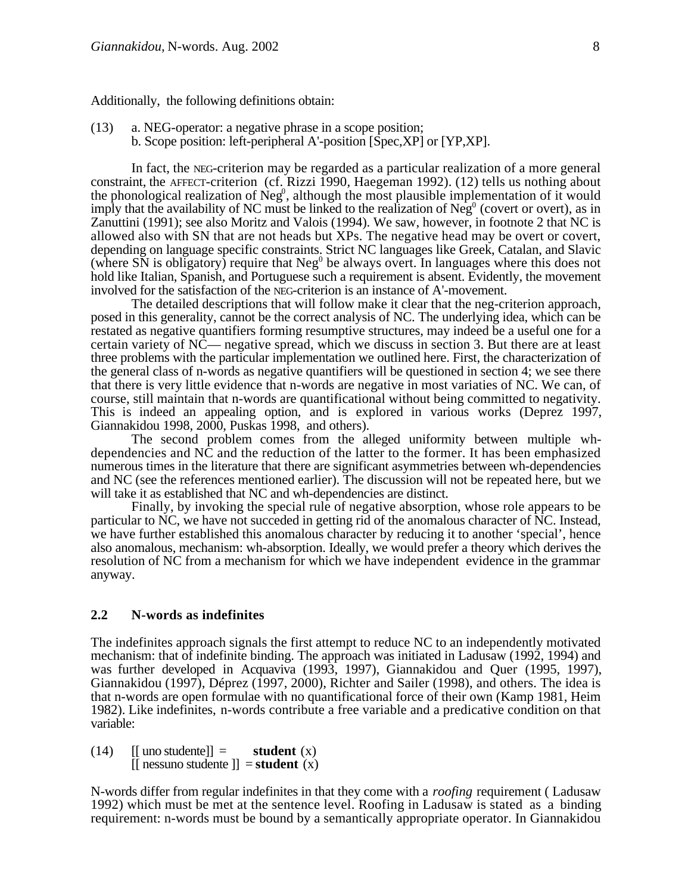Additionally, the following definitions obtain:

(13) a. NEG-operator: a negative phrase in a scope position;
b. Scope position: left-peripheral A'-position [Spec,XP] or [YP,XP].

In fact, the NEG-criterion may be regarded as a particular realization of a more general constraint, the AFFECT-criterion (cf. Rizzi 1990, Haegeman 1992). (12) tells us nothing about the phonological realization of $Neg^0$, although the most plausible implementation of it would imply that the availability of NC must be linked to the realization of $Neg^0$ (covert or overt), as in Zanuttini (1991); see also Moritz and Valois (1994). We saw, however, in footnote 2 that NC is allowed also with SN that are not heads but XPs. The negative head may be overt or covert, depending on language specific constraints. Strict NC languages like Greek, Catalan, and Slavic (where SN is obligatory) require that $Neg^0$ be always overt. In languages where this does not hold like Italian, Spanish, and Portuguese such a requirement is absent. Evidently, the movement involved for the satisfaction of the NEG-criterion is an instance of A'-movement.

The detailed descriptions that will follow make it clear that the neg-criterion approach, posed in this generality, cannot be the correct analysis of NC. The underlying idea, which can be restated as negative quantifiers forming resumptive structures, may indeed be a useful one for a certain variety of NC— negative spread, which we discuss in section 3. But there are at least three problems with the particular implementation we outlined here. First, the characterization of the general class of n-words as negative quantifiers will be questioned in section 4; we see there that there is very little evidence that n-words are negative in most variaties of NC. We can, of course, still maintain that n-words are quantificational without being committed to negativity. This is indeed an appealing option, and is explored in various works (Deprez 1997, Giannakidou 1998, 2000, Puskas 1998, and others).

The second problem comes from the alleged uniformity between multiple wh-dependencies and NC and the reduction of the latter to the former. It has been emphasized numerous times in the literature that there are significant asymmetries between wh-dependencies and NC (see the references mentioned earlier). The discussion will not be repeated here, but we will take it as established that NC and wh-dependencies are distinct.

Finally, by invoking the special rule of negative absorption, whose role appears to be particular to NC, we have not succeded in getting rid of the anomalous character of NC. Instead, we have further established this anomalous character by reducing it to another 'special', hence also anomalous, mechanism: wh-absorption. Ideally, we would prefer a theory which derives the resolution of NC from a mechanism for which we have independent evidence in the grammar anyway.

## 2.2 N-words as indefinites

The indefinites approach signals the first attempt to reduce NC to an independently motivated mechanism: that of indefinite binding. The approach was initiated in Ladusaw (1992, 1994) and was further developed in Acquaviva (1993, 1997), Giannakidou and Quer (1995, 1997), Giannakidou (1997), Déprez (1997, 2000), Richter and Sailer (1998), and others. The idea is that n-words are open formulae with no quantificational force of their own (Kamp 1981, Heim 1982). Like indefinites, n-words contribute a free variable and a predicative condition on that variable:

(14) [[ uno studente]] = **student** (x)
[[ nessuno studente ]] = **student** (x)

N-words differ from regular indefinites in that they come with a *roofing* requirement ( Ladusaw 1992) which must be met at the sentence level. Roofing in Ladusaw is stated as a binding requirement: n-words must be bound by a semantically appropriate operator. In Giannakidou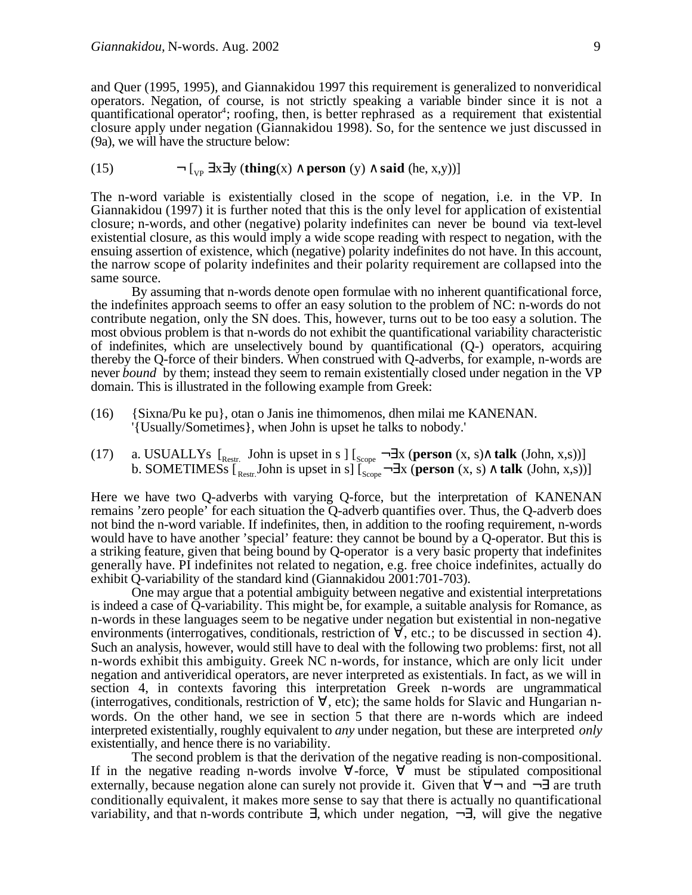and Quer (1995, 1995), and Giannakidou 1997 this requirement is generalized to nonveridical operators. Negation, of course, is not strictly speaking a variable binder since it is not a quantificational operator[4]; roofing, then, is better rephrased as a requirement that existential closure apply under negation (Giannakidou 1998). So, for the sentence we just discussed in (9a), we will have the structure below:

(15) $\neg\ [_{VP}\ \exists x \exists y\ (\textbf{thing}(x) \wedge \textbf{person}\ (y) \wedge \textbf{said}\ (\text{he}, x,y))]$

The n-word variable is existentially closed in the scope of negation, i.e. in the VP. In Giannakidou (1997) it is further noted that this is the only level for application of existential closure; n-words, and other (negative) polarity indefinites can never be bound via text-level existential closure, as this would imply a wide scope reading with respect to negation, with the ensuing assertion of existence, which (negative) polarity indefinites do not have. In this account, the narrow scope of polarity indefinites and their polarity requirement are collapsed into the same source.

By assuming that n-words denote open formulae with no inherent quantificational force, the indefinites approach seems to offer an easy solution to the problem of NC: n-words do not contribute negation, only the SN does. This, however, turns out to be too easy a solution. The most obvious problem is that n-words do not exhibit the quantificational variability characteristic of indefinites, which are unselectively bound by quantificational (Q-) operators, acquiring thereby the Q-force of their binders. When construed with Q-adverbs, for example, n-words are never *bound* by them; instead they seem to remain existentially closed under negation in the VP domain. This is illustrated in the following example from Greek:

(16) {Sixna/Pu ke pu}, otan o Janis ine thimomenos, dhen milai me KANENAN.
'{Usually/Sometimes}, when John is upset he talks to nobody.'

(17) a. USUALLYs $[_{Restr.}$ John is upset in s $]\ [_{Scope}\ \neg\exists x\ (\textbf{person}\ (x, s) \wedge \textbf{talk}\ (\text{John}, x,s))]$
b. SOMETIMESs $[_{Restr.}$John is upset in s$]\ [_{Scope}\ \neg\exists x\ (\textbf{person}\ (x, s) \wedge \textbf{talk}\ (\text{John}, x,s))]$

Here we have two Q-adverbs with varying Q-force, but the interpretation of KANENAN remains 'zero people' for each situation the Q-adverb quantifies over. Thus, the Q-adverb does not bind the n-word variable. If indefinites, then, in addition to the roofing requirement, n-words would have to have another 'special' feature: they cannot be bound by a Q-operator. But this is a striking feature, given that being bound by Q-operator is a very basic property that indefinites generally have. PI indefinites not related to negation, e.g. free choice indefinites, actually do exhibit Q-variability of the standard kind (Giannakidou 2001:701-703).

One may argue that a potential ambiguity between negative and existential interpretations is indeed a case of Q-variability. This might be, for example, a suitable analysis for Romance, as n-words in these languages seem to be negative under negation but existential in non-negative environments (interrogatives, conditionals, restriction of $\forall$, etc.; to be discussed in section 4). Such an analysis, however, would still have to deal with the following two problems: first, not all n-words exhibit this ambiguity. Greek NC n-words, for instance, which are only licit under negation and antiveridical operators, are never interpreted as existentials. In fact, as we will in section 4, in contexts favoring this interpretation Greek n-words are ungrammatical (interrogatives, conditionals, restriction of $\forall$, etc); the same holds for Slavic and Hungarian n-words. On the other hand, we see in section 5 that there are n-words which are indeed interpreted existentially, roughly equivalent to *any* under negation, but these are interpreted *only* existentially, and hence there is no variability.

The second problem is that the derivation of the negative reading is non-compositional. If in the negative reading n-words involve $\forall$-force, $\forall$ must be stipulated compositional externally, because negation alone can surely not provide it. Given that $\forall\neg$ and $\neg\exists$ are truth conditionally equivalent, it makes more sense to say that there is actually no quantificational variability, and that n-words contribute $\exists$, which under negation, $\neg\exists$, will give the negative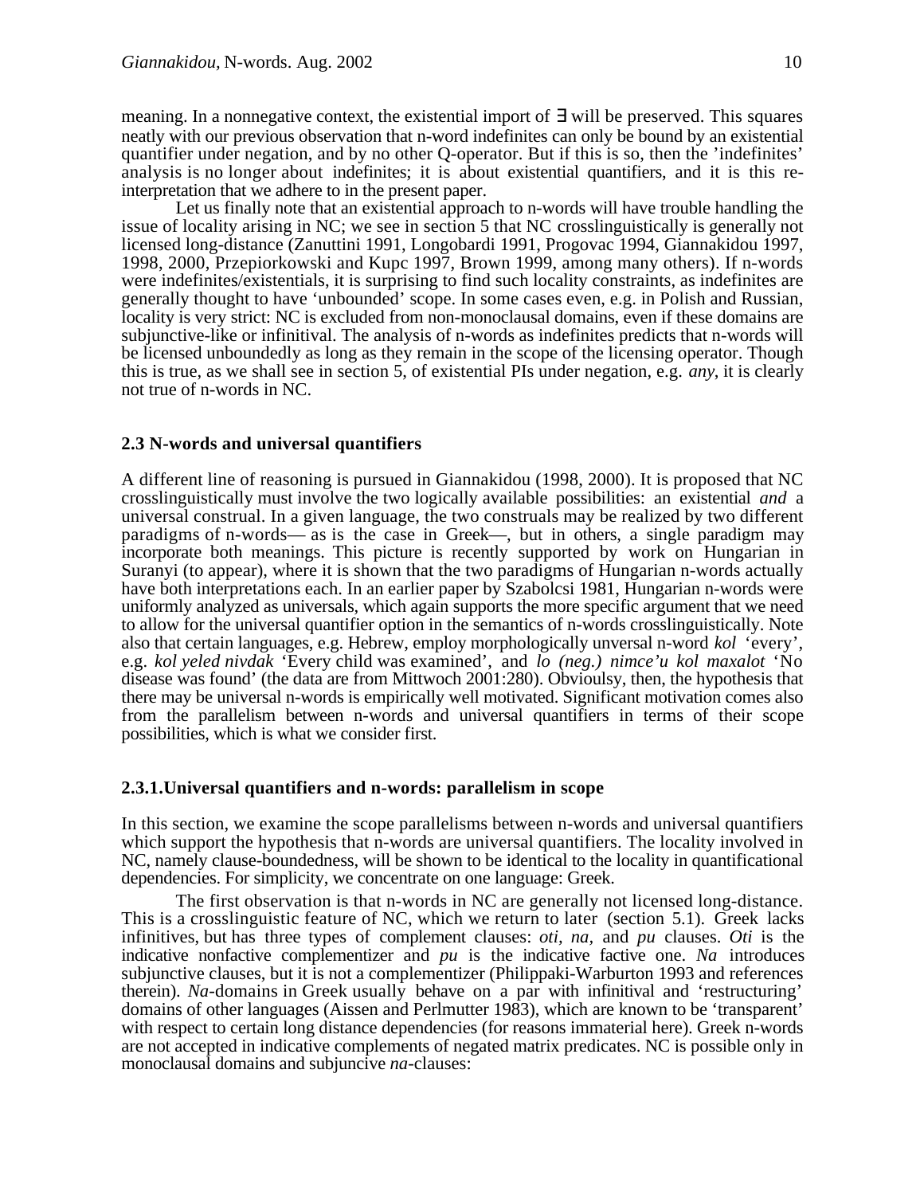meaning. In a nonnegative context, the existential import of $\exists$ will be preserved. This squares neatly with our previous observation that n-word indefinites can only be bound by an existential quantifier under negation, and by no other Q-operator. But if this is so, then the 'indefinites' analysis is no longer about indefinites; it is about existential quantifiers, and it is this re-interpretation that we adhere to in the present paper.

Let us finally note that an existential approach to n-words will have trouble handling the issue of locality arising in NC; we see in section 5 that NC crosslinguistically is generally not licensed long-distance (Zanuttini 1991, Longobardi 1991, Progovac 1994, Giannakidou 1997, 1998, 2000, Przepiorkowski and Kupc 1997, Brown 1999, among many others). If n-words were indefinites/existentials, it is surprising to find such locality constraints, as indefinites are generally thought to have 'unbounded' scope. In some cases even, e.g. in Polish and Russian, locality is very strict: NC is excluded from non-monoclausal domains, even if these domains are subjunctive-like or infinitival. The analysis of n-words as indefinites predicts that n-words will be licensed unboundedly as long as they remain in the scope of the licensing operator. Though this is true, as we shall see in section 5, of existential PIs under negation, e.g. *any*, it is clearly not true of n-words in NC.

### 2.3 N-words and universal quantifiers

A different line of reasoning is pursued in Giannakidou (1998, 2000). It is proposed that NC crosslinguistically must involve the two logically available possibilities: an existential *and* a universal construal. In a given language, the two construals may be realized by two different paradigms of n-words— as is the case in Greek—, but in others, a single paradigm may incorporate both meanings. This picture is recently supported by work on Hungarian in Suranyi (to appear), where it is shown that the two paradigms of Hungarian n-words actually have both interpretations each. In an earlier paper by Szabolcsi 1981, Hungarian n-words were uniformly analyzed as universals, which again supports the more specific argument that we need to allow for the universal quantifier option in the semantics of n-words crosslinguistically. Note also that certain languages, e.g. Hebrew, employ morphologically unversal n-word *kol* 'every', e.g. *kol yeled nivdak* 'Every child was examined', and *lo (neg.) nimce'u kol maxalot* 'No disease was found' (the data are from Mittwoch 2001:280). Obvioulsy, then, the hypothesis that there may be universal n-words is empirically well motivated. Significant motivation comes also from the parallelism between n-words and universal quantifiers in terms of their scope possibilities, which is what we consider first.

#### 2.3.1. Universal quantifiers and n-words: parallelism in scope

In this section, we examine the scope parallelisms between n-words and universal quantifiers which support the hypothesis that n-words are universal quantifiers. The locality involved in NC, namely clause-boundedness, will be shown to be identical to the locality in quantificational dependencies. For simplicity, we concentrate on one language: Greek.

The first observation is that n-words in NC are generally not licensed long-distance. This is a crosslinguistic feature of NC, which we return to later (section 5.1). Greek lacks infinitives, but has three types of complement clauses: *oti*, *na*, and *pu* clauses. *Oti* is the indicative nonfactive complementizer and *pu* is the indicative factive one. *Na* introduces subjunctive clauses, but it is not a complementizer (Philippaki-Warburton 1993 and references therein). *Na*-domains in Greek usually behave on a par with infinitival and 'restructuring' domains of other languages (Aissen and Perlmutter 1983), which are known to be 'transparent' with respect to certain long distance dependencies (for reasons immaterial here). Greek n-words are not accepted in indicative complements of negated matrix predicates. NC is possible only in monoclausal domains and subjuncive *na*-clauses: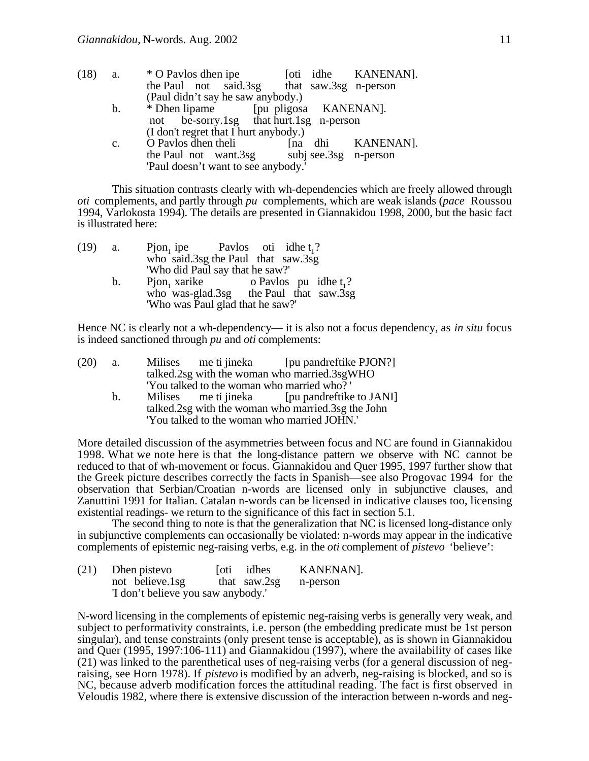(18) a. * O Pavlos dhen ipe [oti idhe KANENAN].
the Paul not said.3sg that saw.3sg n-person
(Paul didn't say he saw anybody.)

b. * Dhen lipame [pu pligosa KANENAN].
not be-sorry.1sg that hurt.1sg n-person
(I don't regret that I hurt anybody.)

c. O Pavlos dhen theli [na dhi KANENAN].
the Paul not want.3sg subj see.3sg n-person
'Paul doesn't want to see anybody.'

This situation contrasts clearly with wh-dependencies which are freely allowed through *oti* complements, and partly through *pu* complements, which are weak islands (*pace* Roussou 1994, Varlokosta 1994). The details are presented in Giannakidou 1998, 2000, but the basic fact is illustrated here:

(19) a. Pjon$_1$ ipe Pavlos oti idhe t$_1$?
who said.3sg the Paul that saw.3sg
'Who did Paul say that he saw?'

b. Pjon$_1$ xarike o Pavlos pu idhe t$_1$?
who was-glad.3sg the Paul that saw.3sg
'Who was Paul glad that he saw?'

Hence NC is clearly not a wh-dependency— it is also not a focus dependency, as *in situ* focus is indeed sanctioned through *pu* and *oti* complements:

(20) a. Milises me ti jineka [pu pandreftike PJON?]
talked.2sg with the woman who married.3sgWHO
'You talked to the woman who married who? '

b. Milises me ti jineka [pu pandreftike to JANI]
talked.2sg with the woman who married.3sg the John
'You talked to the woman who married JOHN.'

More detailed discussion of the asymmetries between focus and NC are found in Giannakidou 1998. What we note here is that the long-distance pattern we observe with NC cannot be reduced to that of wh-movement or focus. Giannakidou and Quer 1995, 1997 further show that the Greek picture describes correctly the facts in Spanish—see also Progovac 1994 for the observation that Serbian/Croatian n-words are licensed only in subjunctive clauses, and Zanuttini 1991 for Italian. Catalan n-words can be licensed in indicative clauses too, licensing existential readings- we return to the significance of this fact in section 5.1.

The second thing to note is that the generalization that NC is licensed long-distance only in subjunctive complements can occasionally be violated: n-words may appear in the indicative complements of epistemic neg-raising verbs, e.g. in the *oti* complement of *pistevo* 'believe':

(21) Dhen pistevo [oti idhes KANENAN].
not believe.1sg that saw.2sg n-person
'I don't believe you saw anybody.'

N-word licensing in the complements of epistemic neg-raising verbs is generally very weak, and subject to performativity constraints, i.e. person (the embedding predicate must be 1st person singular), and tense constraints (only present tense is acceptable), as is shown in Giannakidou and Quer (1995, 1997:106-111) and Giannakidou (1997), where the availability of cases like (21) was linked to the parenthetical uses of neg-raising verbs (for a general discussion of neg-raising, see Horn 1978). If *pistevo* is modified by an adverb, neg-raising is blocked, and so is NC, because adverb modification forces the attitudinal reading. The fact is first observed in Veloudis 1982, where there is extensive discussion of the interaction between n-words and neg-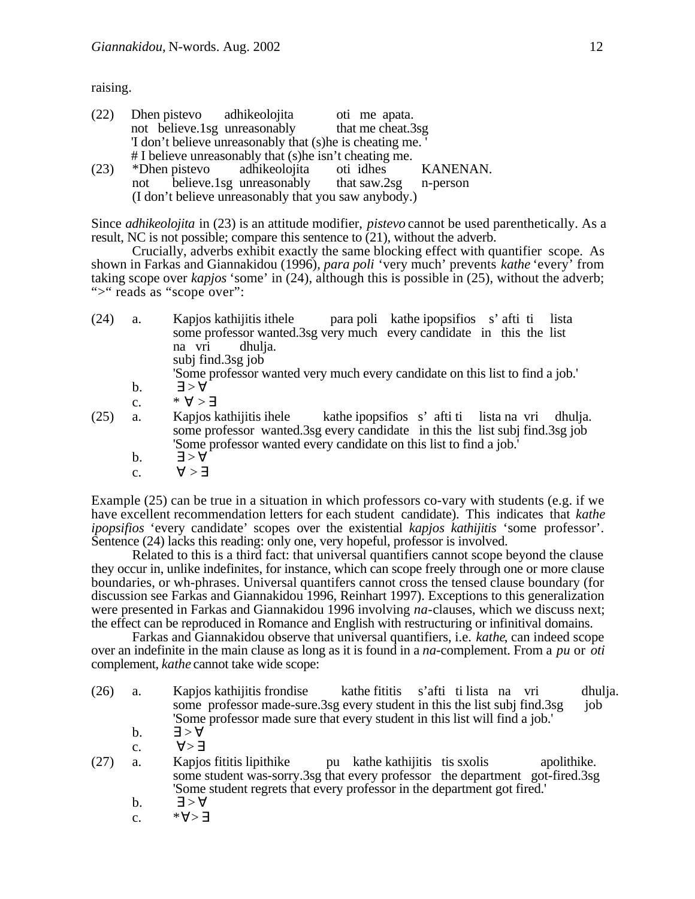raising.

(22) Dhen pistevo adhikeolojita oti me apata.
 not believe.1sg unreasonably that me cheat.3sg
 'I don't believe unreasonably that (s)he is cheating me. '
 # I believe unreasonably that (s)he isn't cheating me.

(23) *Dhen pistevo adhikeolojita oti idhes KANENAN.
 not believe.1sg unreasonably that saw.2sg n-person
 (I don't believe unreasonably that you saw anybody.)

Since *adhikeolojita* in (23) is an attitude modifier, *pistevo* cannot be used parenthetically. As a result, NC is not possible; compare this sentence to (21), without the adverb.

Crucially, adverbs exhibit exactly the same blocking effect with quantifier scope. As shown in Farkas and Giannakidou (1996), *para poli* 'very much' prevents *kathe* 'every' from taking scope over *kapjos* 'some' in (24), although this is possible in (25), without the adverb; ">" reads as "scope over":

(24) a. Kapjos kathijitis ithele para poli kathe ipopsifios s' afti ti lista
 some professor wanted.3sg very much every candidate in this the list
 na vri dhulja.
 subj find.3sg job
 'Some professor wanted very much every candidate on this list to find a job.'
 b. $\exists > \forall$
 c. * $\forall > \exists$

(25) a. Kapjos kathijitis ihele kathe ipopsifios s' afti ti lista na vri dhulja.
 some professor wanted.3sg every candidate in this the list subj find.3sg job
 'Some professor wanted every candidate on this list to find a job.'
 b. $\exists > \forall$
 c. $\forall > \exists$

Example (25) can be true in a situation in which professors co-vary with students (e.g. if we have excellent recommendation letters for each student candidate). This indicates that *kathe ipopsifios* 'every candidate' scopes over the existential *kapjos kathijitis* 'some professor'. Sentence (24) lacks this reading: only one, very hopeful, professor is involved.

Related to this is a third fact: that universal quantifiers cannot scope beyond the clause they occur in, unlike indefinites, for instance, which can scope freely through one or more clause boundaries, or wh-phrases. Universal quantifers cannot cross the tensed clause boundary (for discussion see Farkas and Giannakidou 1996, Reinhart 1997). Exceptions to this generalization were presented in Farkas and Giannakidou 1996 involving *na*-clauses, which we discuss next; the effect can be reproduced in Romance and English with restructuring or infinitival domains.

Farkas and Giannakidou observe that universal quantifiers, i.e. *kathe*, can indeed scope over an indefinite in the main clause as long as it is found in a *na*-complement. From a *pu* or *oti* complement, *kathe* cannot take wide scope:

(26) a. Kapjos kathijitis frondise kathe fititis s'afti ti lista na vri dhulja.
 some professor made-sure.3sg every student in this the list subj find.3sg job
 'Some professor made sure that every student in this list will find a job.'
 b. $\exists > \forall$
 c. $\forall > \exists$

(27) a. Kapjos fititis lipithike pu kathe kathijitis tis sxolis apolithike.
 some student was-sorry.3sg that every professor the department got-fired.3sg
 'Some student regrets that every professor in the department got fired.'
 b. $\exists > \forall$
 c. $*\forall > \exists$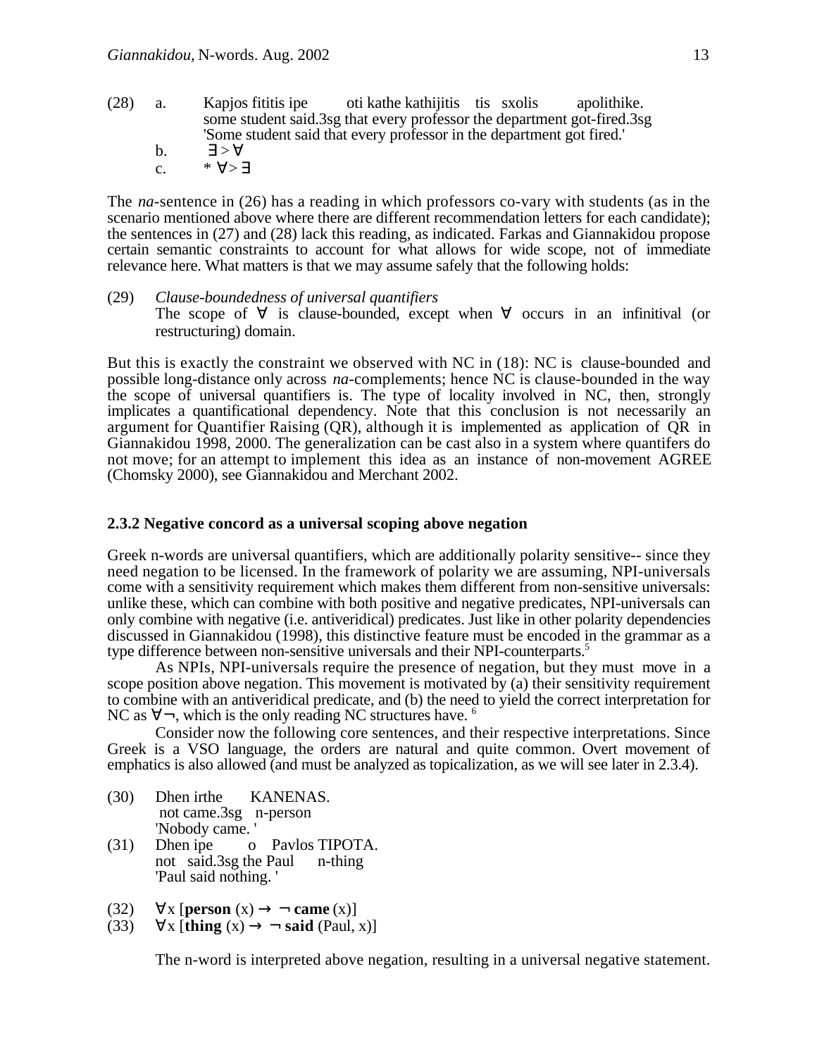(28) a. Kapjos fititis ipe oti kathe kathijitis tis sxolis apolithike.
some student said.3sg that every professor the department got-fired.3sg
'Some student said that every professor in the department got fired.'

b. $\exists > \forall$

c. * $\forall > \exists$

The *na*-sentence in (26) has a reading in which professors co-vary with students (as in the scenario mentioned above where there are different recommendation letters for each candidate); the sentences in (27) and (28) lack this reading, as indicated. Farkas and Giannakidou propose certain semantic constraints to account for what allows for wide scope, not of immediate relevance here. What matters is that we may assume safely that the following holds:

(29) *Clause-boundedness of universal quantifiers*
The scope of $\forall$ is clause-bounded, except when $\forall$ occurs in an infinitival (or restructuring) domain.

But this is exactly the constraint we observed with NC in (18): NC is clause-bounded and possible long-distance only across *na*-complements; hence NC is clause-bounded in the way the scope of universal quantifiers is. The type of locality involved in NC, then, strongly implicates a quantificational dependency. Note that this conclusion is not necessarily an argument for Quantifier Raising (QR), although it is implemented as application of QR in Giannakidou 1998, 2000. The generalization can be cast also in a system where quantifers do not move; for an attempt to implement this idea as an instance of non-movement AGREE (Chomsky 2000), see Giannakidou and Merchant 2002.

### 2.3.2 Negative concord as a universal scoping above negation

Greek n-words are universal quantifiers, which are additionally polarity sensitive-- since they need negation to be licensed. In the framework of polarity we are assuming, NPI-universals come with a sensitivity requirement which makes them different from non-sensitive universals: unlike these, which can combine with both positive and negative predicates, NPI-universals can only combine with negative (i.e. antiveridical) predicates. Just like in other polarity dependencies discussed in Giannakidou (1998), this distinctive feature must be encoded in the grammar as a type difference between non-sensitive universals and their NPI-counterparts.[5]

As NPIs, NPI-universals require the presence of negation, but they must move in a scope position above negation. This movement is motivated by (a) their sensitivity requirement to combine with an antiveridical predicate, and (b) the need to yield the correct interpretation for NC as $\forall\neg$, which is the only reading NC structures have.[6]

Consider now the following core sentences, and their respective interpretations. Since Greek is a VSO language, the orders are natural and quite common. Overt movement of emphatics is also allowed (and must be analyzed as topicalization, as we will see later in 2.3.4).

(30) Dhen irthe KANENAS.
not came.3sg n-person
'Nobody came.'

(31) Dhen ipe o Pavlos TIPOTA.
not said.3sg the Paul n-thing
'Paul said nothing.'

(32) $\forall x\, [\mathbf{person}\,(x) \rightarrow \neg\, \mathbf{came}\,(x)]$

(33) $\forall x\, [\mathbf{thing}\,(x) \rightarrow \neg\, \mathbf{said}\,(\text{Paul}, x)]$

The n-word is interpreted above negation, resulting in a universal negative statement.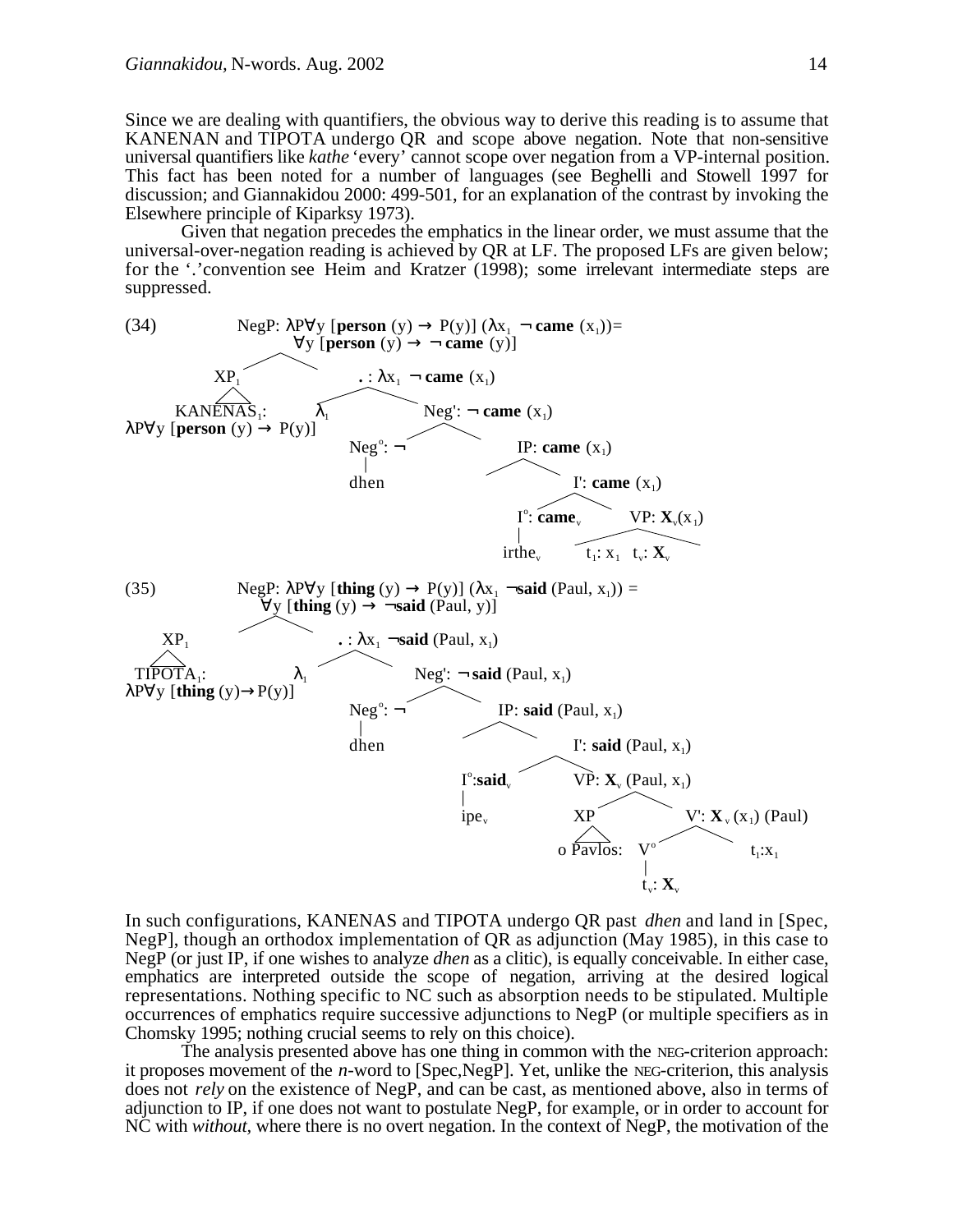Since we are dealing with quantifiers, the obvious way to derive this reading is to assume that KANENAN and TIPOTA undergo QR and scope above negation. Note that non-sensitive universal quantifiers like *kathe* 'every' cannot scope over negation from a VP-internal position. This fact has been noted for a number of languages (see Beghelli and Stowell 1997 for discussion; and Giannakidou 2000: 499-501, for an explanation of the contrast by invoking the Elsewhere principle of Kiparksy 1973).

Given that negation precedes the emphatics in the linear order, we must assume that the universal-over-negation reading is achieved by QR at LF. The proposed LFs are given below; for the '.'convention see Heim and Kratzer (1998); some irrelevant intermediate steps are suppressed.

(34)

- NegP: $\lambda P \forall y\, [\mathbf{person}\,(y) \rightarrow P(y)]\; (\lambda x_1\; \neg\, \mathbf{came}\,(x_1)) = \forall y\, [\mathbf{person}\,(y) \rightarrow \neg\, \mathbf{came}\,(y)]$
  - $XP_1$
    - $KANENAS_1$: $\lambda P \forall y\, [\mathbf{person}\,(y) \rightarrow P(y)]$
  - . : $\lambda x_1\; \neg\, \mathbf{came}\,(x_1)$
    - $\lambda_1$
    - Neg': $\neg\, \mathbf{came}\,(x_1)$
      - $Neg^o$: $\neg$
        - dhen
      - IP: $\mathbf{came}\,(x_1)$
        - I': $\mathbf{came}\,(x_1)$
          - $I^o$: $\mathbf{came}_v$
            - $irthe_v$
          - VP: $\mathbf{X}_v(x_1)$
            - $t_1$: $x_1$ $t_v$: $\mathbf{X}_v$

(35)

- NegP: $\lambda P \forall y\, [\mathbf{thing}\,(y) \rightarrow P(y)]\; (\lambda x_1\; \neg \mathbf{said}\,(Paul, x_1)) = \forall y\, [\mathbf{thing}\,(y) \rightarrow \neg \mathbf{said}\,(Paul, y)]$
  - $XP_1$
    - $TIPOTA_1$: $\lambda P \forall y\, [\mathbf{thing}\,(y) \rightarrow P(y)]$
  - . : $\lambda x_1\; \neg \mathbf{said}\,(Paul, x_1)$
    - $\lambda_1$
    - Neg': $\neg\, \mathbf{said}\,(Paul, x_1)$
      - $Neg^o$: $\neg$
        - dhen
      - IP: $\mathbf{said}\,(Paul, x_1)$
        - I': $\mathbf{said}\,(Paul, x_1)$
          - $I^o$: $\mathbf{said}_v$
            - $ipe_v$
          - VP: $\mathbf{X}_v\,(Paul, x_1)$
            - XP
              - o Pavlos:
            - V': $\mathbf{X}_v\,(x_1)\,(Paul)$
              - $V^o$
                - $t_v$: $\mathbf{X}_v$
              - $t_1$:$x_1$

In such configurations, KANENAS and TIPOTA undergo QR past *dhen* and land in [Spec, NegP], though an orthodox implementation of QR as adjunction (May 1985), in this case to NegP (or just IP, if one wishes to analyze *dhen* as a clitic), is equally conceivable. In either case, emphatics are interpreted outside the scope of negation, arriving at the desired logical representations. Nothing specific to NC such as absorption needs to be stipulated. Multiple occurrences of emphatics require successive adjunctions to NegP (or multiple specifiers as in Chomsky 1995; nothing crucial seems to rely on this choice).

The analysis presented above has one thing in common with the NEG-criterion approach: it proposes movement of the *n*-word to [Spec,NegP]. Yet, unlike the NEG-criterion, this analysis does not *rely* on the existence of NegP, and can be cast, as mentioned above, also in terms of adjunction to IP, if one does not want to postulate NegP, for example, or in order to account for NC with *without,* where there is no overt negation. In the context of NegP, the motivation of the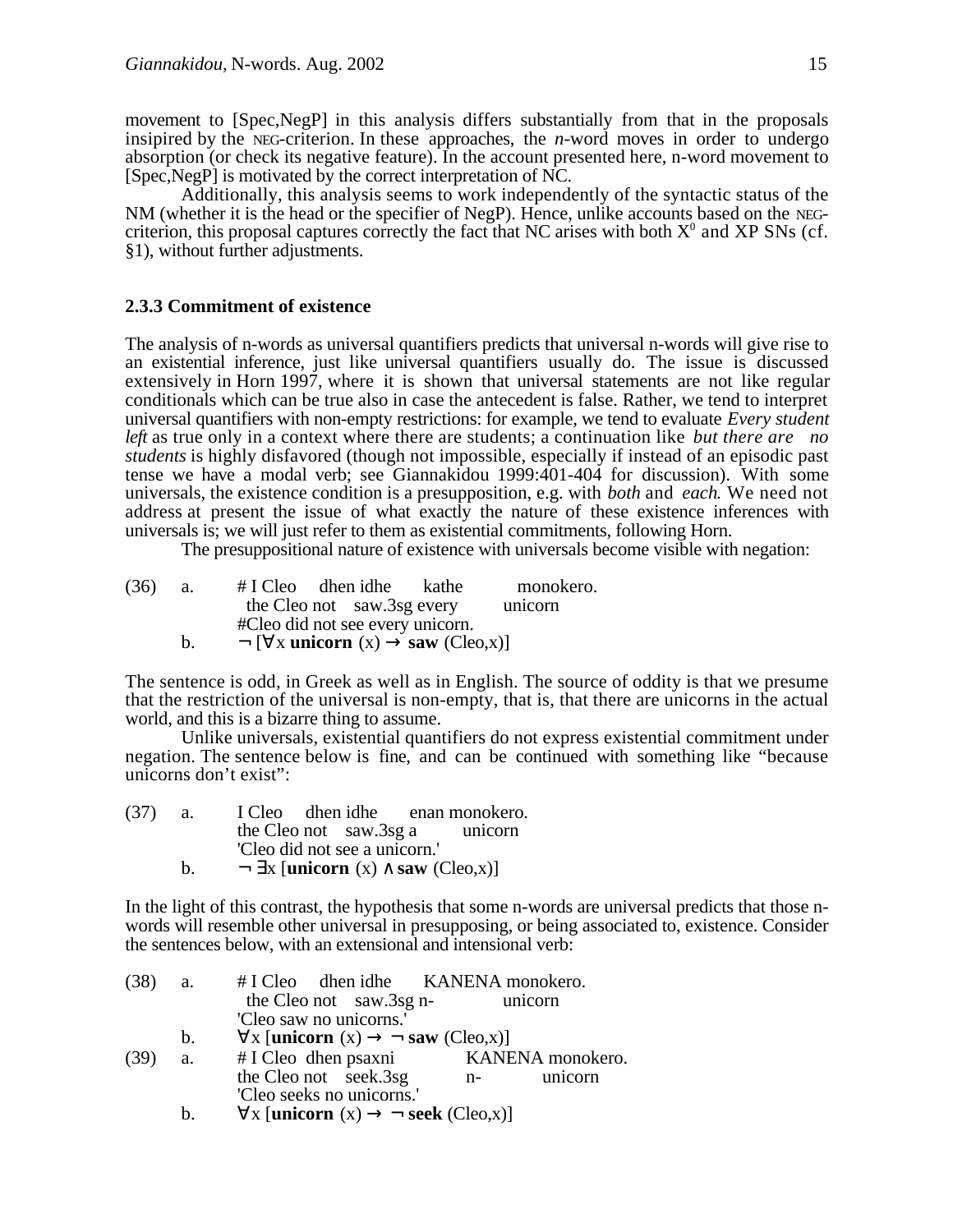movement to [Spec,NegP] in this analysis differs substantially from that in the proposals insipired by the NEG-criterion. In these approaches, the *n*-word moves in order to undergo absorption (or check its negative feature). In the account presented here, n-word movement to [Spec,NegP] is motivated by the correct interpretation of NC.

Additionally, this analysis seems to work independently of the syntactic status of the NM (whether it is the head or the specifier of NegP). Hence, unlike accounts based on the NEG-criterion, this proposal captures correctly the fact that NC arises with both $X^0$ and XP SNs (cf. §1), without further adjustments.

### 2.3.3 Commitment of existence

The analysis of n-words as universal quantifiers predicts that universal n-words will give rise to an existential inference, just like universal quantifiers usually do. The issue is discussed extensively in Horn 1997, where it is shown that universal statements are not like regular conditionals which can be true also in case the antecedent is false. Rather, we tend to interpret universal quantifiers with non-empty restrictions: for example, we tend to evaluate *Every student left* as true only in a context where there are students; a continuation like *but there are no students* is highly disfavored (though not impossible, especially if instead of an episodic past tense we have a modal verb; see Giannakidou 1999:401-404 for discussion). With some universals, the existence condition is a presupposition, e.g. with *both* and *each*. We need not address at present the issue of what exactly the nature of these existence inferences with universals is; we will just refer to them as existential commitments, following Horn.

The presuppositional nature of existence with universals become visible with negation:

(36) a. # I Cleo dhen idhe kathe monokero.
the Cleo not saw.3sg every unicorn
#Cleo did not see every unicorn.
b. $\neg [\forall x\ \mathbf{unicorn}\ (x) \rightarrow \mathbf{saw}\ (\text{Cleo},x)]$

The sentence is odd, in Greek as well as in English. The source of oddity is that we presume that the restriction of the universal is non-empty, that is, that there are unicorns in the actual world, and this is a bizarre thing to assume.

Unlike universals, existential quantifiers do not express existential commitment under negation. The sentence below is fine, and can be continued with something like "because unicorns don't exist":

(37) a. I Cleo dhen idhe enan monokero.
the Cleo not saw.3sg a unicorn
'Cleo did not see a unicorn.'
b. $\neg \exists x\ [\mathbf{unicorn}\ (x) \wedge \mathbf{saw}\ (\text{Cleo},x)]$

In the light of this contrast, the hypothesis that some n-words are universal predicts that those n-words will resemble other universal in presupposing, or being associated to, existence. Consider the sentences below, with an extensional and intensional verb:

(38) a. # I Cleo dhen idhe KANENA monokero.
the Cleo not saw.3sg n- unicorn
'Cleo saw no unicorns.'
b. $\forall x\ [\mathbf{unicorn}\ (x) \rightarrow \neg\ \mathbf{saw}\ (\text{Cleo},x)]$

(39) a. # I Cleo dhen psaxni KANENA monokero.
the Cleo not seek.3sg n- unicorn
'Cleo seeks no unicorns.'
b. $\forall x\ [\mathbf{unicorn}\ (x) \rightarrow \neg\ \mathbf{seek}\ (\text{Cleo},x)]$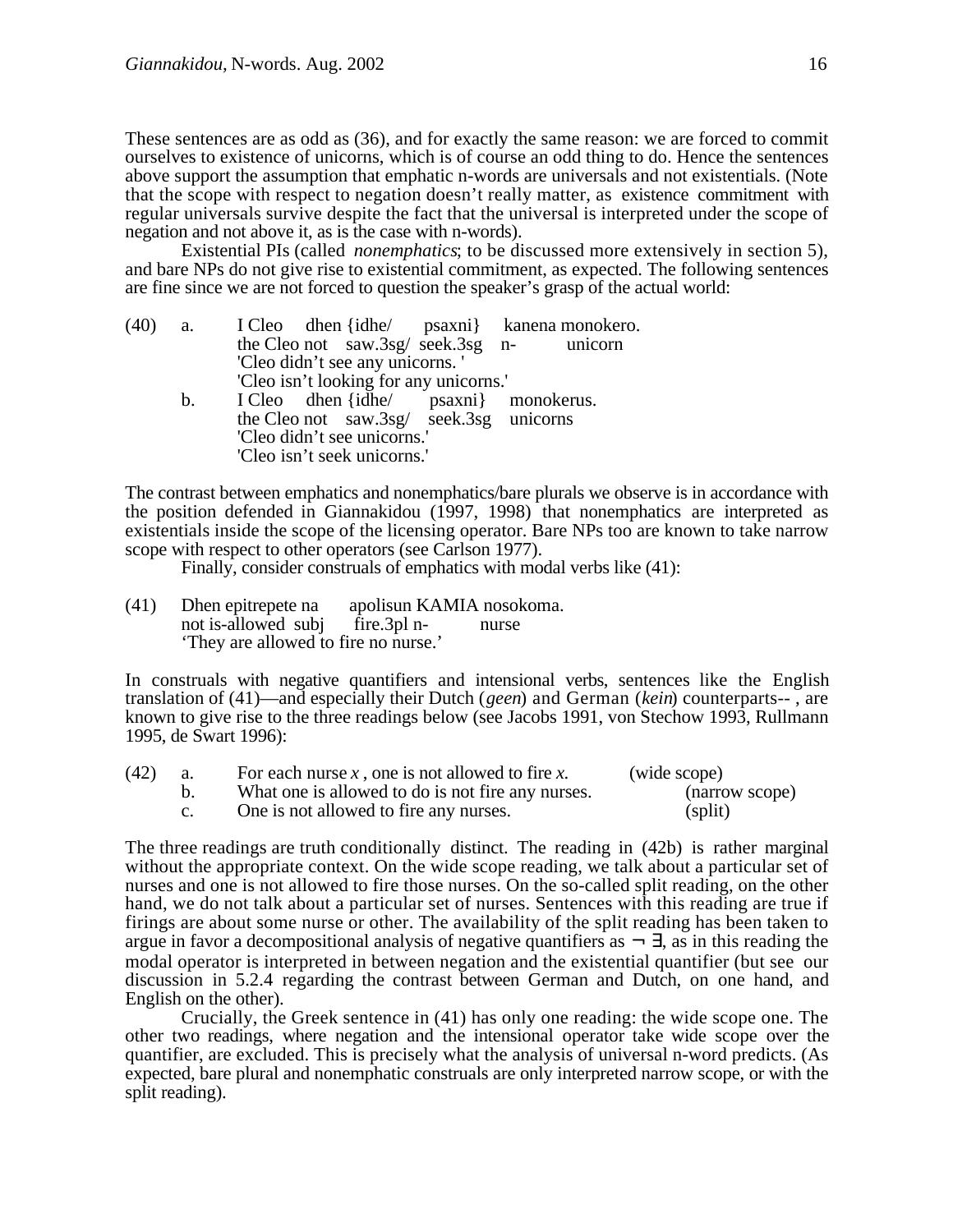These sentences are as odd as (36), and for exactly the same reason: we are forced to commit ourselves to existence of unicorns, which is of course an odd thing to do. Hence the sentences above support the assumption that emphatic n-words are universals and not existentials. (Note that the scope with respect to negation doesn't really matter, as existence commitment with regular universals survive despite the fact that the universal is interpreted under the scope of negation and not above it, as is the case with n-words).

Existential PIs (called *nonemphatics*; to be discussed more extensively in section 5), and bare NPs do not give rise to existential commitment, as expected. The following sentences are fine since we are not forced to question the speaker's grasp of the actual world:

(40) a. I Cleo dhen {idhe/ psaxni} kanena monokero.
the Cleo not saw.3sg/ seek.3sg n- unicorn
'Cleo didn't see any unicorns. '
'Cleo isn't looking for any unicorns.'

b. I Cleo dhen {idhe/ psaxni} monokerus.
the Cleo not saw.3sg/ seek.3sg unicorns
'Cleo didn't see unicorns.'
'Cleo isn't seek unicorns.'

The contrast between emphatics and nonemphatics/bare plurals we observe is in accordance with the position defended in Giannakidou (1997, 1998) that nonemphatics are interpreted as existentials inside the scope of the licensing operator. Bare NPs too are known to take narrow scope with respect to other operators (see Carlson 1977).

Finally, consider construals of emphatics with modal verbs like (41):

(41) Dhen epitrepete na apolisun KAMIA nosokoma.
not is-allowed subj fire.3pl n- nurse
'They are allowed to fire no nurse.'

In construals with negative quantifiers and intensional verbs, sentences like the English translation of (41)—and especially their Dutch (*geen*) and German (*kein*) counterparts-- , are known to give rise to the three readings below (see Jacobs 1991, von Stechow 1993, Rullmann 1995, de Swart 1996):

(42) a. For each nurse *x* , one is not allowed to fire *x*. (wide scope)
b. What one is allowed to do is not fire any nurses. (narrow scope)
c. One is not allowed to fire any nurses. (split)

The three readings are truth conditionally distinct. The reading in (42b) is rather marginal without the appropriate context. On the wide scope reading, we talk about a particular set of nurses and one is not allowed to fire those nurses. On the so-called split reading, on the other hand, we do not talk about a particular set of nurses. Sentences with this reading are true if firings are about some nurse or other. The availability of the split reading has been taken to argue in favor a decompositional analysis of negative quantifiers as $\neg \exists$, as in this reading the modal operator is interpreted in between negation and the existential quantifier (but see our discussion in 5.2.4 regarding the contrast between German and Dutch, on one hand, and English on the other).

Crucially, the Greek sentence in (41) has only one reading: the wide scope one. The other two readings, where negation and the intensional operator take wide scope over the quantifier, are excluded. This is precisely what the analysis of universal n-word predicts. (As expected, bare plural and nonemphatic construals are only interpreted narrow scope, or with the split reading).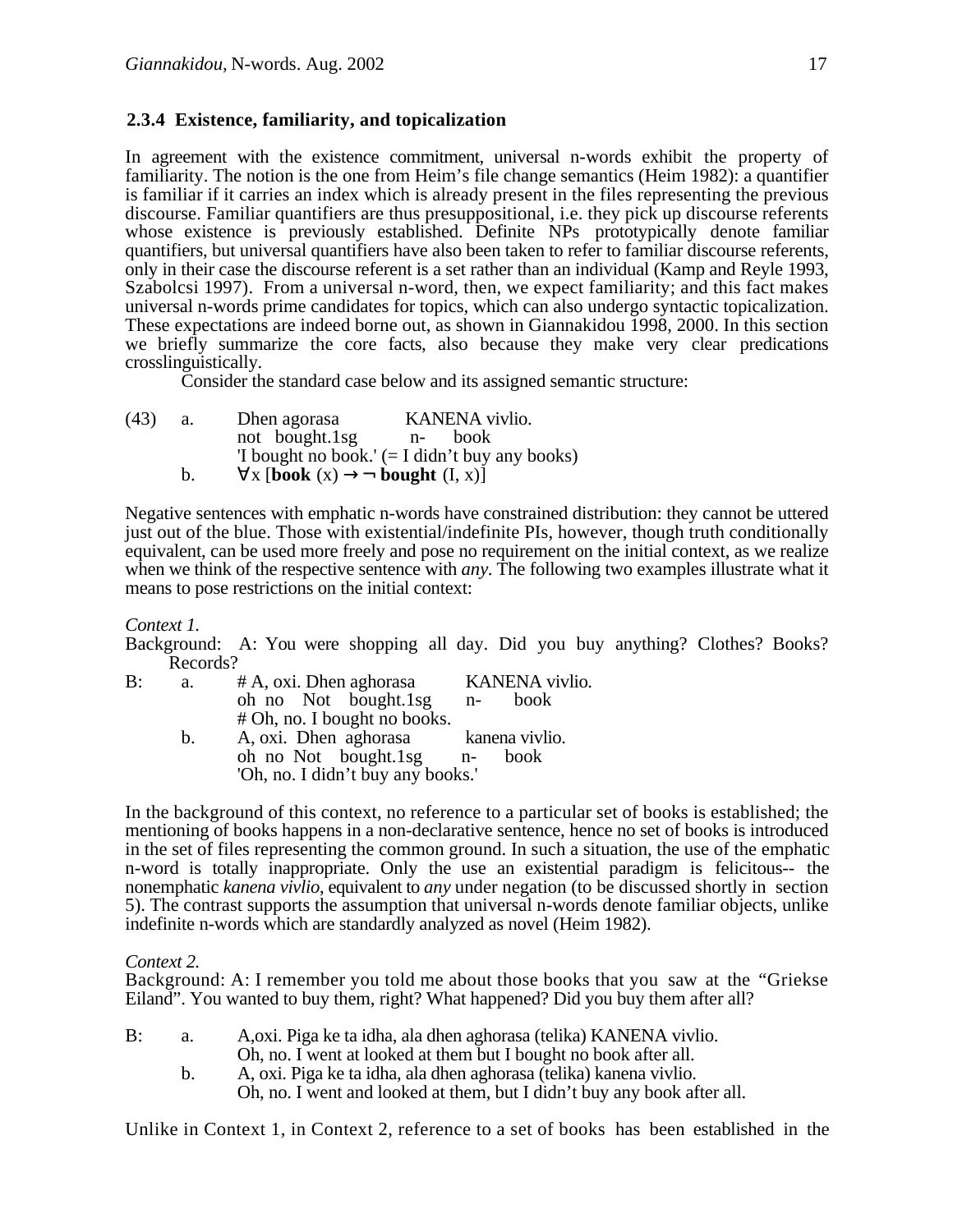### 2.3.4 Existence, familiarity, and topicalization

In agreement with the existence commitment, universal n-words exhibit the property of familiarity. The notion is the one from Heim's file change semantics (Heim 1982): a quantifier is familiar if it carries an index which is already present in the files representing the previous discourse. Familiar quantifiers are thus presuppositional, i.e. they pick up discourse referents whose existence is previously established. Definite NPs prototypically denote familiar quantifiers, but universal quantifiers have also been taken to refer to familiar discourse referents, only in their case the discourse referent is a set rather than an individual (Kamp and Reyle 1993, Szabolcsi 1997). From a universal n-word, then, we expect familiarity; and this fact makes universal n-words prime candidates for topics, which can also undergo syntactic topicalization. These expectations are indeed borne out, as shown in Giannakidou 1998, 2000. In this section we briefly summarize the core facts, also because they make very clear predications crosslinguistically.

Consider the standard case below and its assigned semantic structure:

(43) a. Dhen agorasa KANENA vivlio.
 not bought.1sg n- book
 'I bought no book.' (= I didn't buy any books)
 b. $\forall x\ [\mathbf{book}\ (x) \rightarrow \neg\ \mathbf{bought}\ (I, x)]$

Negative sentences with emphatic n-words have constrained distribution: they cannot be uttered just out of the blue. Those with existential/indefinite PIs, however, though truth conditionally equivalent, can be used more freely and pose no requirement on the initial context, as we realize when we think of the respective sentence with *any*. The following two examples illustrate what it means to pose restrictions on the initial context:

*Context 1.*
Background: A: You were shopping all day. Did you buy anything? Clothes? Books? Records?

B: a. # A, oxi. Dhen aghorasa KANENA vivlio.
 oh no Not bought.1sg n- book
 # Oh, no. I bought no books.
 b. A, oxi. Dhen aghorasa kanena vivlio.
 oh no Not bought.1sg n- book
 'Oh, no. I didn't buy any books.'

In the background of this context, no reference to a particular set of books is established; the mentioning of books happens in a non-declarative sentence, hence no set of books is introduced in the set of files representing the common ground. In such a situation, the use of the emphatic n-word is totally inappropriate. Only the use an existential paradigm is felicitous-- the nonemphatic *kanena vivlio*, equivalent to *any* under negation (to be discussed shortly in section 5). The contrast supports the assumption that universal n-words denote familiar objects, unlike indefinite n-words which are standardly analyzed as novel (Heim 1982).

*Context 2.*
Background: A: I remember you told me about those books that you saw at the "Griekse Eiland". You wanted to buy them, right? What happened? Did you buy them after all?

B: a. A,oxi. Piga ke ta idha, ala dhen aghorasa (telika) KANENA vivlio.
 Oh, no. I went at looked at them but I bought no book after all.
 b. A, oxi. Piga ke ta idha, ala dhen aghorasa (telika) kanena vivlio.
 Oh, no. I went and looked at them, but I didn't buy any book after all.

Unlike in Context 1, in Context 2, reference to a set of books has been established in the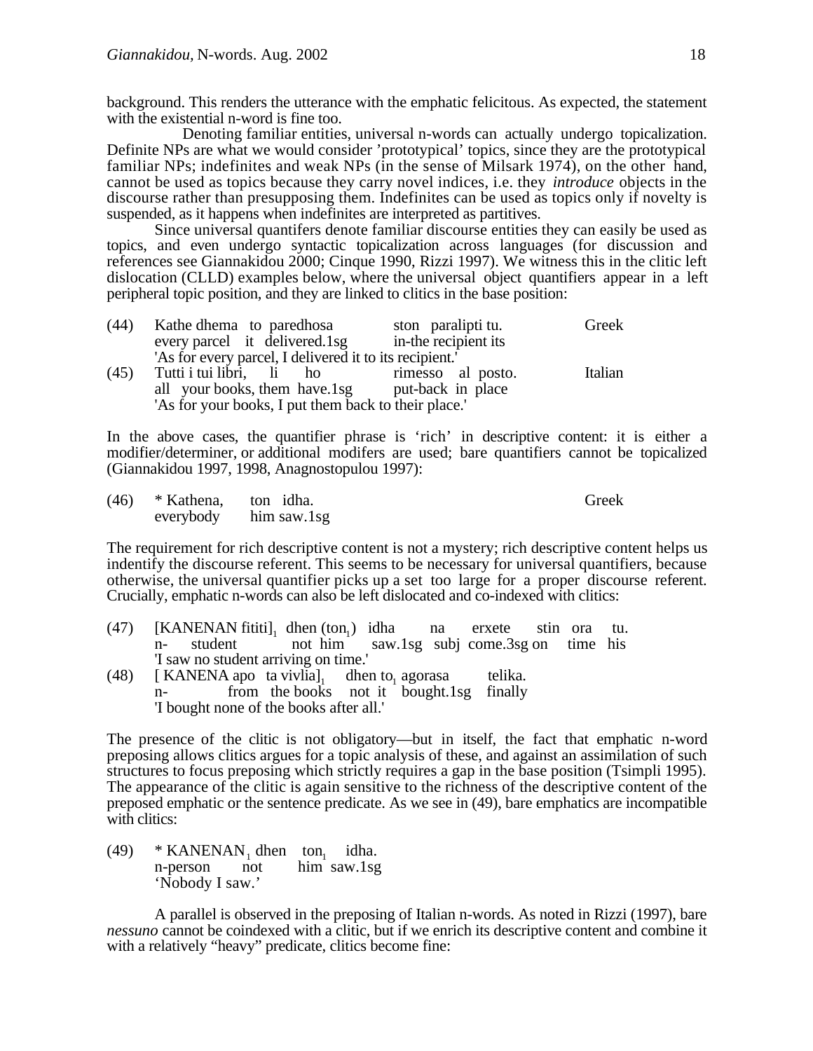background. This renders the utterance with the emphatic felicitous. As expected, the statement with the existential n-word is fine too.

Denoting familiar entities, universal n-words can actually undergo topicalization. Definite NPs are what we would consider 'prototypical' topics, since they are the prototypical familiar NPs; indefinites and weak NPs (in the sense of Milsark 1974), on the other hand, cannot be used as topics because they carry novel indices, i.e. they *introduce* objects in the discourse rather than presupposing them. Indefinites can be used as topics only if novelty is suspended, as it happens when indefinites are interpreted as partitives.

Since universal quantifers denote familiar discourse entities they can easily be used as topics, and even undergo syntactic topicalization across languages (for discussion and references see Giannakidou 2000; Cinque 1990, Rizzi 1997). We witness this in the clitic left dislocation (CLLD) examples below, where the universal object quantifiers appear in a left peripheral topic position, and they are linked to clitics in the base position:

(44) Kathe dhema to paredhosa ston paralipti tu. — Greek
every parcel it delivered.1sg in-the recipient its
'As for every parcel, I delivered it to its recipient.'

(45) Tutti i tui libri, li ho rimesso al posto. — Italian
all your books, them have.1sg put-back in place
'As for your books, I put them back to their place.'

In the above cases, the quantifier phrase is 'rich' in descriptive content: it is either a modifier/determiner, or additional modifers are used; bare quantifiers cannot be topicalized (Giannakidou 1997, 1998, Anagnostopulou 1997):

(46) * Kathena, ton idha. — Greek
everybody him saw.1sg

The requirement for rich descriptive content is not a mystery; rich descriptive content helps us indentify the discourse referent. This seems to be necessary for universal quantifiers, because otherwise, the universal quantifier picks up a set too large for a proper discourse referent. Crucially, emphatic n-words can also be left dislocated and co-indexed with clitics:

(47) [KANENAN fititi]$_1$ dhen (ton$_1$) idha na erxete stin ora tu.
n- student not him saw.1sg subj come.3sg on time his
'I saw no student arriving on time.'

(48) [ KANENA apo ta vivlia]$_1$ dhen to$_1$ agorasa telika.
n- from the books not it bought.1sg finally
'I bought none of the books after all.'

The presence of the clitic is not obligatory—but in itself, the fact that emphatic n-word preposing allows clitics argues for a topic analysis of these, and against an assimilation of such structures to focus preposing which strictly requires a gap in the base position (Tsimpli 1995). The appearance of the clitic is again sensitive to the richness of the descriptive content of the preposed emphatic or the sentence predicate. As we see in (49), bare emphatics are incompatible with clitics:

(49) * KANENAN$_1$ dhen ton$_1$ idha.
n-person not him saw.1sg
'Nobody I saw.'

A parallel is observed in the preposing of Italian n-words. As noted in Rizzi (1997), bare *nessuno* cannot be coindexed with a clitic, but if we enrich its descriptive content and combine it with a relatively "heavy" predicate, clitics become fine: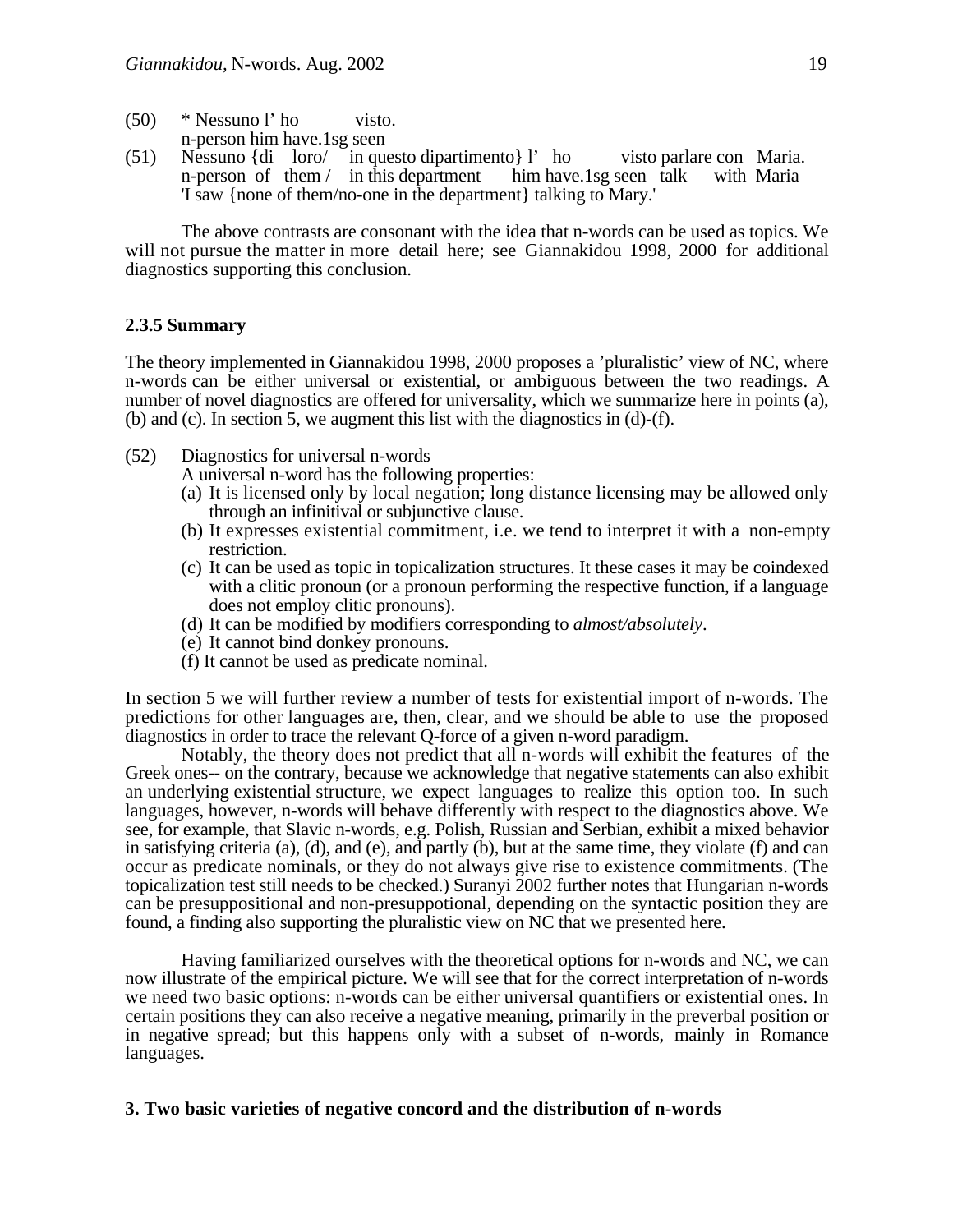(50) * Nessuno l' ho visto.
n-person him have.1sg seen

(51) Nessuno {di loro/ in questo dipartimento} l' ho visto parlare con Maria.
n-person of them / in this department him have.1sg seen talk with Maria
'I saw {none of them/no-one in the department} talking to Mary.'

The above contrasts are consonant with the idea that n-words can be used as topics. We will not pursue the matter in more detail here; see Giannakidou 1998, 2000 for additional diagnostics supporting this conclusion.

### 2.3.5 Summary

The theory implemented in Giannakidou 1998, 2000 proposes a 'pluralistic' view of NC, where n-words can be either universal or existential, or ambiguous between the two readings. A number of novel diagnostics are offered for universality, which we summarize here in points (a), (b) and (c). In section 5, we augment this list with the diagnostics in (d)-(f).

(52) Diagnostics for universal n-words
A universal n-word has the following properties:
- (a) It is licensed only by local negation; long distance licensing may be allowed only through an infinitival or subjunctive clause.
- (b) It expresses existential commitment, i.e. we tend to interpret it with a non-empty restriction.
- (c) It can be used as topic in topicalization structures. It these cases it may be coindexed with a clitic pronoun (or a pronoun performing the respective function, if a language does not employ clitic pronouns).
- (d) It can be modified by modifiers corresponding to *almost/absolutely*.
- (e) It cannot bind donkey pronouns.
- (f) It cannot be used as predicate nominal.

In section 5 we will further review a number of tests for existential import of n-words. The predictions for other languages are, then, clear, and we should be able to use the proposed diagnostics in order to trace the relevant Q-force of a given n-word paradigm.

Notably, the theory does not predict that all n-words will exhibit the features of the Greek ones-- on the contrary, because we acknowledge that negative statements can also exhibit an underlying existential structure, we expect languages to realize this option too. In such languages, however, n-words will behave differently with respect to the diagnostics above. We see, for example, that Slavic n-words, e.g. Polish, Russian and Serbian, exhibit a mixed behavior in satisfying criteria (a), (d), and (e), and partly (b), but at the same time, they violate (f) and can occur as predicate nominals, or they do not always give rise to existence commitments. (The topicalization test still needs to be checked.) Suranyi 2002 further notes that Hungarian n-words can be presuppositional and non-presuppotional, depending on the syntactic position they are found, a finding also supporting the pluralistic view on NC that we presented here.

Having familiarized ourselves with the theoretical options for n-words and NC, we can now illustrate of the empirical picture. We will see that for the correct interpretation of n-words we need two basic options: n-words can be either universal quantifiers or existential ones. In certain positions they can also receive a negative meaning, primarily in the preverbal position or in negative spread; but this happens only with a subset of n-words, mainly in Romance languages.

## 3. Two basic varieties of negative concord and the distribution of n-words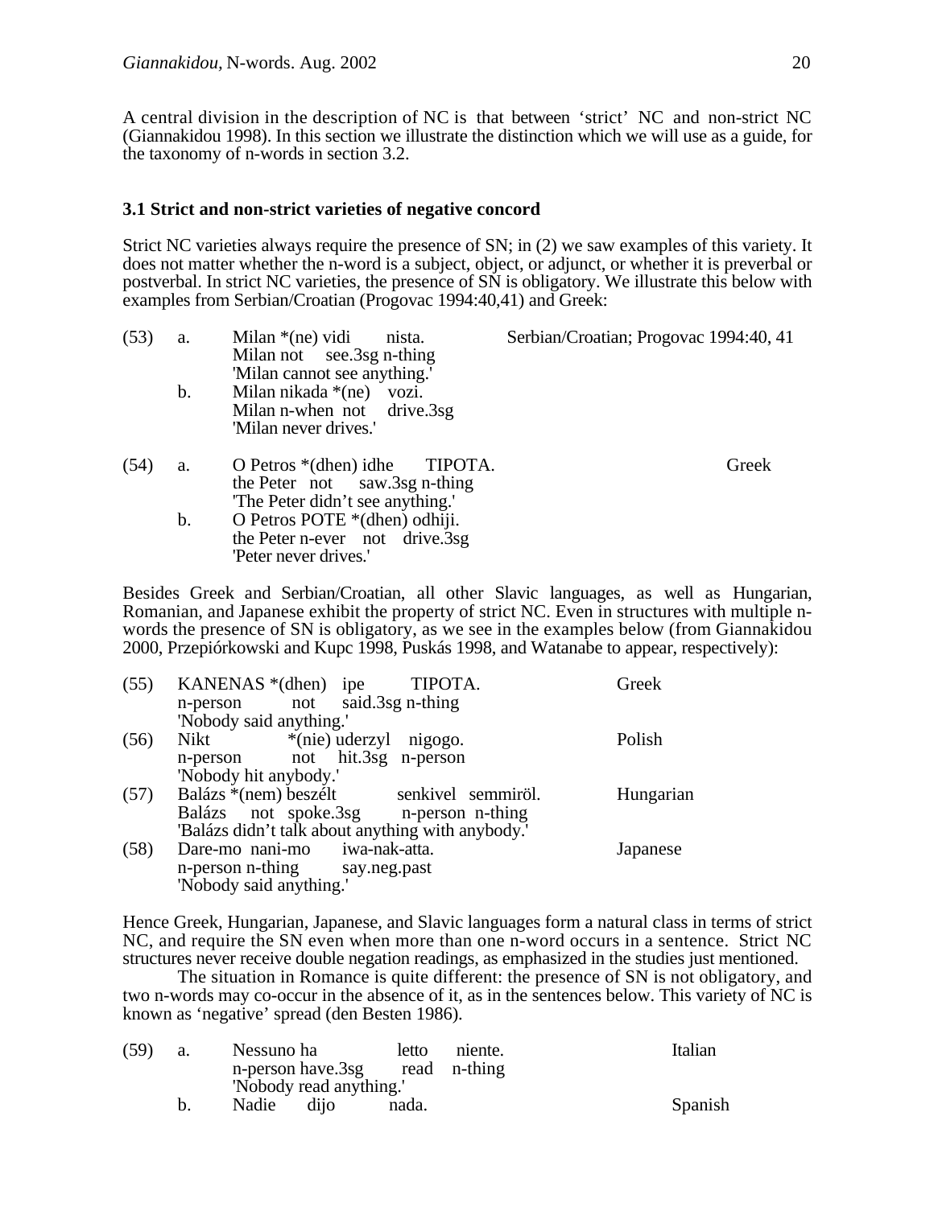A central division in the description of NC is that between 'strict' NC and non-strict NC (Giannakidou 1998). In this section we illustrate the distinction which we will use as a guide, for the taxonomy of n-words in section 3.2.

### 3.1 Strict and non-strict varieties of negative concord

Strict NC varieties always require the presence of SN; in (2) we saw examples of this variety. It does not matter whether the n-word is a subject, object, or adjunct, or whether it is preverbal or postverbal. In strict NC varieties, the presence of SN is obligatory. We illustrate this below with examples from Serbian/Croatian (Progovac 1994:40,41) and Greek:

(53) a. Milan *(ne) vidi nista. — Serbian/Croatian; Progovac 1994:40, 41
Milan not see.3sg n-thing
'Milan cannot see anything.'

b. Milan nikada *(ne) vozi.
Milan n-when not drive.3sg
'Milan never drives.'

(54) a. O Petros *(dhen) idhe TIPOTA. — Greek
the Peter not saw.3sg n-thing
'The Peter didn't see anything.'

b. O Petros POTE *(dhen) odhiji.
the Peter n-ever not drive.3sg
'Peter never drives.'

Besides Greek and Serbian/Croatian, all other Slavic languages, as well as Hungarian, Romanian, and Japanese exhibit the property of strict NC. Even in structures with multiple n-words the presence of SN is obligatory, as we see in the examples below (from Giannakidou 2000, Przepiórkowski and Kupc 1998, Puskás 1998, and Watanabe to appear, respectively):

(55) KANENAS *(dhen) ipe TIPOTA. — Greek
n-person not said.3sg n-thing
'Nobody said anything.'

(56) Nikt *(nie) uderzyl nigogo. — Polish
n-person not hit.3sg n-person
'Nobody hit anybody.'

(57) Balázs *(nem) beszélt senkivel semmiröl. — Hungarian
Balázs not spoke.3sg n-person n-thing
'Balázs didn't talk about anything with anybody.'

(58) Dare-mo nani-mo iwa-nak-atta. — Japanese
n-person n-thing say.neg.past
'Nobody said anything.'

Hence Greek, Hungarian, Japanese, and Slavic languages form a natural class in terms of strict NC, and require the SN even when more than one n-word occurs in a sentence. Strict NC structures never receive double negation readings, as emphasized in the studies just mentioned.

The situation in Romance is quite different: the presence of SN is not obligatory, and two n-words may co-occur in the absence of it, as in the sentences below. This variety of NC is known as 'negative' spread (den Besten 1986).

(59) a. Nessuno ha letto niente. — Italian
n-person have.3sg read n-thing
'Nobody read anything.'

b. Nadie dijo nada. — Spanish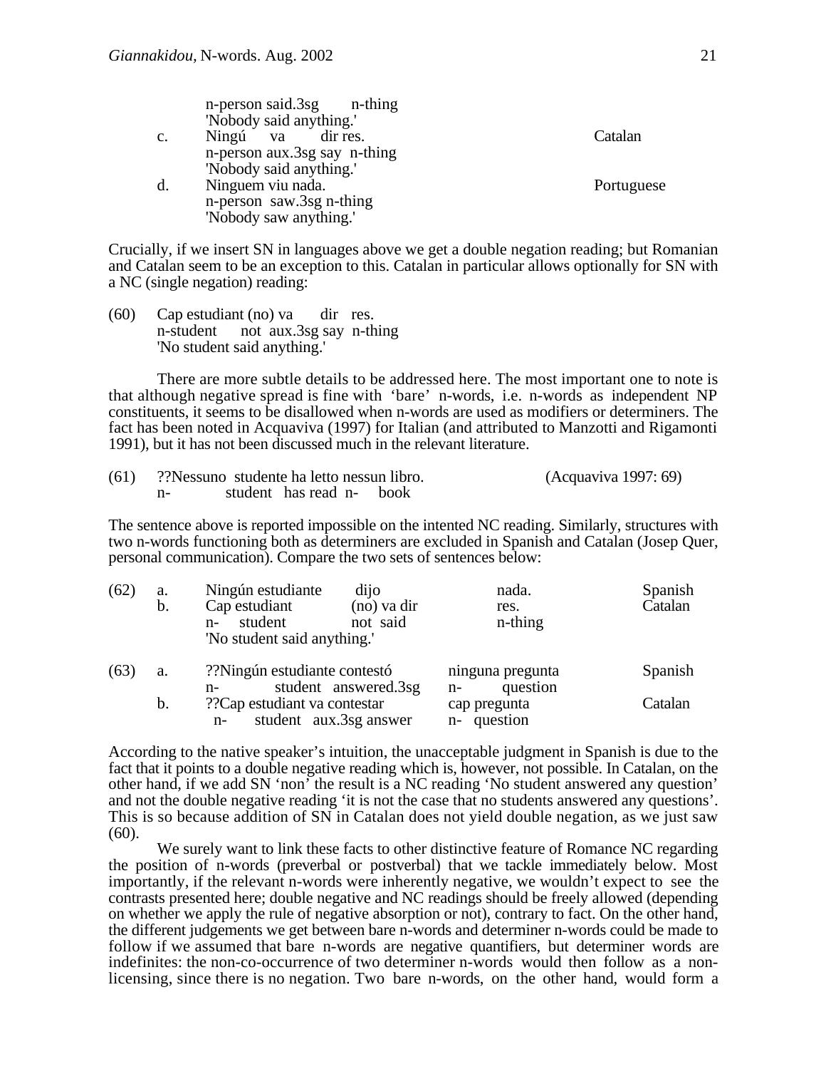n-person said.3sg  n-thing
'Nobody said anything.'

c. Ningú va dir res.  Catalan
n-person aux.3sg say n-thing
'Nobody said anything.'

d. Ninguem viu nada.  Portuguese
n-person saw.3sg n-thing
'Nobody saw anything.'

Crucially, if we insert SN in languages above we get a double negation reading; but Romanian and Catalan seem to be an exception to this. Catalan in particular allows optionally for SN with a NC (single negation) reading:

(60) Cap estudiant (no) va dir res.
n-student not aux.3sg say n-thing
'No student said anything.'

There are more subtle details to be addressed here. The most important one to note is that although negative spread is fine with 'bare' n-words, i.e. n-words as independent NP constituents, it seems to be disallowed when n-words are used as modifiers or determiners. The fact has been noted in Acquaviva (1997) for Italian (and attributed to Manzotti and Rigamonti 1991), but it has not been discussed much in the relevant literature.

(61) ??Nessuno studente ha letto nessun libro.  (Acquaviva 1997: 69)
n- student has read n- book

The sentence above is reported impossible on the intented NC reading. Similarly, structures with two n-words functioning both as determiners are excluded in Spanish and Catalan (Josep Quer, personal communication). Compare the two sets of sentences below:

(62) a. Ningún estudiante dijo nada.  Spanish
b. Cap estudiant (no) va dir res.  Catalan
n- student not said n-thing
'No student said anything.'

(63) a. ??Ningún estudiante contestó ninguna pregunta  Spanish
n- student answered.3sg n- question
b. ??Cap estudiant va contestar cap pregunta  Catalan
n- student aux.3sg answer n- question

According to the native speaker's intuition, the unacceptable judgment in Spanish is due to the fact that it points to a double negative reading which is, however, not possible. In Catalan, on the other hand, if we add SN 'non' the result is a NC reading 'No student answered any question' and not the double negative reading 'it is not the case that no students answered any questions'. This is so because addition of SN in Catalan does not yield double negation, as we just saw (60).

We surely want to link these facts to other distinctive feature of Romance NC regarding the position of n-words (preverbal or postverbal) that we tackle immediately below. Most importantly, if the relevant n-words were inherently negative, we wouldn't expect to see the contrasts presented here; double negative and NC readings should be freely allowed (depending on whether we apply the rule of negative absorption or not), contrary to fact. On the other hand, the different judgements we get between bare n-words and determiner n-words could be made to follow if we assumed that bare n-words are negative quantifiers, but determiner words are indefinites: the non-co-occurrence of two determiner n-words would then follow as a non-licensing, since there is no negation. Two bare n-words, on the other hand, would form a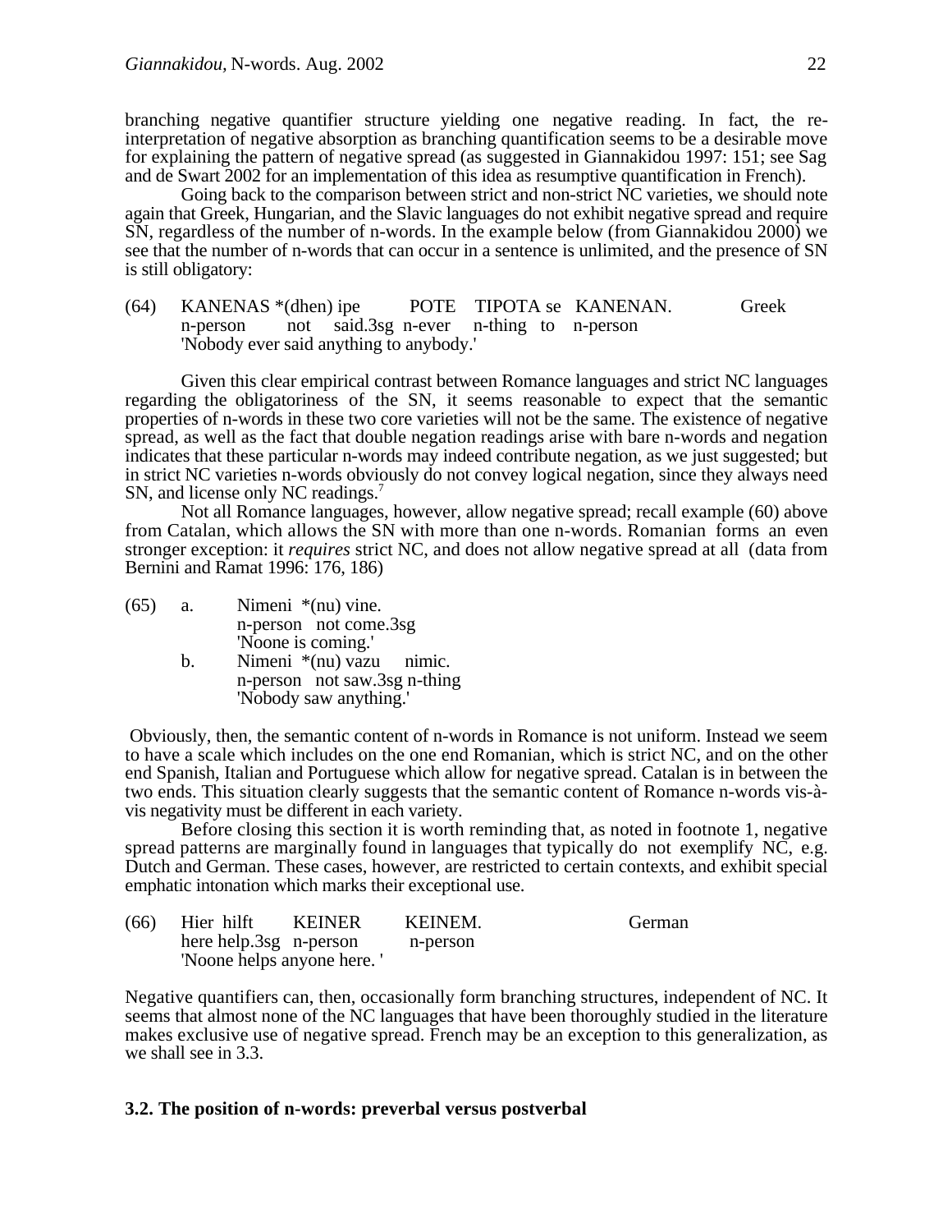branching negative quantifier structure yielding one negative reading. In fact, the re-interpretation of negative absorption as branching quantification seems to be a desirable move for explaining the pattern of negative spread (as suggested in Giannakidou 1997: 151; see Sag and de Swart 2002 for an implementation of this idea as resumptive quantification in French).

Going back to the comparison between strict and non-strict NC varieties, we should note again that Greek, Hungarian, and the Slavic languages do not exhibit negative spread and require SN, regardless of the number of n-words. In the example below (from Giannakidou 2000) we see that the number of n-words that can occur in a sentence is unlimited, and the presence of SN is still obligatory:

(64) KANENAS *(dhen) ipe POTE TIPOTA se KANENAN. Greek
 n-person not said.3sg n-ever n-thing to n-person
 'Nobody ever said anything to anybody.'

Given this clear empirical contrast between Romance languages and strict NC languages regarding the obligatoriness of the SN, it seems reasonable to expect that the semantic properties of n-words in these two core varieties will not be the same. The existence of negative spread, as well as the fact that double negation readings arise with bare n-words and negation indicates that these particular n-words may indeed contribute negation, as we just suggested; but in strict NC varieties n-words obviously do not convey logical negation, since they always need SN, and license only NC readings.[7]

Not all Romance languages, however, allow negative spread; recall example (60) above from Catalan, which allows the SN with more than one n-words. Romanian forms an even stronger exception: it *requires* strict NC, and does not allow negative spread at all (data from Bernini and Ramat 1996: 176, 186)

(65) a. Nimeni *(nu) vine.
 n-person not come.3sg
 'Noone is coming.'
 b. Nimeni *(nu) vazu nimic.
 n-person not saw.3sg n-thing
 'Nobody saw anything.'

Obviously, then, the semantic content of n-words in Romance is not uniform. Instead we seem to have a scale which includes on the one end Romanian, which is strict NC, and on the other end Spanish, Italian and Portuguese which allow for negative spread. Catalan is in between the two ends. This situation clearly suggests that the semantic content of Romance n-words vis-à-vis negativity must be different in each variety.

Before closing this section it is worth reminding that, as noted in footnote 1, negative spread patterns are marginally found in languages that typically do not exemplify NC, e.g. Dutch and German. These cases, however, are restricted to certain contexts, and exhibit special emphatic intonation which marks their exceptional use.

(66) Hier hilft KEINER KEINEM. German
 here help.3sg n-person n-person
 'Noone helps anyone here. '

Negative quantifiers can, then, occasionally form branching structures, independent of NC. It seems that almost none of the NC languages that have been thoroughly studied in the literature makes exclusive use of negative spread. French may be an exception to this generalization, as we shall see in 3.3.

### 3.2. The position of n-words: preverbal versus postverbal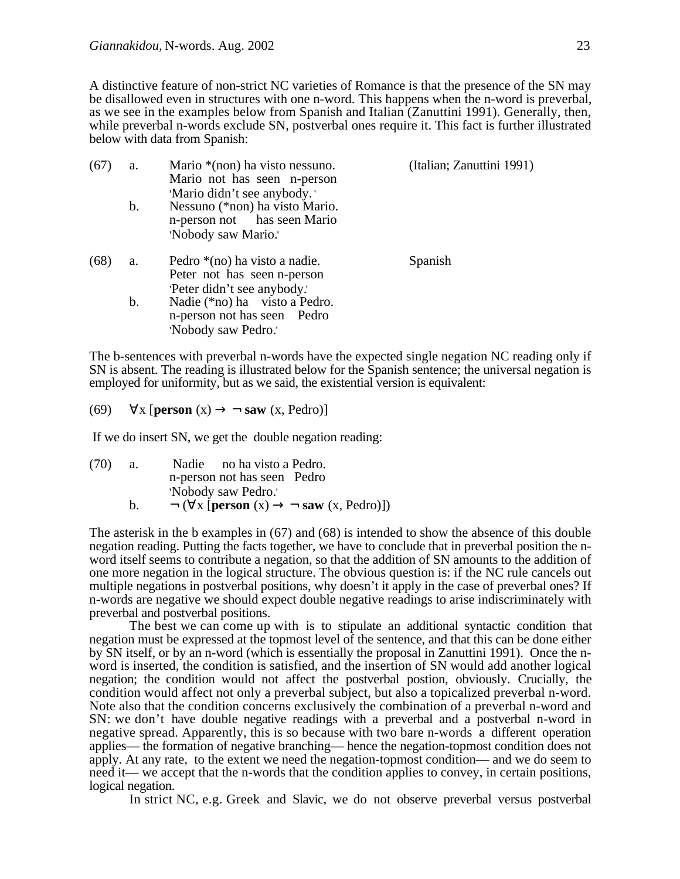A distinctive feature of non-strict NC varieties of Romance is that the presence of the SN may be disallowed even in structures with one n-word. This happens when the n-word is preverbal, as we see in the examples below from Spanish and Italian (Zanuttini 1991). Generally, then, while preverbal n-words exclude SN, postverbal ones require it. This fact is further illustrated below with data from Spanish:

(67) a. Mario *(non) ha visto nessuno. (Italian; Zanuttini 1991)
Mario not has seen n-person
'Mario didn't see anybody.'
b. Nessuno (*non) ha visto Mario.
n-person not has seen Mario
'Nobody saw Mario.'

(68) a. Pedro *(no) ha visto a nadie. Spanish
Peter not has seen n-person
'Peter didn't see anybody.'
b. Nadie (*no) ha visto a Pedro.
n-person not has seen Pedro
'Nobody saw Pedro.'

The b-sentences with preverbal n-words have the expected single negation NC reading only if SN is absent. The reading is illustrated below for the Spanish sentence; the universal negation is employed for uniformity, but as we said, the existential version is equivalent:

(69) $\forall x\ [\mathbf{person}\ (x) \rightarrow \neg\ \mathbf{saw}\ (x, \text{Pedro})]$

If we do insert SN, we get the double negation reading:

(70) a. Nadie no ha visto a Pedro.
n-person not has seen Pedro
'Nobody saw Pedro.'
b. $\neg\ (\forall x\ [\mathbf{person}\ (x) \rightarrow \neg\ \mathbf{saw}\ (x, \text{Pedro})])$

The asterisk in the b examples in (67) and (68) is intended to show the absence of this double negation reading. Putting the facts together, we have to conclude that in preverbal position the n-word itself seems to contribute a negation, so that the addition of SN amounts to the addition of one more negation in the logical structure. The obvious question is: if the NC rule cancels out multiple negations in postverbal positions, why doesn't it apply in the case of preverbal ones? If n-words are negative we should expect double negative readings to arise indiscriminately with preverbal and postverbal positions.

The best we can come up with is to stipulate an additional syntactic condition that negation must be expressed at the topmost level of the sentence, and that this can be done either by SN itself, or by an n-word (which is essentially the proposal in Zanuttini 1991). Once the n-word is inserted, the condition is satisfied, and the insertion of SN would add another logical negation; the condition would not affect the postverbal postion, obviously. Crucially, the condition would affect not only a preverbal subject, but also a topicalized preverbal n-word. Note also that the condition concerns exclusively the combination of a preverbal n-word and SN: we don't have double negative readings with a preverbal and a postverbal n-word in negative spread. Apparently, this is so because with two bare n-words a different operation applies— the formation of negative branching— hence the negation-topmost condition does not apply. At any rate, to the extent we need the negation-topmost condition— and we do seem to need it— we accept that the n-words that the condition applies to convey, in certain positions, logical negation.

In strict NC, e.g. Greek and Slavic, we do not observe preverbal versus postverbal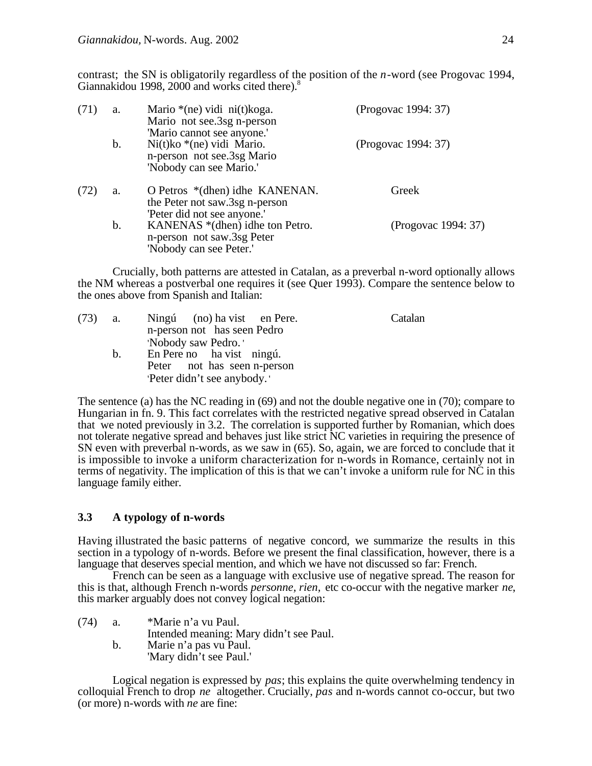contrast; the SN is obligatorily regardless of the position of the *n*-word (see Progovac 1994, Giannakidou 1998, 2000 and works cited there).[8]

(71) a. Mario *(ne) vidi ni(t)koga. (Progovac 1994: 37)
Mario not see.3sg n-person
'Mario cannot see anyone.'
b. Ni(t)ko *(ne) vidi Mario. (Progovac 1994: 37)
n-person not see.3sg Mario
'Nobody can see Mario.'

(72) a. O Petros *(dhen) idhe KANENAN. Greek
the Peter not saw.3sg n-person
'Peter did not see anyone.'
b. KANENAS *(dhen) idhe ton Petro. (Progovac 1994: 37)
n-person not saw.3sg Peter
'Nobody can see Peter.'

Crucially, both patterns are attested in Catalan, as a preverbal n-word optionally allows the NM whereas a postverbal one requires it (see Quer 1993). Compare the sentence below to the ones above from Spanish and Italian:

(73) a. Ningú (no) ha vist en Pere. Catalan
n-person not has seen Pedro
'Nobody saw Pedro.'
b. En Pere no ha vist ningú.
Peter not has seen n-person
'Peter didn't see anybody.'

The sentence (a) has the NC reading in (69) and not the double negative one in (70); compare to Hungarian in fn. 9. This fact correlates with the restricted negative spread observed in Catalan that we noted previously in 3.2. The correlation is supported further by Romanian, which does not tolerate negative spread and behaves just like strict NC varieties in requiring the presence of SN even with preverbal n-words, as we saw in (65). So, again, we are forced to conclude that it is impossible to invoke a uniform characterization for n-words in Romance, certainly not in terms of negativity. The implication of this is that we can't invoke a uniform rule for NC in this language family either.

### 3.3 A typology of n-words

Having illustrated the basic patterns of negative concord, we summarize the results in this section in a typology of n-words. Before we present the final classification, however, there is a language that deserves special mention, and which we have not discussed so far: French.

French can be seen as a language with exclusive use of negative spread. The reason for this is that, although French n-words *personne, rien,* etc co-occur with the negative marker *ne*, this marker arguably does not convey logical negation:

(74) a. *Marie n'a vu Paul.
Intended meaning: Mary didn't see Paul.
b. Marie n'a pas vu Paul.
'Mary didn't see Paul.'

Logical negation is expressed by *pas*; this explains the quite overwhelming tendency in colloquial French to drop *ne* altogether. Crucially, *pas* and n-words cannot co-occur, but two (or more) n-words with *ne* are fine: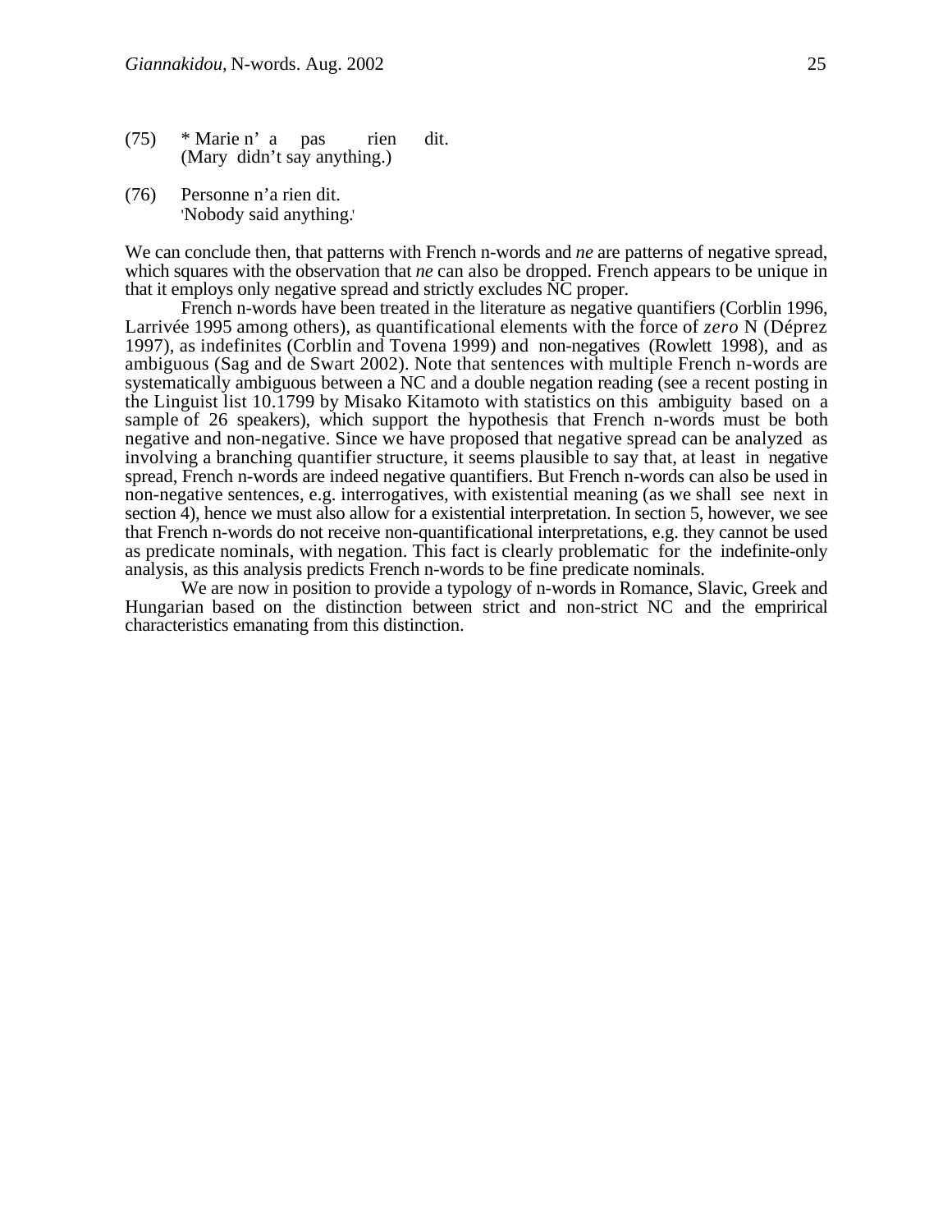(75) * Marie n' a pas rien dit.
(Mary didn't say anything.)

(76) Personne n'a rien dit.
'Nobody said anything.'

We can conclude then, that patterns with French n-words and *ne* are patterns of negative spread, which squares with the observation that *ne* can also be dropped. French appears to be unique in that it employs only negative spread and strictly excludes NC proper.

French n-words have been treated in the literature as negative quantifiers (Corblin 1996, Larrivée 1995 among others), as quantificational elements with the force of *zero* N (Déprez 1997), as indefinites (Corblin and Tovena 1999) and non-negatives (Rowlett 1998), and as ambiguous (Sag and de Swart 2002). Note that sentences with multiple French n-words are systematically ambiguous between a NC and a double negation reading (see a recent posting in the Linguist list 10.1799 by Misako Kitamoto with statistics on this ambiguity based on a sample of 26 speakers), which support the hypothesis that French n-words must be both negative and non-negative. Since we have proposed that negative spread can be analyzed as involving a branching quantifier structure, it seems plausible to say that, at least in negative spread, French n-words are indeed negative quantifiers. But French n-words can also be used in non-negative sentences, e.g. interrogatives, with existential meaning (as we shall see next in section 4), hence we must also allow for a existential interpretation. In section 5, however, we see that French n-words do not receive non-quantificational interpretations, e.g. they cannot be used as predicate nominals, with negation. This fact is clearly problematic for the indefinite-only analysis, as this analysis predicts French n-words to be fine predicate nominals.

We are now in position to provide a typology of n-words in Romance, Slavic, Greek and Hungarian based on the distinction between strict and non-strict NC and the emprirical characteristics emanating from this distinction.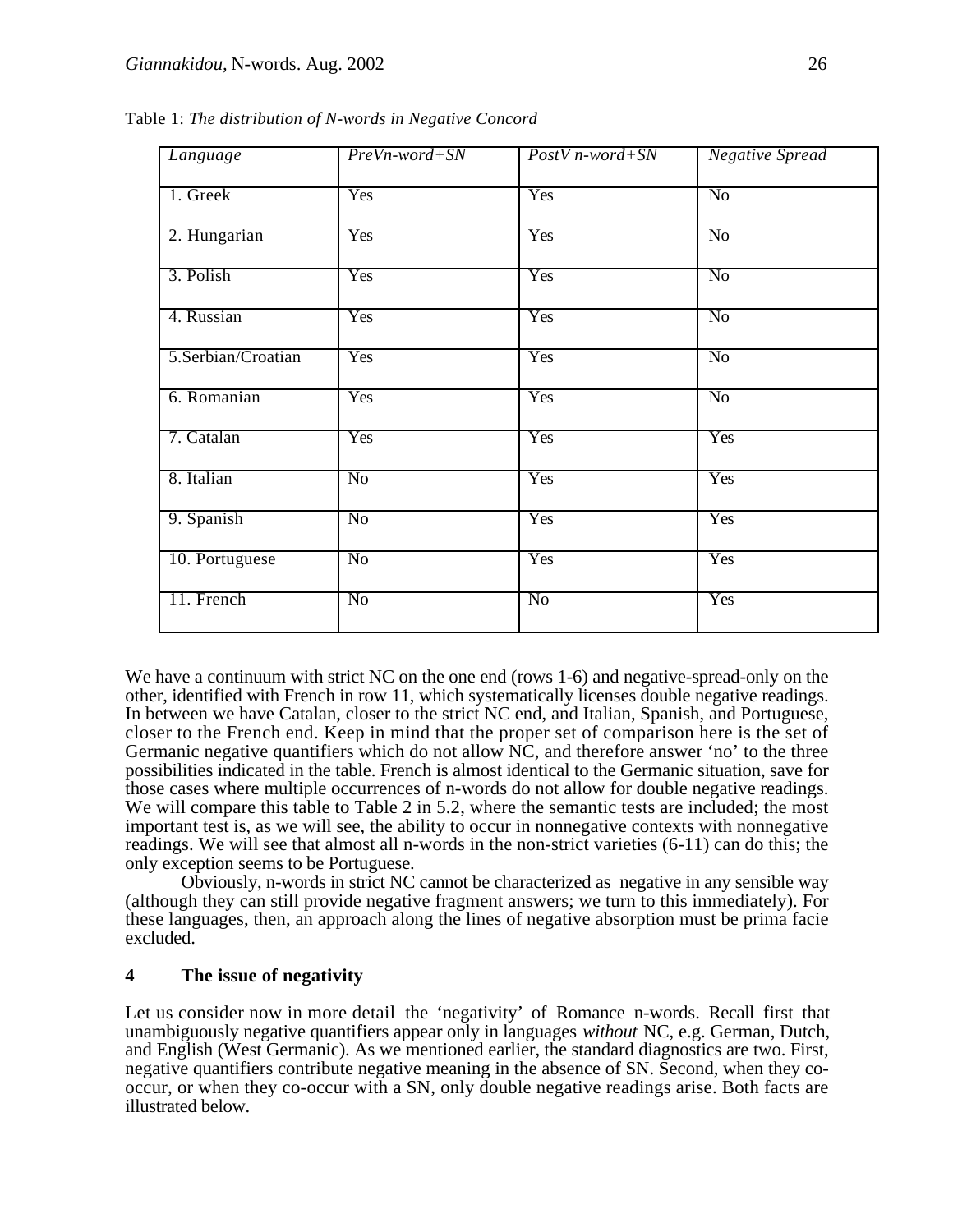Table 1: *The distribution of N-words in Negative Concord*

| *Language* | *PreVn-word+SN* | *PostV n-word+SN* | *Negative Spread* |
|---|---|---|---|
| 1. Greek | Yes | Yes | No |
| 2. Hungarian | Yes | Yes | No |
| 3. Polish | Yes | Yes | No |
| 4. Russian | Yes | Yes | No |
| 5.Serbian/Croatian | Yes | Yes | No |
| 6. Romanian | Yes | Yes | No |
| 7. Catalan | Yes | Yes | Yes |
| 8. Italian | No | Yes | Yes |
| 9. Spanish | No | Yes | Yes |
| 10. Portuguese | No | Yes | Yes |
| 11. French | No | No | Yes |

We have a continuum with strict NC on the one end (rows 1-6) and negative-spread-only on the other, identified with French in row 11, which systematically licenses double negative readings. In between we have Catalan, closer to the strict NC end, and Italian, Spanish, and Portuguese, closer to the French end. Keep in mind that the proper set of comparison here is the set of Germanic negative quantifiers which do not allow NC, and therefore answer 'no' to the three possibilities indicated in the table. French is almost identical to the Germanic situation, save for those cases where multiple occurrences of n-words do not allow for double negative readings. We will compare this table to Table 2 in 5.2, where the semantic tests are included; the most important test is, as we will see, the ability to occur in nonnegative contexts with nonnegative readings. We will see that almost all n-words in the non-strict varieties (6-11) can do this; the only exception seems to be Portuguese.

Obviously, n-words in strict NC cannot be characterized as negative in any sensible way (although they can still provide negative fragment answers; we turn to this immediately). For these languages, then, an approach along the lines of negative absorption must be prima facie excluded.

## 4 The issue of negativity

Let us consider now in more detail the 'negativity' of Romance n-words. Recall first that unambiguously negative quantifiers appear only in languages *without* NC, e.g. German, Dutch, and English (West Germanic). As we mentioned earlier, the standard diagnostics are two. First, negative quantifiers contribute negative meaning in the absence of SN. Second, when they co-occur, or when they co-occur with a SN, only double negative readings arise. Both facts are illustrated below.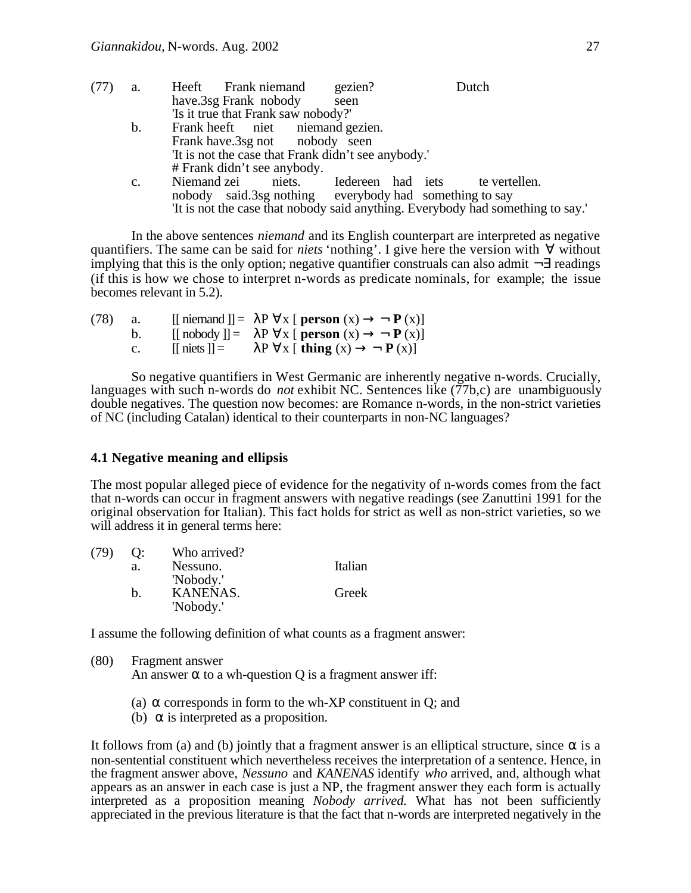(77) a. Heeft Frank niemand gezien? Dutch
have.3sg Frank nobody seen
'Is it true that Frank saw nobody?'

b. Frank heeft niet niemand gezien.
Frank have.3sg not nobody seen
'It is not the case that Frank didn't see anybody.'
# Frank didn't see anybody.

c. Niemand zei niets. Iedereen had iets te vertellen.
nobody said.3sg nothing everybody had something to say
'It is not the case that nobody said anything. Everybody had something to say.'

In the above sentences *niemand* and its English counterpart are interpreted as negative quantifiers. The same can be said for *niets* 'nothing'. I give here the version with $\forall$ without implying that this is the only option; negative quantifier construals can also admit $\neg\exists$ readings (if this is how we chose to interpret n-words as predicate nominals, for example; the issue becomes relevant in 5.2).

(78) a. $[[\text{ niemand }]] = \lambda P\, \forall x\, [\, \mathbf{person}\,(x) \rightarrow \neg\, \mathbf{P}\,(x)]$

b. $[[\text{ nobody }]] = \lambda P\, \forall x\, [\, \mathbf{person}\,(x) \rightarrow \neg\, \mathbf{P}\,(x)]$

c. $[[\text{ niets }]] = \lambda P\, \forall x\, [\, \mathbf{thing}\,(x) \rightarrow \neg\, \mathbf{P}\,(x)]$

So negative quantifiers in West Germanic are inherently negative n-words. Crucially, languages with such n-words do *not* exhibit NC. Sentences like (77b,c) are unambiguously double negatives. The question now becomes: are Romance n-words, in the non-strict varieties of NC (including Catalan) identical to their counterparts in non-NC languages?

### 4.1 Negative meaning and ellipsis

The most popular alleged piece of evidence for the negativity of n-words comes from the fact that n-words can occur in fragment answers with negative readings (see Zanuttini 1991 for the original observation for Italian). This fact holds for strict as well as non-strict varieties, so we will address it in general terms here:

(79) Q: Who arrived?

a. Nessuno. Italian
'Nobody.'

b. KANENAS. Greek
'Nobody.'

I assume the following definition of what counts as a fragment answer:

(80) Fragment answer
An answer $\alpha$ to a wh-question Q is a fragment answer iff:

(a) $\alpha$ corresponds in form to the wh-XP constituent in Q; and
(b) $\alpha$ is interpreted as a proposition.

It follows from (a) and (b) jointly that a fragment answer is an elliptical structure, since $\alpha$ is a non-sentential constituent which nevertheless receives the interpretation of a sentence. Hence, in the fragment answer above, *Nessuno* and *KANENAS* identify *who* arrived, and, although what appears as an answer in each case is just a NP, the fragment answer they each form is actually interpreted as a proposition meaning *Nobody arrived.* What has not been sufficiently appreciated in the previous literature is that the fact that n-words are interpreted negatively in the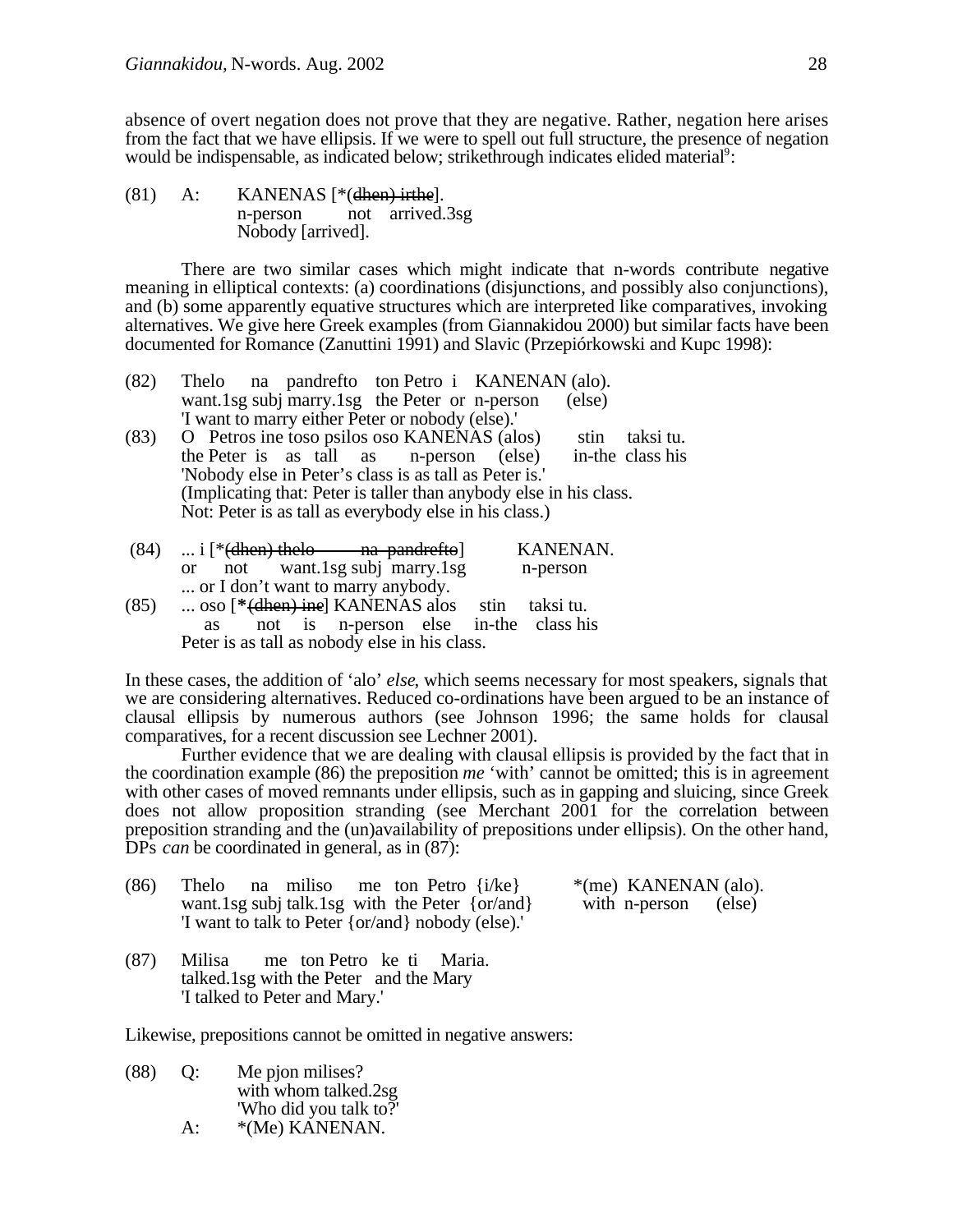absence of overt negation does not prove that they are negative. Rather, negation here arises from the fact that we have ellipsis. If we were to spell out full structure, the presence of negation would be indispensable, as indicated below; strikethrough indicates elided material[9]:

(81) A: KANENAS [*(~~dhen) irthe~~].
n-person not arrived.3sg
Nobody [arrived].

There are two similar cases which might indicate that n-words contribute negative meaning in elliptical contexts: (a) coordinations (disjunctions, and possibly also conjunctions), and (b) some apparently equative structures which are interpreted like comparatives, invoking alternatives. We give here Greek examples (from Giannakidou 2000) but similar facts have been documented for Romance (Zanuttini 1991) and Slavic (Przepiórkowski and Kupc 1998):

(82) Thelo na pandrefto ton Petro i KANENAN (alo).
want.1sg subj marry.1sg the Peter or n-person (else)
'I want to marry either Peter or nobody (else).'

(83) O Petros ine toso psilos oso KANENAS (alos) stin taksi tu.
the Peter is as tall as n-person (else) in-the class his
'Nobody else in Peter's class is as tall as Peter is.'
(Implicating that: Peter is taller than anybody else in his class.
Not: Peter is as tall as everybody else in his class.)

(84) ... i [*(~~dhen) thelo na pandrefto~~] KANENAN.
or not want.1sg subj marry.1sg n-person
... or I don't want to marry anybody.

(85) ... oso [*(~~dhen) ine~~] KANENAS alos stin taksi tu.
as not is n-person else in-the class his
Peter is as tall as nobody else in his class.

In these cases, the addition of 'alo' *else*, which seems necessary for most speakers, signals that we are considering alternatives. Reduced co-ordinations have been argued to be an instance of clausal ellipsis by numerous authors (see Johnson 1996; the same holds for clausal comparatives, for a recent discussion see Lechner 2001).

Further evidence that we are dealing with clausal ellipsis is provided by the fact that in the coordination example (86) the preposition *me* 'with' cannot be omitted; this is in agreement with other cases of moved remnants under ellipsis, such as in gapping and sluicing, since Greek does not allow proposition stranding (see Merchant 2001 for the correlation between preposition stranding and the (un)availability of prepositions under ellipsis). On the other hand, DPs *can* be coordinated in general, as in (87):

(86) Thelo na miliso me ton Petro {i/ke} *(me) KANENAN (alo).
want.1sg subj talk.1sg with the Peter {or/and} with n-person (else)
'I want to talk to Peter {or/and} nobody (else).'

(87) Milisa me ton Petro ke ti Maria.
talked.1sg with the Peter and the Mary
'I talked to Peter and Mary.'

Likewise, prepositions cannot be omitted in negative answers:

(88) Q: Me pjon milises?
with whom talked.2sg
'Who did you talk to?'
A: *(Me) KANENAN.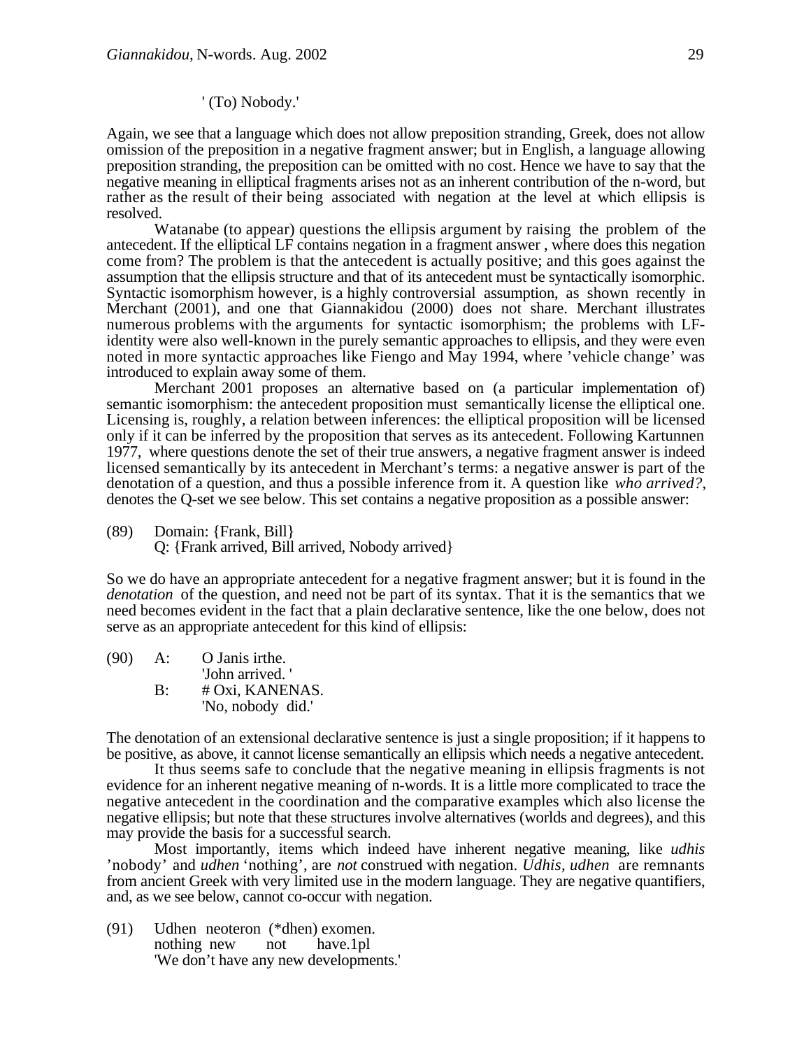' (To) Nobody.'

Again, we see that a language which does not allow preposition stranding, Greek, does not allow omission of the preposition in a negative fragment answer; but in English, a language allowing preposition stranding, the preposition can be omitted with no cost. Hence we have to say that the negative meaning in elliptical fragments arises not as an inherent contribution of the n-word, but rather as the result of their being associated with negation at the level at which ellipsis is resolved.

Watanabe (to appear) questions the ellipsis argument by raising the problem of the antecedent. If the elliptical LF contains negation in a fragment answer , where does this negation come from? The problem is that the antecedent is actually positive; and this goes against the assumption that the ellipsis structure and that of its antecedent must be syntactically isomorphic. Syntactic isomorphism however, is a highly controversial assumption, as shown recently in Merchant (2001), and one that Giannakidou (2000) does not share. Merchant illustrates numerous problems with the arguments for syntactic isomorphism; the problems with LF-identity were also well-known in the purely semantic approaches to ellipsis, and they were even noted in more syntactic approaches like Fiengo and May 1994, where 'vehicle change' was introduced to explain away some of them.

Merchant 2001 proposes an alternative based on (a particular implementation of) semantic isomorphism: the antecedent proposition must semantically license the elliptical one. Licensing is, roughly, a relation between inferences: the elliptical proposition will be licensed only if it can be inferred by the proposition that serves as its antecedent. Following Kartunnen 1977, where questions denote the set of their true answers, a negative fragment answer is indeed licensed semantically by its antecedent in Merchant's terms: a negative answer is part of the denotation of a question, and thus a possible inference from it. A question like *who arrived?*, denotes the Q-set we see below. This set contains a negative proposition as a possible answer:

(89) Domain: {Frank, Bill}
Q: {Frank arrived, Bill arrived, Nobody arrived}

So we do have an appropriate antecedent for a negative fragment answer; but it is found in the *denotation* of the question, and need not be part of its syntax. That it is the semantics that we need becomes evident in the fact that a plain declarative sentence, like the one below, does not serve as an appropriate antecedent for this kind of ellipsis:

(90) A: O Janis irthe.
'John arrived. '
B: # Oxi, KANENAS.
'No, nobody did.'

The denotation of an extensional declarative sentence is just a single proposition; if it happens to be positive, as above, it cannot license semantically an ellipsis which needs a negative antecedent.

It thus seems safe to conclude that the negative meaning in ellipsis fragments is not evidence for an inherent negative meaning of n-words. It is a little more complicated to trace the negative antecedent in the coordination and the comparative examples which also license the negative ellipsis; but note that these structures involve alternatives (worlds and degrees), and this may provide the basis for a successful search.

Most importantly, items which indeed have inherent negative meaning, like *udhis* 'nobody' and *udhen* 'nothing', are *not* construed with negation. *Udhis*, *udhen* are remnants from ancient Greek with very limited use in the modern language. They are negative quantifiers, and, as we see below, cannot co-occur with negation.

(91) Udhen neoteron (*dhen) exomen.
nothing new not have.1pl
'We don't have any new developments.'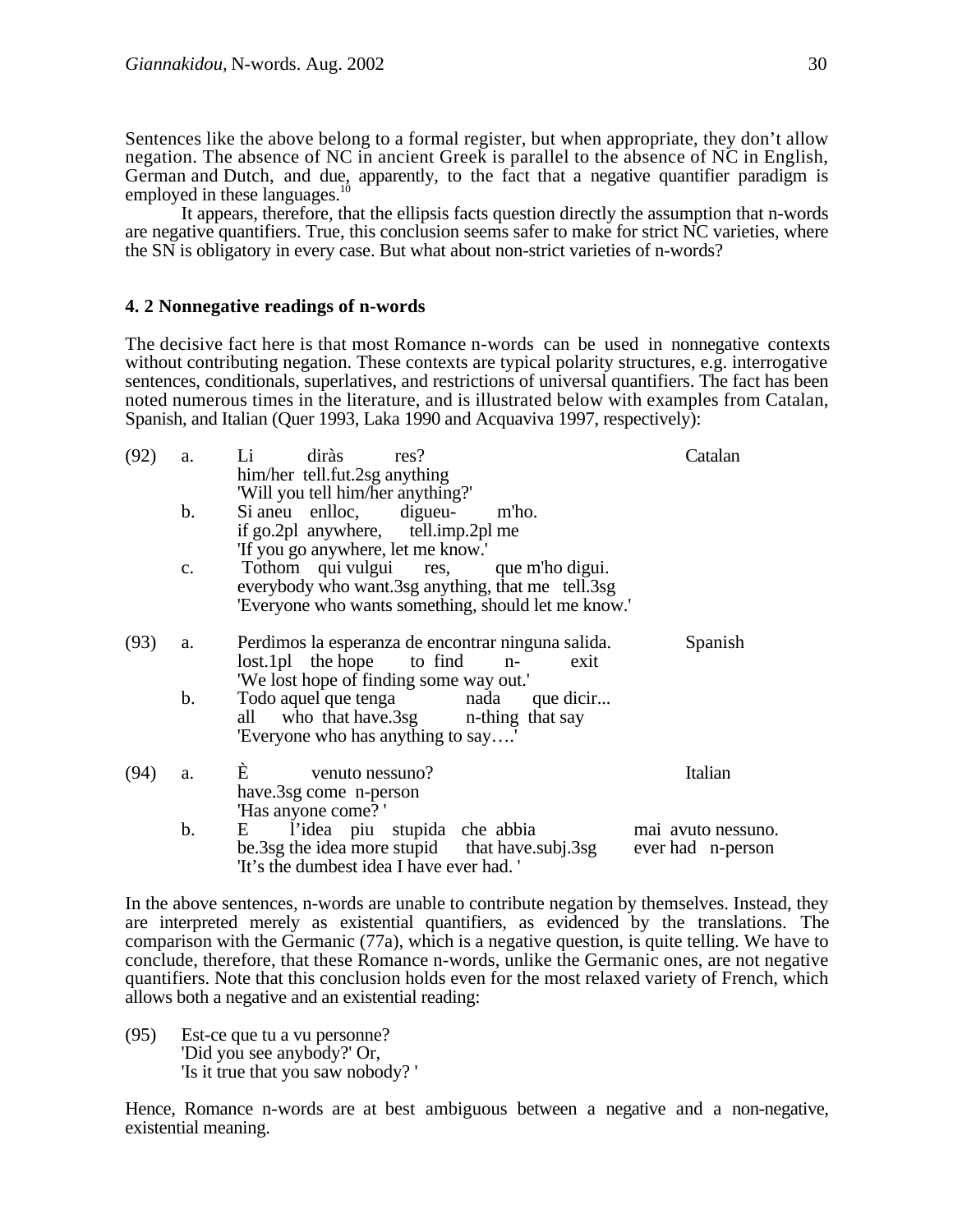Sentences like the above belong to a formal register, but when appropriate, they don't allow negation. The absence of NC in ancient Greek is parallel to the absence of NC in English, German and Dutch, and due, apparently, to the fact that a negative quantifier paradigm is employed in these languages.[10]

It appears, therefore, that the ellipsis facts question directly the assumption that n-words are negative quantifiers. True, this conclusion seems safer to make for strict NC varieties, where the SN is obligatory in every case. But what about non-strict varieties of n-words?

### 4. 2 Nonnegative readings of n-words

The decisive fact here is that most Romance n-words can be used in nonnegative contexts without contributing negation. These contexts are typical polarity structures, e.g. interrogative sentences, conditionals, superlatives, and restrictions of universal quantifiers. The fact has been noted numerous times in the literature, and is illustrated below with examples from Catalan, Spanish, and Italian (Quer 1993, Laka 1990 and Acquaviva 1997, respectively):

(92) a. Li diràs res? — Catalan
 him/her tell.fut.2sg anything
 'Will you tell him/her anything?'

 b. Si aneu enlloc, digueu- m'ho.
 if go.2pl anywhere, tell.imp.2pl me
 'If you go anywhere, let me know.'

 c. Tothom qui vulgui res, que m'ho digui.
 everybody who want.3sg anything, that me tell.3sg
 'Everyone who wants something, should let me know.'

(93) a. Perdimos la esperanza de encontrar ninguna salida. — Spanish
 lost.1pl the hope to find n- exit
 'We lost hope of finding some way out.'

 b. Todo aquel que tenga nada que dicir...
 all who that have.3sg n-thing that say
 'Everyone who has anything to say….'

(94) a. È venuto nessuno? — Italian
 have.3sg come n-person
 'Has anyone come? '

 b. E l'idea piu stupida che abbia mai avuto nessuno.
 be.3sg the idea more stupid that have.subj.3sg ever had n-person
 'It's the dumbest idea I have ever had. '

In the above sentences, n-words are unable to contribute negation by themselves. Instead, they are interpreted merely as existential quantifiers, as evidenced by the translations. The comparison with the Germanic (77a), which is a negative question, is quite telling. We have to conclude, therefore, that these Romance n-words, unlike the Germanic ones, are not negative quantifiers. Note that this conclusion holds even for the most relaxed variety of French, which allows both a negative and an existential reading:

(95) Est-ce que tu a vu personne?
 'Did you see anybody?' Or,
 'Is it true that you saw nobody? '

Hence, Romance n-words are at best ambiguous between a negative and a non-negative, existential meaning.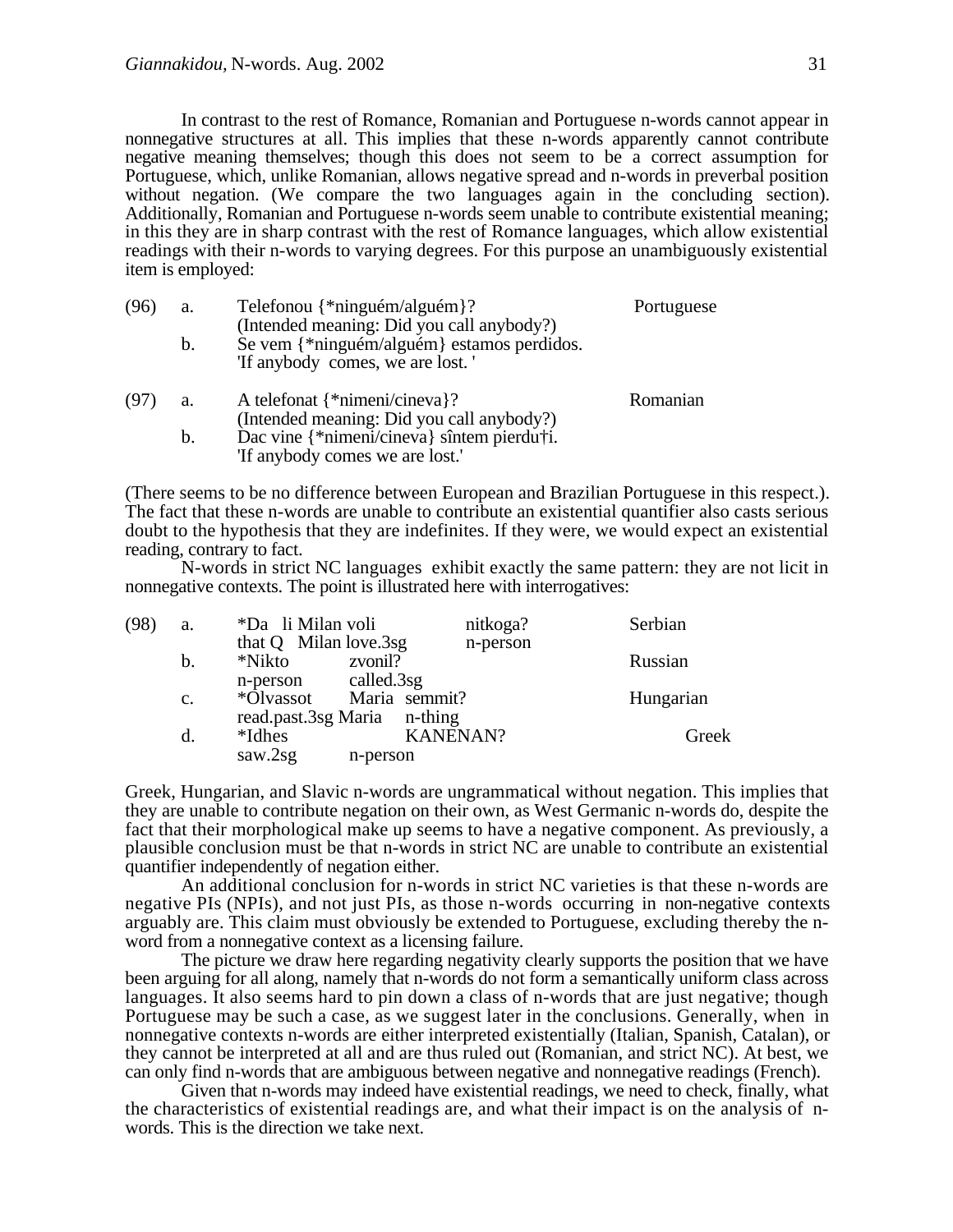In contrast to the rest of Romance, Romanian and Portuguese n-words cannot appear in nonnegative structures at all. This implies that these n-words apparently cannot contribute negative meaning themselves; though this does not seem to be a correct assumption for Portuguese, which, unlike Romanian, allows negative spread and n-words in preverbal position without negation. (We compare the two languages again in the concluding section). Additionally, Romanian and Portuguese n-words seem unable to contribute existential meaning; in this they are in sharp contrast with the rest of Romance languages, which allow existential readings with their n-words to varying degrees. For this purpose an unambiguously existential item is employed:

(96) a. Telefonou {*ninguém/alguém}? — Portuguese
(Intended meaning: Did you call anybody?)
b. Se vem {*ninguém/alguém} estamos perdidos.
'If anybody comes, we are lost. '

(97) a. A telefonat {*nimeni/cineva}? — Romanian
(Intended meaning: Did you call anybody?)
b. Dac vine {*nimeni/cineva} sîntem pierdu†i.
'If anybody comes we are lost.'

(There seems to be no difference between European and Brazilian Portuguese in this respect.). The fact that these n-words are unable to contribute an existential quantifier also casts serious doubt to the hypothesis that they are indefinites. If they were, we would expect an existential reading, contrary to fact.

N-words in strict NC languages exhibit exactly the same pattern: they are not licit in nonnegative contexts. The point is illustrated here with interrogatives:

(98) a. *Da li Milan voli nitkoga? — Serbian
that Q Milan love.3sg n-person
b. *Nikto zvonil? — Russian
n-person called.3sg
c. *Olvassot Maria semmit? — Hungarian
read.past.3sg Maria n-thing
d. *Idhes KANENAN? — Greek
saw.2sg n-person

Greek, Hungarian, and Slavic n-words are ungrammatical without negation. This implies that they are unable to contribute negation on their own, as West Germanic n-words do, despite the fact that their morphological make up seems to have a negative component. As previously, a plausible conclusion must be that n-words in strict NC are unable to contribute an existential quantifier independently of negation either.

An additional conclusion for n-words in strict NC varieties is that these n-words are negative PIs (NPIs), and not just PIs, as those n-words occurring in non-negative contexts arguably are. This claim must obviously be extended to Portuguese, excluding thereby the n-word from a nonnegative context as a licensing failure.

The picture we draw here regarding negativity clearly supports the position that we have been arguing for all along, namely that n-words do not form a semantically uniform class across languages. It also seems hard to pin down a class of n-words that are just negative; though Portuguese may be such a case, as we suggest later in the conclusions. Generally, when in nonnegative contexts n-words are either interpreted existentially (Italian, Spanish, Catalan), or they cannot be interpreted at all and are thus ruled out (Romanian, and strict NC). At best, we can only find n-words that are ambiguous between negative and nonnegative readings (French).

Given that n-words may indeed have existential readings, we need to check, finally, what the characteristics of existential readings are, and what their impact is on the analysis of n-words. This is the direction we take next.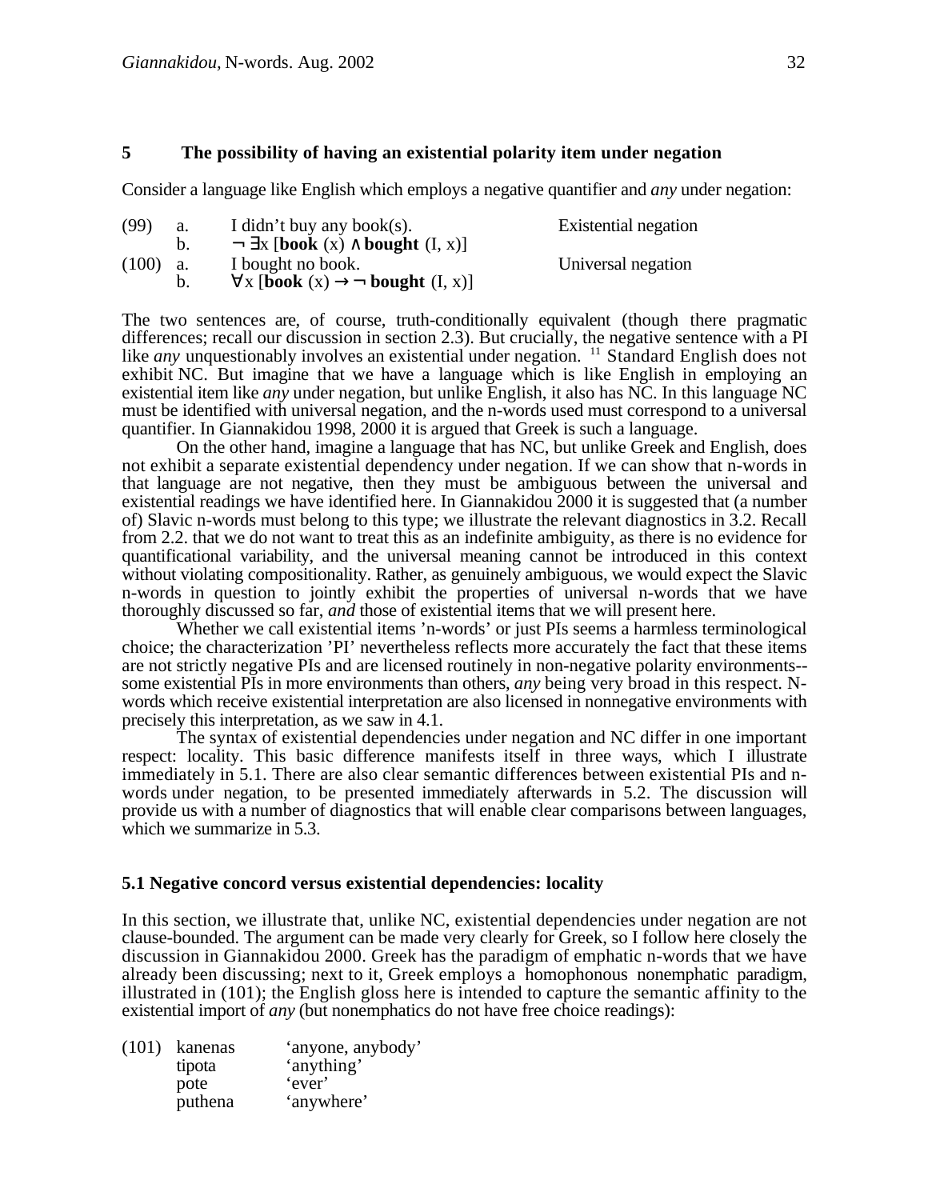## 5 The possibility of having an existential polarity item under negation

Consider a language like English which employs a negative quantifier and *any* under negation:

(99) a. I didn't buy any book(s). Existential negation

b. $\neg \exists x$ [**book** (x) $\wedge$ **bought** (I, x)]

(100) a. I bought no book. Universal negation

b. $\forall x$ [**book** (x) $\rightarrow \neg$ **bought** (I, x)]

The two sentences are, of course, truth-conditionally equivalent (though there pragmatic differences; recall our discussion in section 2.3). But crucially, the negative sentence with a PI like *any* unquestionably involves an existential under negation. [11] Standard English does not exhibit NC. But imagine that we have a language which is like English in employing an existential item like *any* under negation, but unlike English, it also has NC. In this language NC must be identified with universal negation, and the n-words used must correspond to a universal quantifier. In Giannakidou 1998, 2000 it is argued that Greek is such a language.

On the other hand, imagine a language that has NC, but unlike Greek and English, does not exhibit a separate existential dependency under negation. If we can show that n-words in that language are not negative, then they must be ambiguous between the universal and existential readings we have identified here. In Giannakidou 2000 it is suggested that (a number of) Slavic n-words must belong to this type; we illustrate the relevant diagnostics in 3.2. Recall from 2.2. that we do not want to treat this as an indefinite ambiguity, as there is no evidence for quantificational variability, and the universal meaning cannot be introduced in this context without violating compositionality. Rather, as genuinely ambiguous, we would expect the Slavic n-words in question to jointly exhibit the properties of universal n-words that we have thoroughly discussed so far, *and* those of existential items that we will present here.

Whether we call existential items 'n-words' or just PIs seems a harmless terminological choice; the characterization 'PI' nevertheless reflects more accurately the fact that these items are not strictly negative PIs and are licensed routinely in non-negative polarity environments--some existential PIs in more environments than others, *any* being very broad in this respect. N-words which receive existential interpretation are also licensed in nonnegative environments with precisely this interpretation, as we saw in 4.1.

The syntax of existential dependencies under negation and NC differ in one important respect: locality. This basic difference manifests itself in three ways, which I illustrate immediately in 5.1. There are also clear semantic differences between existential PIs and n-words under negation, to be presented immediately afterwards in 5.2. The discussion will provide us with a number of diagnostics that will enable clear comparisons between languages, which we summarize in 5.3.

### 5.1 Negative concord versus existential dependencies: locality

In this section, we illustrate that, unlike NC, existential dependencies under negation are not clause-bounded. The argument can be made very clearly for Greek, so I follow here closely the discussion in Giannakidou 2000. Greek has the paradigm of emphatic n-words that we have already been discussing; next to it, Greek employs a homophonous nonemphatic paradigm, illustrated in (101); the English gloss here is intended to capture the semantic affinity to the existential import of *any* (but nonemphatics do not have free choice readings):

(101) kanenas 'anyone, anybody'
tipota 'anything'
pote 'ever'
puthena 'anywhere'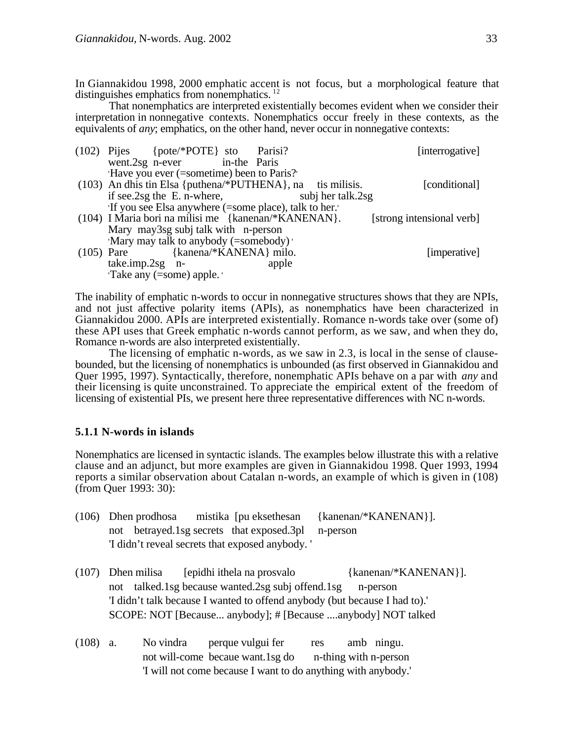In Giannakidou 1998, 2000 emphatic accent is not focus, but a morphological feature that distinguishes emphatics from nonemphatics. [12]

That nonemphatics are interpreted existentially becomes evident when we consider their interpretation in nonnegative contexts. Nonemphatics occur freely in these contexts, as the equivalents of *any*; emphatics, on the other hand, never occur in nonnegative contexts:

(102) Pijes {pote/*POTE} sto Parisi? [interrogative]
went.2sg n-ever in-the Paris
'Have you ever (=sometime) been to Paris?'

(103) An dhis tin Elsa {puthena/*PUTHENA}, na tis milisis. [conditional]
if see.2sg the E. n-where, subj her talk.2sg
'If you see Elsa anywhere (=some place), talk to her.'

(104) I Maria bori na milisi me {kanenan/*KANENAN}. [strong intensional verb]
Mary may3sg subj talk with n-person
'Mary may talk to anybody (=somebody) '

(105) Pare {kanena/*KANENA} milo. [imperative]
take.imp.2sg n- apple
'Take any (=some) apple. '

The inability of emphatic n-words to occur in nonnegative structures shows that they are NPIs, and not just affective polarity items (APIs), as nonemphatics have been characterized in Giannakidou 2000. APIs are interpreted existentially. Romance n-words take over (some of) these API uses that Greek emphatic n-words cannot perform, as we saw, and when they do, Romance n-words are also interpreted existentially.

The licensing of emphatic n-words, as we saw in 2.3, is local in the sense of clause-bounded, but the licensing of nonemphatics is unbounded (as first observed in Giannakidou and Quer 1995, 1997). Syntactically, therefore, nonemphatic APIs behave on a par with *any* and their licensing is quite unconstrained. To appreciate the empirical extent of the freedom of licensing of existential PIs, we present here three representative differences with NC n-words.

### 5.1.1 N-words in islands

Nonemphatics are licensed in syntactic islands. The examples below illustrate this with a relative clause and an adjunct, but more examples are given in Giannakidou 1998. Quer 1993, 1994 reports a similar observation about Catalan n-words, an example of which is given in (108) (from Quer 1993: 30):

(106) Dhen prodhosa mistika [pu eksethesan {kanenan/*KANENAN}].
not betrayed.1sg secrets that exposed.3pl n-person
'I didn't reveal secrets that exposed anybody. '

(107) Dhen milisa [epidhi ithela na prosvalo {kanenan/*KANENAN}].
not talked.1sg because wanted.2sg subj offend.1sg n-person
'I didn't talk because I wanted to offend anybody (but because I had to).'
SCOPE: NOT [Because... anybody]; # [Because ....anybody] NOT talked

(108) a. No vindra perque vulgui fer res amb ningu.
not will-come becaue want.1sg do n-thing with n-person
'I will not come because I want to do anything with anybody.'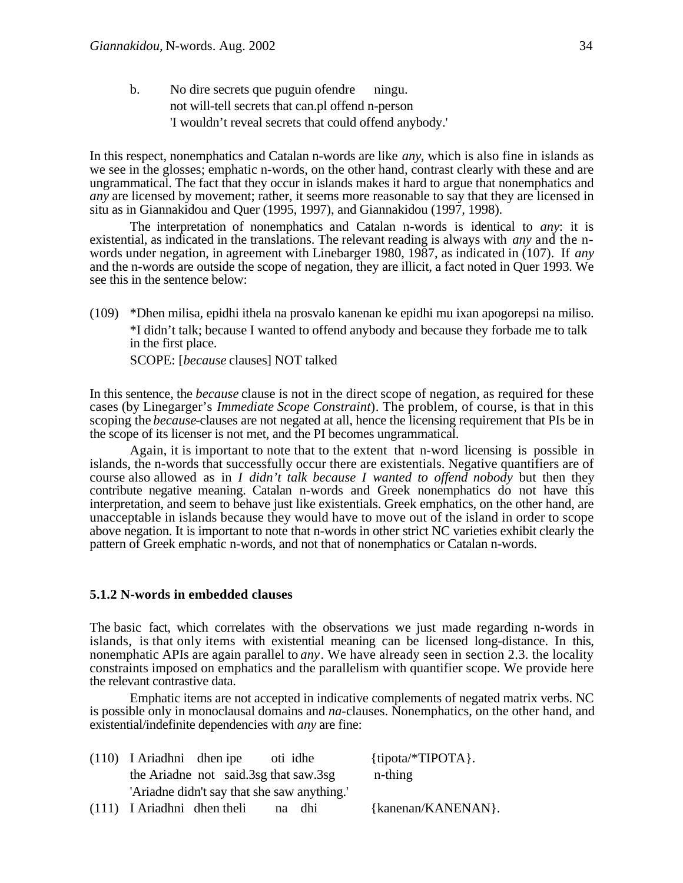b. No dire secrets que puguin ofendre ningu.
   not will-tell secrets that can.pl offend n-person
   'I wouldn't reveal secrets that could offend anybody.'

In this respect, nonemphatics and Catalan n-words are like *any*, which is also fine in islands as we see in the glosses; emphatic n-words, on the other hand, contrast clearly with these and are ungrammatical. The fact that they occur in islands makes it hard to argue that nonemphatics and *any* are licensed by movement; rather, it seems more reasonable to say that they are licensed in situ as in Giannakidou and Quer (1995, 1997), and Giannakidou (1997, 1998).

The interpretation of nonemphatics and Catalan n-words is identical to *any*: it is existential, as indicated in the translations. The relevant reading is always with *any* and the n-words under negation, in agreement with Linebarger 1980, 1987, as indicated in (107). If *any* and the n-words are outside the scope of negation, they are illicit, a fact noted in Quer 1993. We see this in the sentence below:

(109) *Dhen milisa, epidhi ithela na prosvalo kanenan ke epidhi mu ixan apogorepsi na miliso.
   *I didn't talk; because I wanted to offend anybody and because they forbade me to talk in the first place.
   SCOPE: [*because* clauses] NOT talked

In this sentence, the *because* clause is not in the direct scope of negation, as required for these cases (by Linegarger's *Immediate Scope Constraint*). The problem, of course, is that in this scoping the *because*-clauses are not negated at all, hence the licensing requirement that PIs be in the scope of its licenser is not met, and the PI becomes ungrammatical.

Again, it is important to note that to the extent that n-word licensing is possible in islands, the n-words that successfully occur there are existentials. Negative quantifiers are of course also allowed as in *I didn't talk because I wanted to offend nobody* but then they contribute negative meaning. Catalan n-words and Greek nonemphatics do not have this interpretation, and seem to behave just like existentials. Greek emphatics, on the other hand, are unacceptable in islands because they would have to move out of the island in order to scope above negation. It is important to note that n-words in other strict NC varieties exhibit clearly the pattern of Greek emphatic n-words, and not that of nonemphatics or Catalan n-words.

### 5.1.2 N-words in embedded clauses

The basic fact, which correlates with the observations we just made regarding n-words in islands, is that only items with existential meaning can be licensed long-distance. In this, nonemphatic APIs are again parallel to *any*. We have already seen in section 2.3. the locality constraints imposed on emphatics and the parallelism with quantifier scope. We provide here the relevant contrastive data.

Emphatic items are not accepted in indicative complements of negated matrix verbs. NC is possible only in monoclausal domains and *na*-clauses. Nonemphatics, on the other hand, and existential/indefinite dependencies with *any* are fine:

(110) I Ariadhni dhen ipe oti idhe {tipota/*TIPOTA}.
   the Ariadne not said.3sg that saw.3sg n-thing
   'Ariadne didn't say that she saw anything.'

(111) I Ariadhni dhen theli na dhi {kanenan/KANENAN}.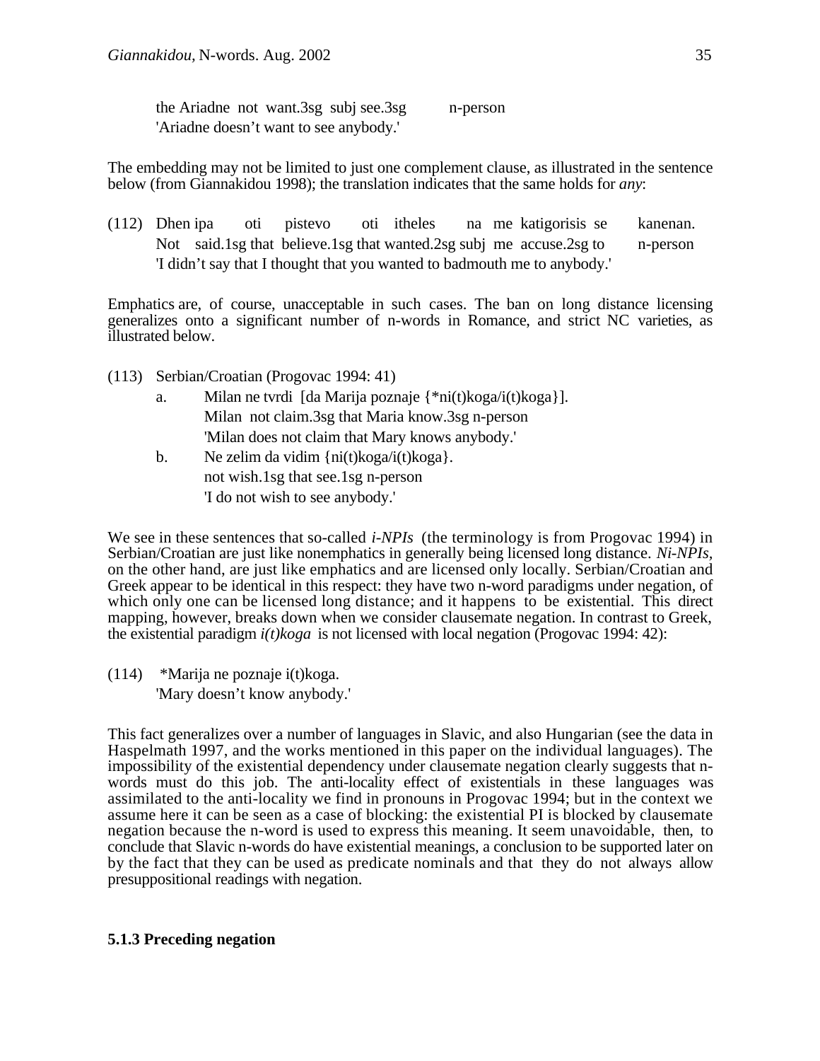the Ariadne not want.3sg subj see.3sg n-person
'Ariadne doesn't want to see anybody.'

The embedding may not be limited to just one complement clause, as illustrated in the sentence below (from Giannakidou 1998); the translation indicates that the same holds for *any*:

(112) Dhen ipa oti pistevo oti itheles na me katigorisis se kanenan.
Not said.1sg that believe.1sg that wanted.2sg subj me accuse.2sg to n-person
'I didn't say that I thought that you wanted to badmouth me to anybody.'

Emphatics are, of course, unacceptable in such cases. The ban on long distance licensing generalizes onto a significant number of n-words in Romance, and strict NC varieties, as illustrated below.

(113) Serbian/Croatian (Progovac 1994: 41)

a. Milan ne tvrdi [da Marija poznaje {*ni(t)koga/i(t)koga}].
Milan not claim.3sg that Maria know.3sg n-person
'Milan does not claim that Mary knows anybody.'

b. Ne zelim da vidim {ni(t)koga/i(t)koga}.
not wish.1sg that see.1sg n-person
'I do not wish to see anybody.'

We see in these sentences that so-called *i-NPIs* (the terminology is from Progovac 1994) in Serbian/Croatian are just like nonemphatics in generally being licensed long distance. *Ni-NPIs*, on the other hand, are just like emphatics and are licensed only locally. Serbian/Croatian and Greek appear to be identical in this respect: they have two n-word paradigms under negation, of which only one can be licensed long distance; and it happens to be existential. This direct mapping, however, breaks down when we consider clausemate negation. In contrast to Greek, the existential paradigm *i(t)koga* is not licensed with local negation (Progovac 1994: 42):

(114) *Marija ne poznaje i(t)koga.
'Mary doesn't know anybody.'

This fact generalizes over a number of languages in Slavic, and also Hungarian (see the data in Haspelmath 1997, and the works mentioned in this paper on the individual languages). The impossibility of the existential dependency under clausemate negation clearly suggests that n-words must do this job. The anti-locality effect of existentials in these languages was assimilated to the anti-locality we find in pronouns in Progovac 1994; but in the context we assume here it can be seen as a case of blocking: the existential PI is blocked by clausemate negation because the n-word is used to express this meaning. It seem unavoidable, then, to conclude that Slavic n-words do have existential meanings, a conclusion to be supported later on by the fact that they can be used as predicate nominals and that they do not always allow presuppositional readings with negation.

### 5.1.3 Preceding negation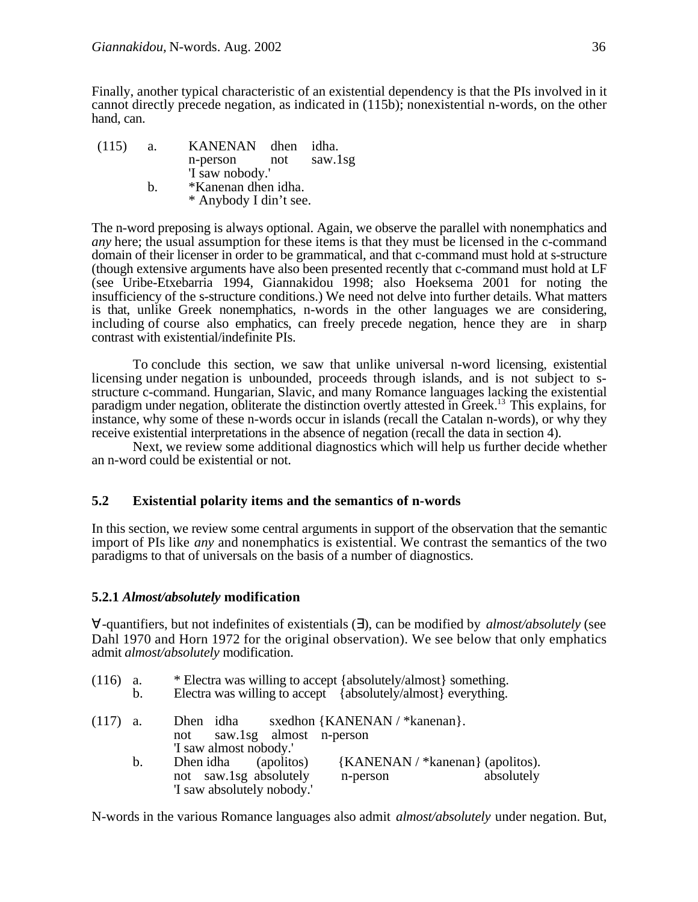Finally, another typical characteristic of an existential dependency is that the PIs involved in it cannot directly precede negation, as indicated in (115b); nonexistential n-words, on the other hand, can.

(115) a. KANENAN dhen idha.
  n-person not saw.1sg
  'I saw nobody.'
 b. *Kanenan dhen idha.
  * Anybody I din't see.

The n-word preposing is always optional. Again, we observe the parallel with nonemphatics and *any* here; the usual assumption for these items is that they must be licensed in the c-command domain of their licenser in order to be grammatical, and that c-command must hold at s-structure (though extensive arguments have also been presented recently that c-command must hold at LF (see Uribe-Etxebarria 1994, Giannakidou 1998; also Hoeksema 2001 for noting the insufficiency of the s-structure conditions.) We need not delve into further details. What matters is that, unlike Greek nonemphatics, n-words in the other languages we are considering, including of course also emphatics, can freely precede negation, hence they are in sharp contrast with existential/indefinite PIs.

To conclude this section, we saw that unlike universal n-word licensing, existential licensing under negation is unbounded, proceeds through islands, and is not subject to s-structure c-command. Hungarian, Slavic, and many Romance languages lacking the existential paradigm under negation, obliterate the distinction overtly attested in Greek.[13] This explains, for instance, why some of these n-words occur in islands (recall the Catalan n-words), or why they receive existential interpretations in the absence of negation (recall the data in section 4).

Next, we review some additional diagnostics which will help us further decide whether an n-word could be existential or not.

## 5.2 Existential polarity items and the semantics of n-words

In this section, we review some central arguments in support of the observation that the semantic import of PIs like *any* and nonemphatics is existential. We contrast the semantics of the two paradigms to that of universals on the basis of a number of diagnostics.

### 5.2.1 *Almost/absolutely* modification

∀-quantifiers, but not indefinites of existentials (∃), can be modified by *almost/absolutely* (see Dahl 1970 and Horn 1972 for the original observation). We see below that only emphatics admit *almost/absolutely* modification.

(116) a. * Electra was willing to accept {absolutely/almost} something.
 b. Electra was willing to accept {absolutely/almost} everything.

(117) a. Dhen idha sxedhon {KANENAN / *kanenan}.
  not saw.1sg almost n-person
  'I saw almost nobody.'
 b. Dhen idha (apolitos) {KANENAN / *kanenan} (apolitos).
  not saw.1sg absolutely n-person absolutely
  'I saw absolutely nobody.'

N-words in the various Romance languages also admit *almost/absolutely* under negation. But,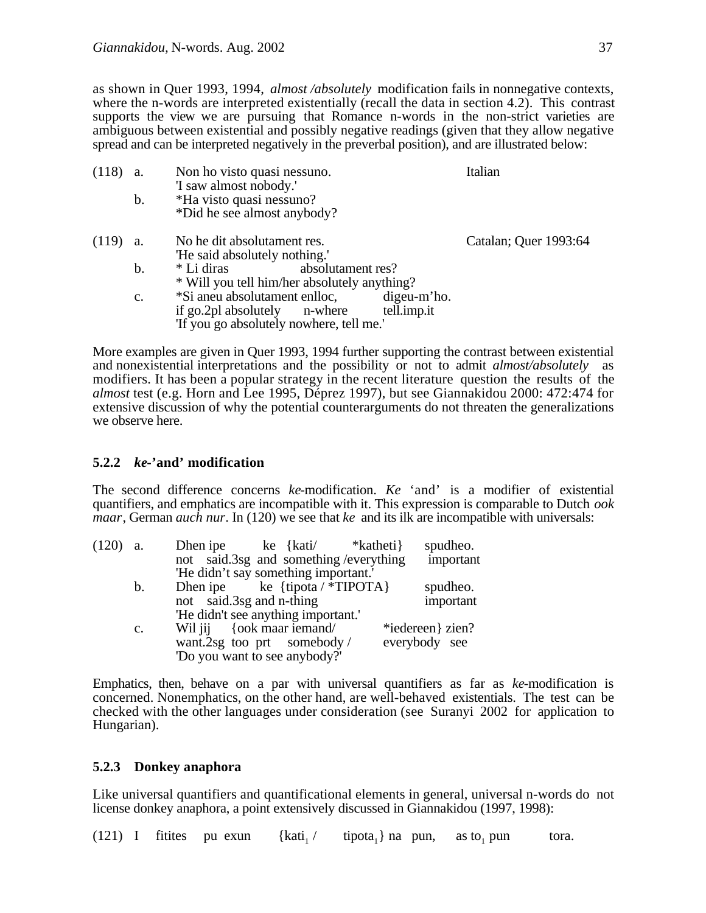as shown in Quer 1993, 1994, *almost /absolutely* modification fails in nonnegative contexts, where the n-words are interpreted existentially (recall the data in section 4.2). This contrast supports the view we are pursuing that Romance n-words in the non-strict varieties are ambiguous between existential and possibly negative readings (given that they allow negative spread and can be interpreted negatively in the preverbal position), and are illustrated below:

(118) a. Non ho visto quasi nessuno. Italian
'I saw almost nobody.'
b. *Ha visto quasi nessuno?
*Did he see almost anybody?

(119) a. No he dit absolutament res. Catalan; Quer 1993:64
'He said absolutely nothing.'
b. * Li diras absolutament res?
* Will you tell him/her absolutely anything?
c. *Si aneu absolutament enlloc, digeu-m'ho.
if go.2pl absolutely n-where tell.imp.it
'If you go absolutely nowhere, tell me.'

More examples are given in Quer 1993, 1994 further supporting the contrast between existential and nonexistential interpretations and the possibility or not to admit *almost/absolutely* as modifiers. It has been a popular strategy in the recent literature question the results of the *almost* test (e.g. Horn and Lee 1995, Déprez 1997), but see Giannakidou 2000: 472:474 for extensive discussion of why the potential counterarguments do not threaten the generalizations we observe here.

### 5.2.2 *ke*-'and' modification

The second difference concerns *ke*-modification. *Ke* 'and' is a modifier of existential quantifiers, and emphatics are incompatible with it. This expression is comparable to Dutch *ook maar*, German *auch nur*. In (120) we see that *ke* and its ilk are incompatible with universals:

(120) a. Dhen ipe ke {kati/ *katheti} spudheo.
not said.3sg and something /everything important
'He didn't say something important.'
b. Dhen ipe ke {tipota / *TIPOTA} spudheo.
not said.3sg and n-thing important
'He didn't see anything important.'
c. Wil jij {ook maar iemand/ *iedereen} zien?
want.2sg too prt somebody / everybody see
'Do you want to see anybody?'

Emphatics, then, behave on a par with universal quantifiers as far as *ke*-modification is concerned. Nonemphatics, on the other hand, are well-behaved existentials. The test can be checked with the other languages under consideration (see Suranyi 2002 for application to Hungarian).

### 5.2.3 Donkey anaphora

Like universal quantifiers and quantificational elements in general, universal n-words do not license donkey anaphora, a point extensively discussed in Giannakidou (1997, 1998):

(121) I fitites pu exun {$kati_1$ / $tipota_1$} na pun, as $to_1$ pun tora.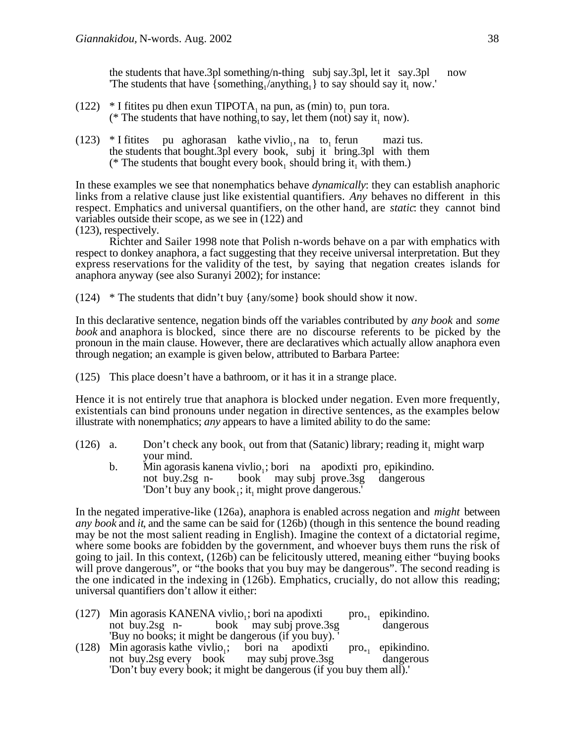the students that have.3pl something/n-thing subj say.3pl, let it say.3pl now
'The students that have {something$_1$/anything$_1$} to say should say it$_1$ now.'

(122) * I fitites pu dhen exun TIPOTA$_1$ na pun, as (min) to$_1$ pun tora.
(* The students that have nothing$_1$ to say, let them (not) say it$_1$ now).

(123) * I fitites pu aghorasan kathe vivlio$_1$, na to$_1$ ferun mazi tus.
the students that bought.3pl every book, subj it bring.3pl with them
(* The students that bought every book$_1$ should bring it$_1$ with them.)

In these examples we see that nonemphatics behave *dynamically*: they can establish anaphoric links from a relative clause just like existential quantifiers. *Any* behaves no different in this respect. Emphatics and universal quantifiers, on the other hand, are *static*: they cannot bind variables outside their scope, as we see in (122) and (123), respectively.

Richter and Sailer 1998 note that Polish n-words behave on a par with emphatics with respect to donkey anaphora, a fact suggesting that they receive universal interpretation. But they express reservations for the validity of the test, by saying that negation creates islands for anaphora anyway (see also Suranyi 2002); for instance:

(124) * The students that didn't buy {any/some} book should show it now.

In this declarative sentence, negation binds off the variables contributed by *any book* and *some book* and anaphora is blocked, since there are no discourse referents to be picked by the pronoun in the main clause. However, there are declaratives which actually allow anaphora even through negation; an example is given below, attributed to Barbara Partee:

(125) This place doesn't have a bathroom, or it has it in a strange place.

Hence it is not entirely true that anaphora is blocked under negation. Even more frequently, existentials can bind pronouns under negation in directive sentences, as the examples below illustrate with nonemphatics; *any* appears to have a limited ability to do the same:

(126) a. Don't check any book$_1$ out from that (Satanic) library; reading it$_1$ might warp your mind.
b. Min agorasis kanena vivlio$_1$; bori na apodixti pro$_1$ epikindino.
not buy.2sg n- book may subj prove.3sg dangerous
'Don't buy any book$_1$; it$_1$ might prove dangerous.'

In the negated imperative-like (126a), anaphora is enabled across negation and *might* between *any book* and *it*, and the same can be said for (126b) (though in this sentence the bound reading may be not the most salient reading in English). Imagine the context of a dictatorial regime, where some books are fobidden by the government, and whoever buys them runs the risk of going to jail. In this context, (126b) can be felicitously uttered, meaning either "buying books will prove dangerous", or "the books that you buy may be dangerous". The second reading is the one indicated in the indexing in (126b). Emphatics, crucially, do not allow this reading; universal quantifiers don't allow it either:

(127) Min agorasis KANENA vivlio$_1$; bori na apodixti pro$_{*1}$ epikindino.
not buy.2sg n- book may subj prove.3sg dangerous
'Buy no books; it might be dangerous (if you buy).'

(128) Min agorasis kathe vivlio$_1$; bori na apodixti pro$_{*1}$ epikindino.
not buy.2sg every book may subj prove.3sg dangerous
'Don't buy every book; it might be dangerous (if you buy them all).'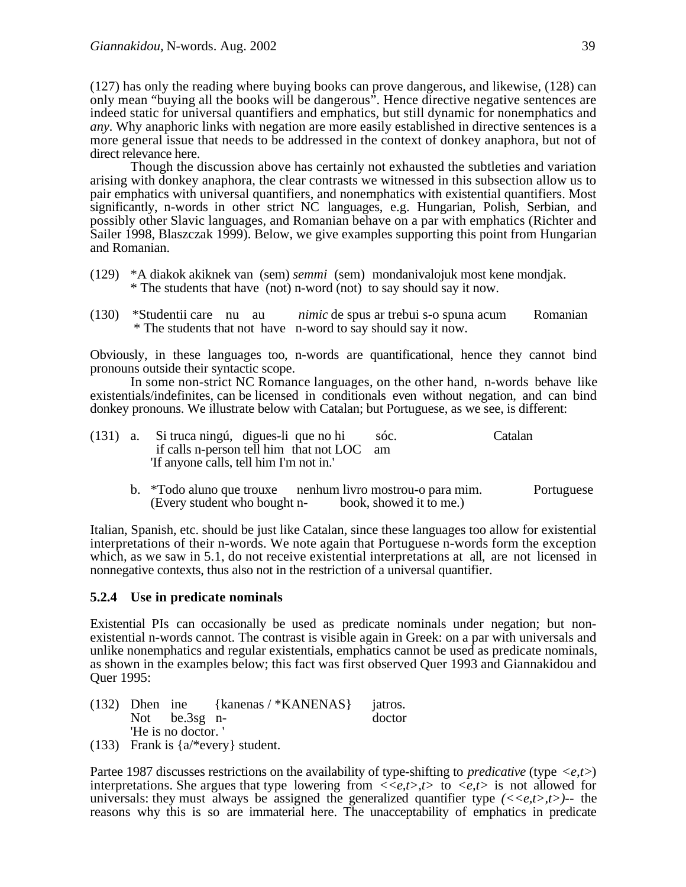(127) has only the reading where buying books can prove dangerous, and likewise, (128) can only mean "buying all the books will be dangerous". Hence directive negative sentences are indeed static for universal quantifiers and emphatics, but still dynamic for nonemphatics and *any*. Why anaphoric links with negation are more easily established in directive sentences is a more general issue that needs to be addressed in the context of donkey anaphora, but not of direct relevance here.

Though the discussion above has certainly not exhausted the subtleties and variation arising with donkey anaphora, the clear contrasts we witnessed in this subsection allow us to pair emphatics with universal quantifiers, and nonemphatics with existential quantifiers. Most significantly, n-words in other strict NC languages, e.g. Hungarian, Polish, Serbian, and possibly other Slavic languages, and Romanian behave on a par with emphatics (Richter and Sailer 1998, Blaszczak 1999). Below, we give examples supporting this point from Hungarian and Romanian.

(129) *A diakok akiknek van (sem) *semmi* (sem) mondanivalojuk most kene mondjak.
 * The students that have (not) n-word (not) to say should say it now.

(130) *Studentii care nu au *nimic* de spus ar trebui s-o spuna acum Romanian
 * The students that not have n-word to say should say it now.

Obviously, in these languages too, n-words are quantificational, hence they cannot bind pronouns outside their syntactic scope.

In some non-strict NC Romance languages, on the other hand, n-words behave like existentials/indefinites, can be licensed in conditionals even without negation, and can bind donkey pronouns. We illustrate below with Catalan; but Portuguese, as we see, is different:

(131) a. Si truca ningú, digues-li que no hi sóc. Catalan
 if calls n-person tell him that not LOC am
 'If anyone calls, tell him I'm not in.'

 b. *Todo aluno que trouxe nenhum livro mostrou-o para mim. Portuguese
 (Every student who bought n- book, showed it to me.)

Italian, Spanish, etc. should be just like Catalan, since these languages too allow for existential interpretations of their n-words. We note again that Portuguese n-words form the exception which, as we saw in 5.1, do not receive existential interpretations at all, are not licensed in nonnegative contexts, thus also not in the restriction of a universal quantifier.

### 5.2.4 Use in predicate nominals

Existential PIs can occasionally be used as predicate nominals under negation; but non-existential n-words cannot. The contrast is visible again in Greek: on a par with universals and unlike nonemphatics and regular existentials, emphatics cannot be used as predicate nominals, as shown in the examples below; this fact was first observed Quer 1993 and Giannakidou and Quer 1995:

(132) Dhen ine {kanenas / *KANENAS} jatros.
 Not be.3sg n- doctor
 'He is no doctor. '

(133) Frank is {a/*every} student.

Partee 1987 discusses restrictions on the availability of type-shifting to *predicative* (type *<e,t>*) interpretations. She argues that type lowering from *<<e,t>,t>* to *<e,t>* is not allowed for universals: they must always be assigned the generalized quantifier type *(<<e,t>,t>)*-- the reasons why this is so are immaterial here. The unacceptability of emphatics in predicate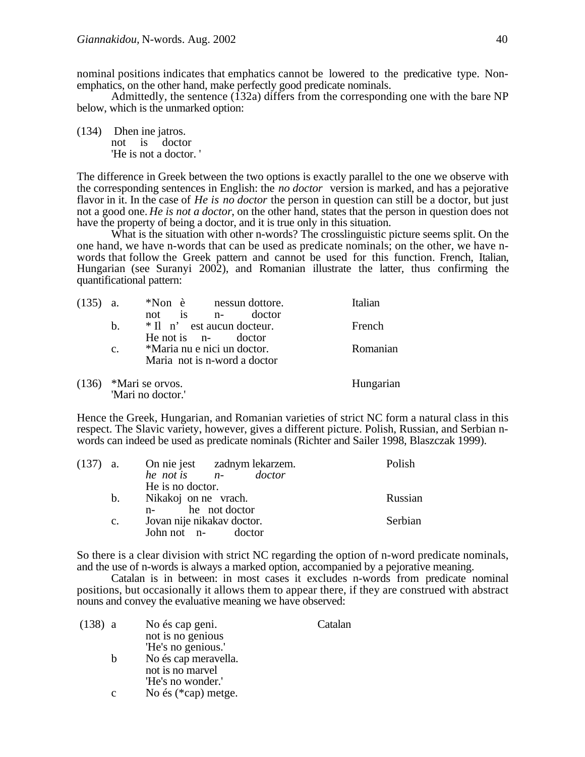nominal positions indicates that emphatics cannot be lowered to the predicative type. Non-emphatics, on the other hand, make perfectly good predicate nominals.

Admittedly, the sentence (132a) differs from the corresponding one with the bare NP below, which is the unmarked option:

(134) Dhen ine jatros.
 not is doctor
 'He is not a doctor. '

The difference in Greek between the two options is exactly parallel to the one we observe with the corresponding sentences in English: the *no doctor* version is marked, and has a pejorative flavor in it. In the case of *He is no doctor* the person in question can still be a doctor, but just not a good one. *He is not a doctor,* on the other hand, states that the person in question does not have the property of being a doctor, and it is true only in this situation.

What is the situation with other n-words? The crosslinguistic picture seems split. On the one hand, we have n-words that can be used as predicate nominals; on the other, we have n-words that follow the Greek pattern and cannot be used for this function. French, Italian, Hungarian (see Suranyi 2002), and Romanian illustrate the latter, thus confirming the quantificational pattern:

(135) a. *Non è nessun dottore. — Italian
 not is n- doctor
 b. * Il n' est aucun docteur. — French
 He not is n- doctor
 c. *Maria nu e nici un doctor. — Romanian
 Maria not is n-word a doctor

(136) *Mari se orvos. — Hungarian
 'Mari no doctor.'

Hence the Greek, Hungarian, and Romanian varieties of strict NC form a natural class in this respect. The Slavic variety, however, gives a different picture. Polish, Russian, and Serbian n-words can indeed be used as predicate nominals (Richter and Sailer 1998, Blaszczak 1999).

(137) a. On nie jest zadnym lekarzem. — Polish
 *he not is n- doctor*
 He is no doctor.
 b. Nikakoj on ne vrach. — Russian
 n- he not doctor
 c. Jovan nije nikakav doctor. — Serbian
 John not n- doctor

So there is a clear division with strict NC regarding the option of n-word predicate nominals, and the use of n-words is always a marked option, accompanied by a pejorative meaning.

Catalan is in between: in most cases it excludes n-words from predicate nominal positions, but occasionally it allows them to appear there, if they are construed with abstract nouns and convey the evaluative meaning we have observed:

(138) a No és cap geni. — Catalan
 not is no genious
 'He's no genious.'
 b No és cap meravella.
 not is no marvel
 'He's no wonder.'
 c No és (*cap) metge.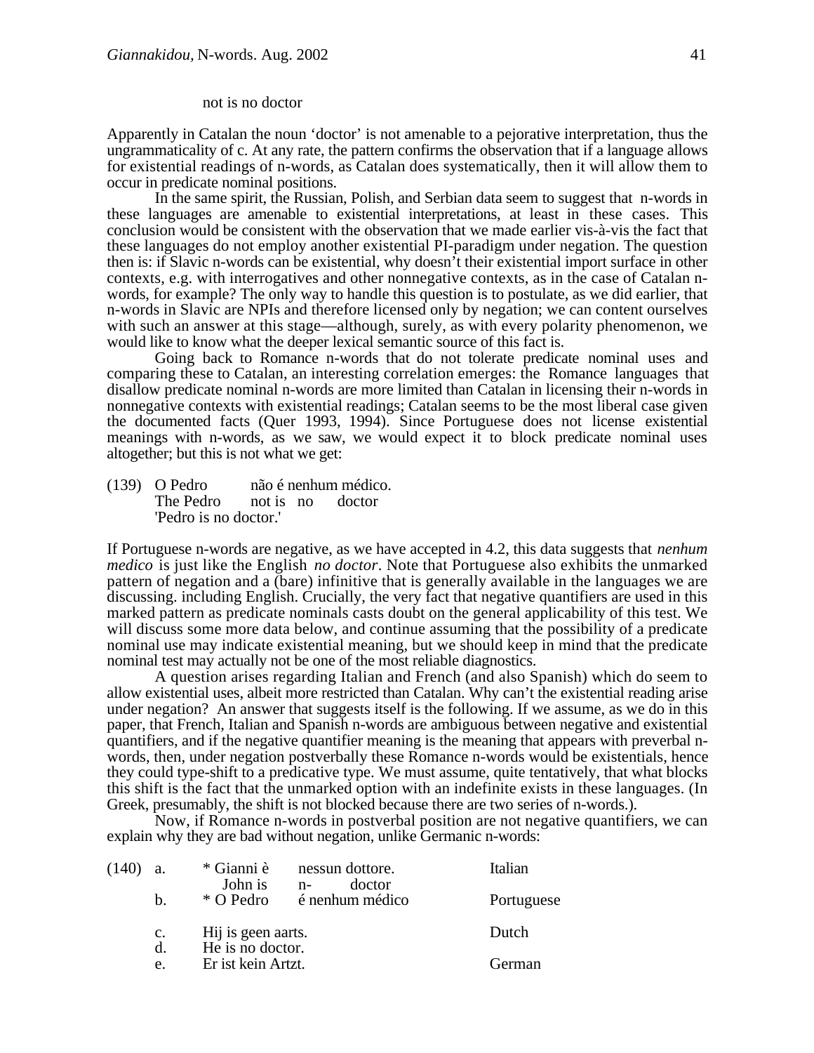not is no doctor

Apparently in Catalan the noun 'doctor' is not amenable to a pejorative interpretation, thus the ungrammaticality of c. At any rate, the pattern confirms the observation that if a language allows for existential readings of n-words, as Catalan does systematically, then it will allow them to occur in predicate nominal positions.

In the same spirit, the Russian, Polish, and Serbian data seem to suggest that n-words in these languages are amenable to existential interpretations, at least in these cases. This conclusion would be consistent with the observation that we made earlier vis-à-vis the fact that these languages do not employ another existential PI-paradigm under negation. The question then is: if Slavic n-words can be existential, why doesn't their existential import surface in other contexts, e.g. with interrogatives and other nonnegative contexts, as in the case of Catalan n-words, for example? The only way to handle this question is to postulate, as we did earlier, that n-words in Slavic are NPIs and therefore licensed only by negation; we can content ourselves with such an answer at this stage—although, surely, as with every polarity phenomenon, we would like to know what the deeper lexical semantic source of this fact is.

Going back to Romance n-words that do not tolerate predicate nominal uses and comparing these to Catalan, an interesting correlation emerges: the Romance languages that disallow predicate nominal n-words are more limited than Catalan in licensing their n-words in nonnegative contexts with existential readings; Catalan seems to be the most liberal case given the documented facts (Quer 1993, 1994). Since Portuguese does not license existential meanings with n-words, as we saw, we would expect it to block predicate nominal uses altogether; but this is not what we get:

(139) O Pedro não é nenhum médico.
The Pedro not is no doctor
'Pedro is no doctor.'

If Portuguese n-words are negative, as we have accepted in 4.2, this data suggests that *nenhum medico* is just like the English *no doctor*. Note that Portuguese also exhibits the unmarked pattern of negation and a (bare) infinitive that is generally available in the languages we are discussing. including English. Crucially, the very fact that negative quantifiers are used in this marked pattern as predicate nominals casts doubt on the general applicability of this test. We will discuss some more data below, and continue assuming that the possibility of a predicate nominal use may indicate existential meaning, but we should keep in mind that the predicate nominal test may actually not be one of the most reliable diagnostics.

A question arises regarding Italian and French (and also Spanish) which do seem to allow existential uses, albeit more restricted than Catalan. Why can't the existential reading arise under negation? An answer that suggests itself is the following. If we assume, as we do in this paper, that French, Italian and Spanish n-words are ambiguous between negative and existential quantifiers, and if the negative quantifier meaning is the meaning that appears with preverbal n-words, then, under negation postverbally these Romance n-words would be existentials, hence they could type-shift to a predicative type. We must assume, quite tentatively, that what blocks this shift is the fact that the unmarked option with an indefinite exists in these languages. (In Greek, presumably, the shift is not blocked because there are two series of n-words.).

Now, if Romance n-words in postverbal position are not negative quantifiers, we can explain why they are bad without negation, unlike Germanic n-words:

(140) a. * Gianni è nessun dottore. — Italian
John is n- doctor
b. * O Pedro é nenhum médico — Portuguese
c. Hij is geen aarts. — Dutch
d. He is no doctor.
e. Er ist kein Artzt. — German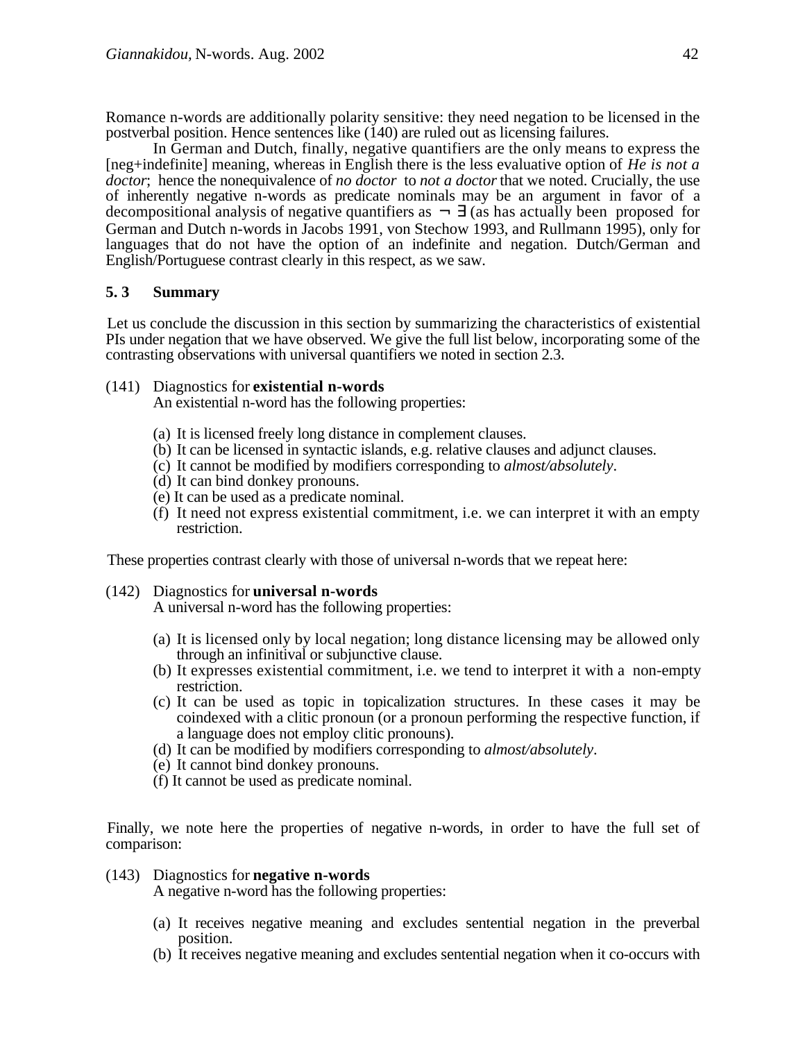Romance n-words are additionally polarity sensitive: they need negation to be licensed in the postverbal position. Hence sentences like (140) are ruled out as licensing failures.

In German and Dutch, finally, negative quantifiers are the only means to express the [neg+indefinite] meaning, whereas in English there is the less evaluative option of *He is not a doctor*; hence the nonequivalence of *no doctor* to *not a doctor* that we noted. Crucially, the use of inherently negative n-words as predicate nominals may be an argument in favor of a decompositional analysis of negative quantifiers as $\neg \exists$ (as has actually been proposed for German and Dutch n-words in Jacobs 1991, von Stechow 1993, and Rullmann 1995), only for languages that do not have the option of an indefinite and negation. Dutch/German and English/Portuguese contrast clearly in this respect, as we saw.

### 5. 3 Summary

Let us conclude the discussion in this section by summarizing the characteristics of existential PIs under negation that we have observed. We give the full list below, incorporating some of the contrasting observations with universal quantifiers we noted in section 2.3.

(141) Diagnostics for **existential n-words**
An existential n-word has the following properties:

(a) It is licensed freely long distance in complement clauses.
(b) It can be licensed in syntactic islands, e.g. relative clauses and adjunct clauses.
(c) It cannot be modified by modifiers corresponding to *almost/absolutely*.
(d) It can bind donkey pronouns.
(e) It can be used as a predicate nominal.
(f) It need not express existential commitment, i.e. we can interpret it with an empty restriction.

These properties contrast clearly with those of universal n-words that we repeat here:

(142) Diagnostics for **universal n-words**
A universal n-word has the following properties:

(a) It is licensed only by local negation; long distance licensing may be allowed only through an infinitival or subjunctive clause.
(b) It expresses existential commitment, i.e. we tend to interpret it with a non-empty restriction.
(c) It can be used as topic in topicalization structures. In these cases it may be coindexed with a clitic pronoun (or a pronoun performing the respective function, if a language does not employ clitic pronouns).
(d) It can be modified by modifiers corresponding to *almost/absolutely*.
(e) It cannot bind donkey pronouns.
(f) It cannot be used as predicate nominal.

Finally, we note here the properties of negative n-words, in order to have the full set of comparison:

(143) Diagnostics for **negative n-words**
A negative n-word has the following properties:

(a) It receives negative meaning and excludes sentential negation in the preverbal position.
(b) It receives negative meaning and excludes sentential negation when it co-occurs with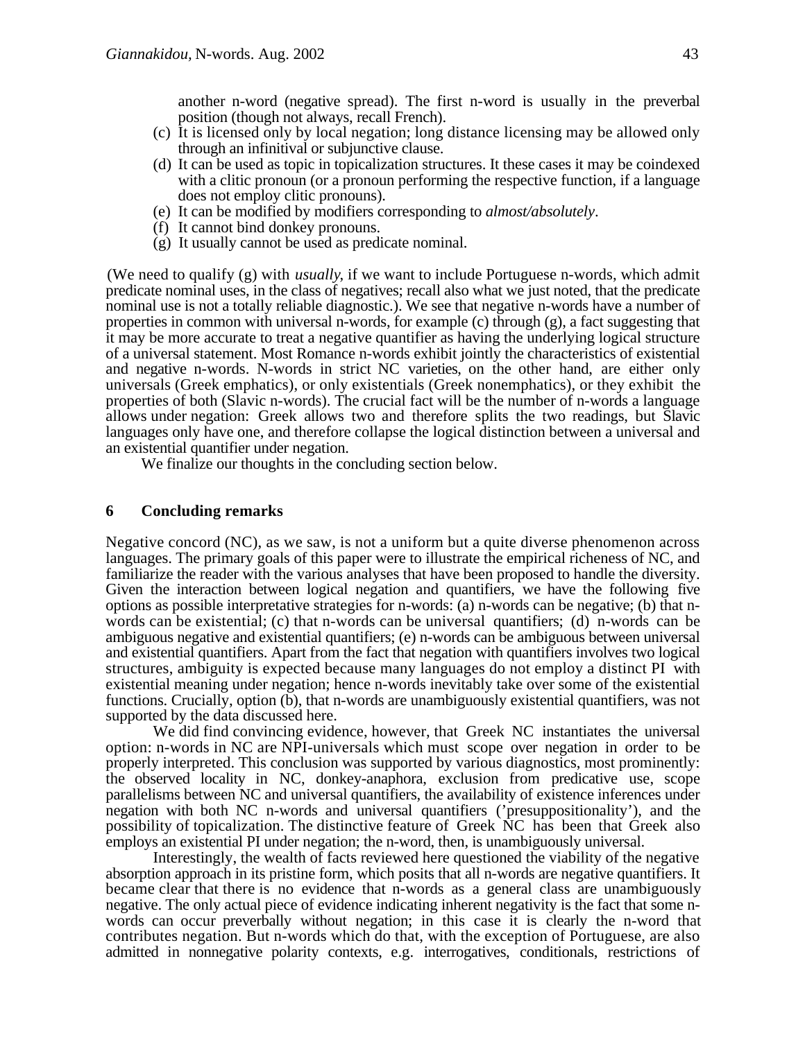another n-word (negative spread). The first n-word is usually in the preverbal position (though not always, recall French).

(c) It is licensed only by local negation; long distance licensing may be allowed only through an infinitival or subjunctive clause.
(d) It can be used as topic in topicalization structures. It these cases it may be coindexed with a clitic pronoun (or a pronoun performing the respective function, if a language does not employ clitic pronouns).
(e) It can be modified by modifiers corresponding to *almost/absolutely*.
(f) It cannot bind donkey pronouns.
(g) It usually cannot be used as predicate nominal.

(We need to qualify (g) with *usually*, if we want to include Portuguese n-words, which admit predicate nominal uses, in the class of negatives; recall also what we just noted, that the predicate nominal use is not a totally reliable diagnostic.). We see that negative n-words have a number of properties in common with universal n-words, for example (c) through (g), a fact suggesting that it may be more accurate to treat a negative quantifier as having the underlying logical structure of a universal statement. Most Romance n-words exhibit jointly the characteristics of existential and negative n-words. N-words in strict NC varieties, on the other hand, are either only universals (Greek emphatics), or only existentials (Greek nonemphatics), or they exhibit the properties of both (Slavic n-words). The crucial fact will be the number of n-words a language allows under negation: Greek allows two and therefore splits the two readings, but Slavic languages only have one, and therefore collapse the logical distinction between a universal and an existential quantifier under negation.

We finalize our thoughts in the concluding section below.

## 6 Concluding remarks

Negative concord (NC), as we saw, is not a uniform but a quite diverse phenomenon across languages. The primary goals of this paper were to illustrate the empirical richeness of NC, and familiarize the reader with the various analyses that have been proposed to handle the diversity. Given the interaction between logical negation and quantifiers, we have the following five options as possible interpretative strategies for n-words: (a) n-words can be negative; (b) that n-words can be existential; (c) that n-words can be universal quantifiers; (d) n-words can be ambiguous negative and existential quantifiers; (e) n-words can be ambiguous between universal and existential quantifiers. Apart from the fact that negation with quantifiers involves two logical structures, ambiguity is expected because many languages do not employ a distinct PI with existential meaning under negation; hence n-words inevitably take over some of the existential functions. Crucially, option (b), that n-words are unambiguously existential quantifiers, was not supported by the data discussed here.

We did find convincing evidence, however, that Greek NC instantiates the universal option: n-words in NC are NPI-universals which must scope over negation in order to be properly interpreted. This conclusion was supported by various diagnostics, most prominently: the observed locality in NC, donkey-anaphora, exclusion from predicative use, scope parallelisms between NC and universal quantifiers, the availability of existence inferences under negation with both NC n-words and universal quantifiers ('presuppositionality'), and the possibility of topicalization. The distinctive feature of Greek NC has been that Greek also employs an existential PI under negation; the n-word, then, is unambiguously universal.

Interestingly, the wealth of facts reviewed here questioned the viability of the negative absorption approach in its pristine form, which posits that all n-words are negative quantifiers. It became clear that there is no evidence that n-words as a general class are unambiguously negative. The only actual piece of evidence indicating inherent negativity is the fact that some n-words can occur preverbally without negation; in this case it is clearly the n-word that contributes negation. But n-words which do that, with the exception of Portuguese, are also admitted in nonnegative polarity contexts, e.g. interrogatives, conditionals, restrictions of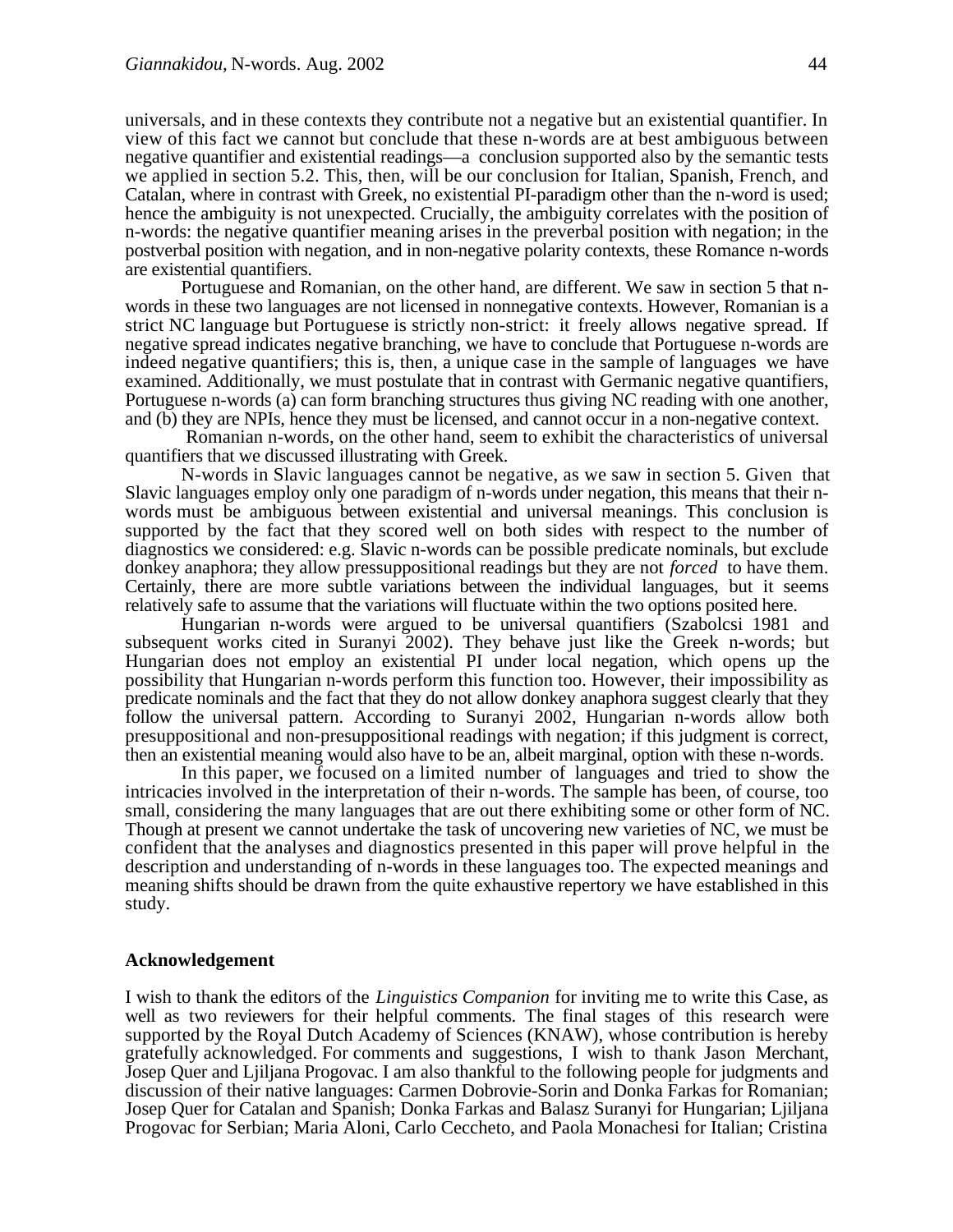universals, and in these contexts they contribute not a negative but an existential quantifier. In view of this fact we cannot but conclude that these n-words are at best ambiguous between negative quantifier and existential readings—a conclusion supported also by the semantic tests we applied in section 5.2. This, then, will be our conclusion for Italian, Spanish, French, and Catalan, where in contrast with Greek, no existential PI-paradigm other than the n-word is used; hence the ambiguity is not unexpected. Crucially, the ambiguity correlates with the position of n-words: the negative quantifier meaning arises in the preverbal position with negation; in the postverbal position with negation, and in non-negative polarity contexts, these Romance n-words are existential quantifiers.

Portuguese and Romanian, on the other hand, are different. We saw in section 5 that n-words in these two languages are not licensed in nonnegative contexts. However, Romanian is a strict NC language but Portuguese is strictly non-strict: it freely allows negative spread. If negative spread indicates negative branching, we have to conclude that Portuguese n-words are indeed negative quantifiers; this is, then, a unique case in the sample of languages we have examined. Additionally, we must postulate that in contrast with Germanic negative quantifiers, Portuguese n-words (a) can form branching structures thus giving NC reading with one another, and (b) they are NPIs, hence they must be licensed, and cannot occur in a non-negative context.

Romanian n-words, on the other hand, seem to exhibit the characteristics of universal quantifiers that we discussed illustrating with Greek.

N-words in Slavic languages cannot be negative, as we saw in section 5. Given that Slavic languages employ only one paradigm of n-words under negation, this means that their n-words must be ambiguous between existential and universal meanings. This conclusion is supported by the fact that they scored well on both sides with respect to the number of diagnostics we considered: e.g. Slavic n-words can be possible predicate nominals, but exclude donkey anaphora; they allow presspuppositional readings but they are not *forced* to have them. Certainly, there are more subtle variations between the individual languages, but it seems relatively safe to assume that the variations will fluctuate within the two options posited here.

Hungarian n-words were argued to be universal quantifiers (Szabolcsi 1981 and subsequent works cited in Suranyi 2002). They behave just like the Greek n-words; but Hungarian does not employ an existential PI under local negation, which opens up the possibility that Hungarian n-words perform this function too. However, their impossibility as predicate nominals and the fact that they do not allow donkey anaphora suggest clearly that they follow the universal pattern. According to Suranyi 2002, Hungarian n-words allow both presuppositional and non-presuppositional readings with negation; if this judgment is correct, then an existential meaning would also have to be an, albeit marginal, option with these n-words.

In this paper, we focused on a limited number of languages and tried to show the intricacies involved in the interpretation of their n-words. The sample has been, of course, too small, considering the many languages that are out there exhibiting some or other form of NC. Though at present we cannot undertake the task of uncovering new varieties of NC, we must be confident that the analyses and diagnostics presented in this paper will prove helpful in the description and understanding of n-words in these languages too. The expected meanings and meaning shifts should be drawn from the quite exhaustive repertory we have established in this study.

**Acknowledgement**

I wish to thank the editors of the *Linguistics Companion* for inviting me to write this Case, as well as two reviewers for their helpful comments. The final stages of this research were supported by the Royal Dutch Academy of Sciences (KNAW), whose contribution is hereby gratefully acknowledged. For comments and suggestions, I wish to thank Jason Merchant, Josep Quer and Ljiljana Progovac. I am also thankful to the following people for judgments and discussion of their native languages: Carmen Dobrovie-Sorin and Donka Farkas for Romanian; Josep Quer for Catalan and Spanish; Donka Farkas and Balasz Suranyi for Hungarian; Ljiljana Progovac for Serbian; Maria Aloni, Carlo Ceccheto, and Paola Monachesi for Italian; Cristina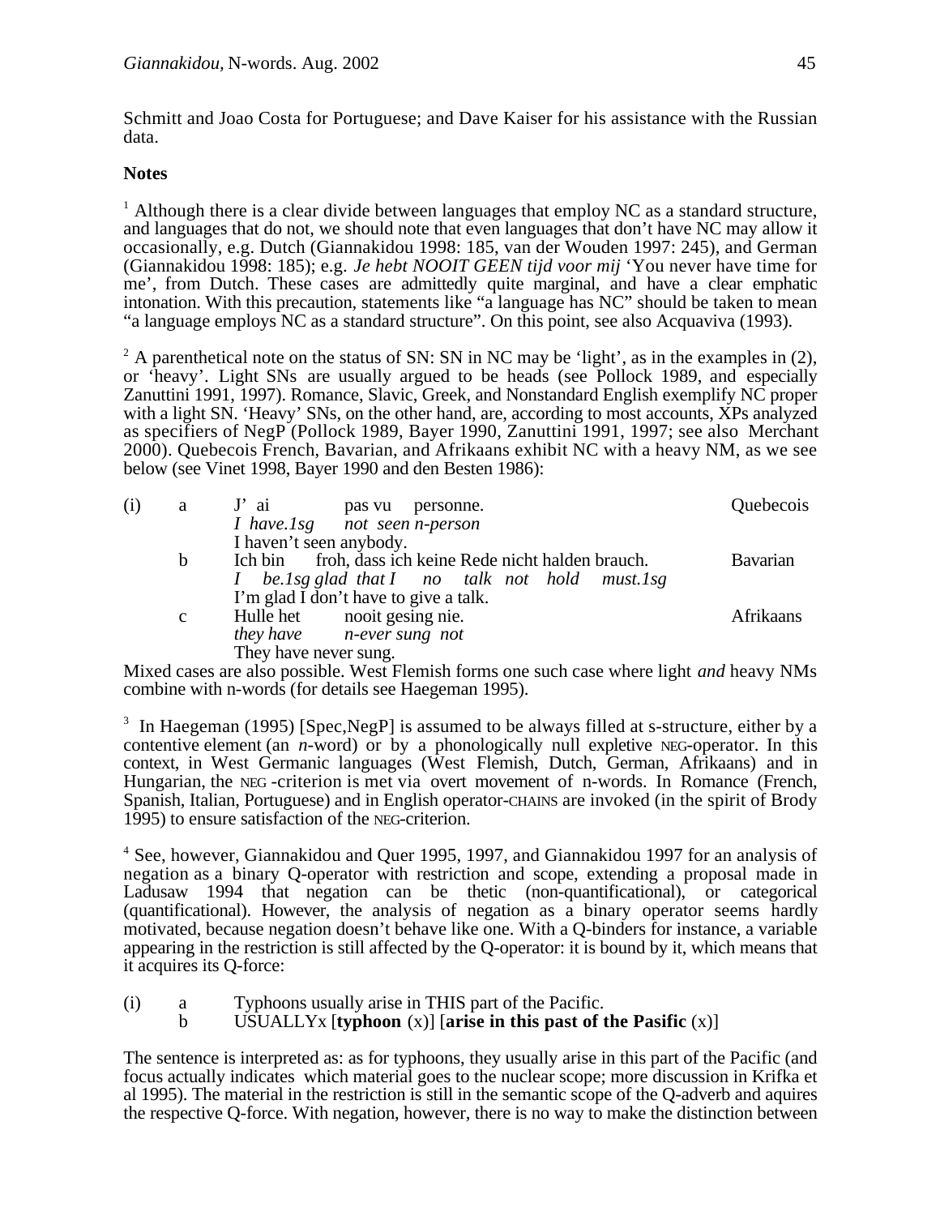Schmitt and Joao Costa for Portuguese; and Dave Kaiser for his assistance with the Russian data.

**Notes**

[1] Although there is a clear divide between languages that employ NC as a standard structure, and languages that do not, we should note that even languages that don't have NC may allow it occasionally, e.g. Dutch (Giannakidou 1998: 185, van der Wouden 1997: 245), and German (Giannakidou 1998: 185); e.g. *Je hebt NOOIT GEEN tijd voor mij* 'You never have time for me', from Dutch. These cases are admittedly quite marginal, and have a clear emphatic intonation. With this precaution, statements like "a language has NC" should be taken to mean "a language employs NC as a standard structure". On this point, see also Acquaviva (1993).

[2] A parenthetical note on the status of SN: SN in NC may be 'light', as in the examples in (2), or 'heavy'. Light SNs are usually argued to be heads (see Pollock 1989, and especially Zanuttini 1991, 1997). Romance, Slavic, Greek, and Nonstandard English exemplify NC proper with a light SN. 'Heavy' SNs, on the other hand, are, according to most accounts, XPs analyzed as specifiers of NegP (Pollock 1989, Bayer 1990, Zanuttini 1991, 1997; see also Merchant 2000). Quebecois French, Bavarian, and Afrikaans exhibit NC with a heavy NM, as we see below (see Vinet 1998, Bayer 1990 and den Besten 1986):

(i) a. J' ai pas vu personne. — Quebecois
  *I have.1sg not seen n-person*
  I haven't seen anybody.

b. Ich bin froh, dass ich keine Rede nicht halden brauch. — Bavarian
  *I be.1sg glad that I no talk not hold must.1sg*
  I'm glad I don't have to give a talk.

c. Hulle het nooit gesing nie. — Afrikaans
  *they have n-ever sung not*
  They have never sung.

Mixed cases are also possible. West Flemish forms one such case where light *and* heavy NMs combine with n-words (for details see Haegeman 1995).

[3] In Haegeman (1995) [Spec,NegP] is assumed to be always filled at s-structure, either by a contentive element (an *n*-word) or by a phonologically null expletive NEG-operator. In this context, in West Germanic languages (West Flemish, Dutch, German, Afrikaans) and in Hungarian, the NEG-criterion is met via overt movement of n-words. In Romance (French, Spanish, Italian, Portuguese) and in English operator-CHAINS are invoked (in the spirit of Brody 1995) to ensure satisfaction of the NEG-criterion.

[4] See, however, Giannakidou and Quer 1995, 1997, and Giannakidou 1997 for an analysis of negation as a binary Q-operator with restriction and scope, extending a proposal made in Ladusaw 1994 that negation can be thetic (non-quantificational), or categorical (quantificational). However, the analysis of negation as a binary operator seems hardly motivated, because negation doesn't behave like one. With a Q-binders for instance, a variable appearing in the restriction is still affected by the Q-operator: it is bound by it, which means that it acquires its Q-force:

(i) a. Typhoons usually arise in THIS part of the Pacific.
  b. USUALLYx [**typhoon** (x)] [**arise in this past of the Pasific** (x)]

The sentence is interpreted as: as for typhoons, they usually arise in this part of the Pacific (and focus actually indicates which material goes to the nuclear scope; more discussion in Krifka et al 1995). The material in the restriction is still in the semantic scope of the Q-adverb and aquires the respective Q-force. With negation, however, there is no way to make the distinction between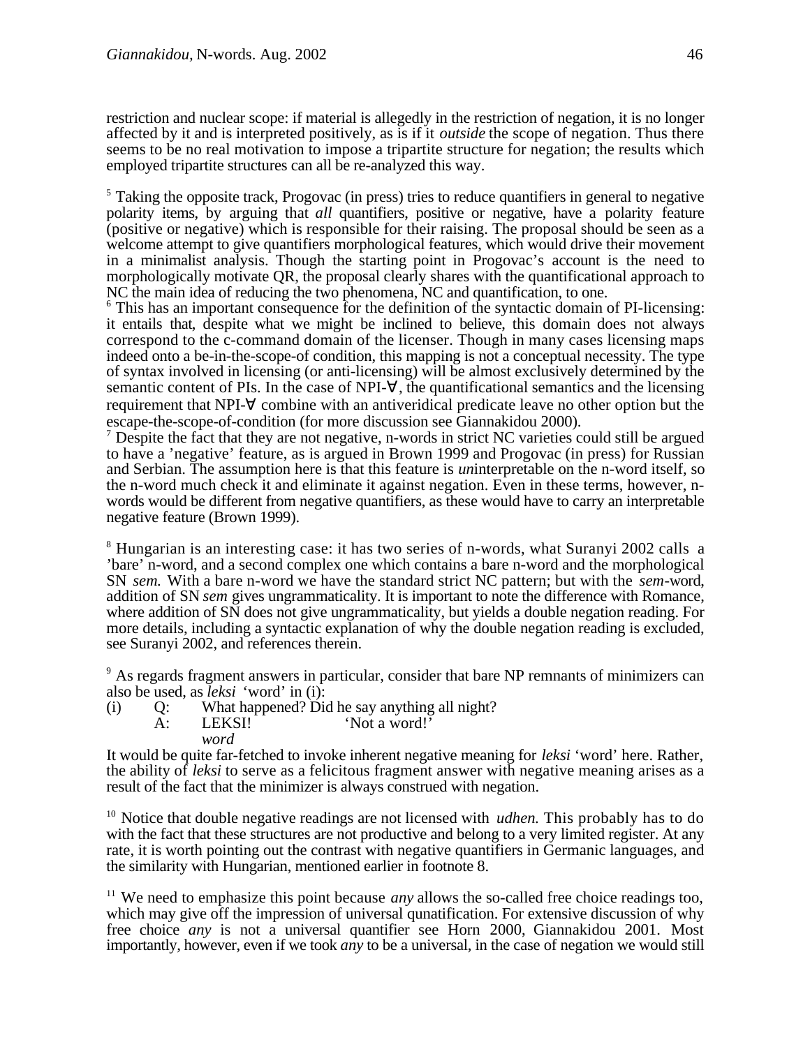restriction and nuclear scope: if material is allegedly in the restriction of negation, it is no longer affected by it and is interpreted positively, as is if it *outside* the scope of negation. Thus there seems to be no real motivation to impose a tripartite structure for negation; the results which employed tripartite structures can all be re-analyzed this way.

[5] Taking the opposite track, Progovac (in press) tries to reduce quantifiers in general to negative polarity items, by arguing that *all* quantifiers, positive or negative, have a polarity feature (positive or negative) which is responsible for their raising. The proposal should be seen as a welcome attempt to give quantifiers morphological features, which would drive their movement in a minimalist analysis. Though the starting point in Progovac's account is the need to morphologically motivate QR, the proposal clearly shares with the quantificational approach to NC the main idea of reducing the two phenomena, NC and quantification, to one.

[6] This has an important consequence for the definition of the syntactic domain of PI-licensing: it entails that, despite what we might be inclined to believe, this domain does not always correspond to the c-command domain of the licenser. Though in many cases licensing maps indeed onto a be-in-the-scope-of condition, this mapping is not a conceptual necessity. The type of syntax involved in licensing (or anti-licensing) will be almost exclusively determined by the semantic content of PIs. In the case of NPI-∀, the quantificational semantics and the licensing requirement that NPI-∀ combine with an antiveridical predicate leave no other option but the escape-the-scope-of-condition (for more discussion see Giannakidou 2000).

[7] Despite the fact that they are not negative, n-words in strict NC varieties could still be argued to have a 'negative' feature, as is argued in Brown 1999 and Progovac (in press) for Russian and Serbian. The assumption here is that this feature is *un*interpretable on the n-word itself, so the n-word much check it and eliminate it against negation. Even in these terms, however, n-words would be different from negative quantifiers, as these would have to carry an interpretable negative feature (Brown 1999).

[8] Hungarian is an interesting case: it has two series of n-words, what Suranyi 2002 calls a 'bare' n-word, and a second complex one which contains a bare n-word and the morphological SN *sem.* With a bare n-word we have the standard strict NC pattern; but with the *sem*-word, addition of SN *sem* gives ungrammaticality. It is important to note the difference with Romance, where addition of SN does not give ungrammaticality, but yields a double negation reading. For more details, including a syntactic explanation of why the double negation reading is excluded, see Suranyi 2002, and references therein.

[9] As regards fragment answers in particular, consider that bare NP remnants of minimizers can also be used, as *leksi* 'word' in (i):

(i) Q: What happened? Did he say anything all night?
  A: LEKSI! 'Not a word!'
  *word*

It would be quite far-fetched to invoke inherent negative meaning for *leksi* 'word' here. Rather, the ability of *leksi* to serve as a felicitous fragment answer with negative meaning arises as a result of the fact that the minimizer is always construed with negation.

[10] Notice that double negative readings are not licensed with *udhen.* This probably has to do with the fact that these structures are not productive and belong to a very limited register. At any rate, it is worth pointing out the contrast with negative quantifiers in Germanic languages, and the similarity with Hungarian, mentioned earlier in footnote 8.

[11] We need to emphasize this point because *any* allows the so-called free choice readings too, which may give off the impression of universal qunatification. For extensive discussion of why free choice *any* is not a universal quantifier see Horn 2000, Giannakidou 2001. Most importantly, however, even if we took *any* to be a universal, in the case of negation we would still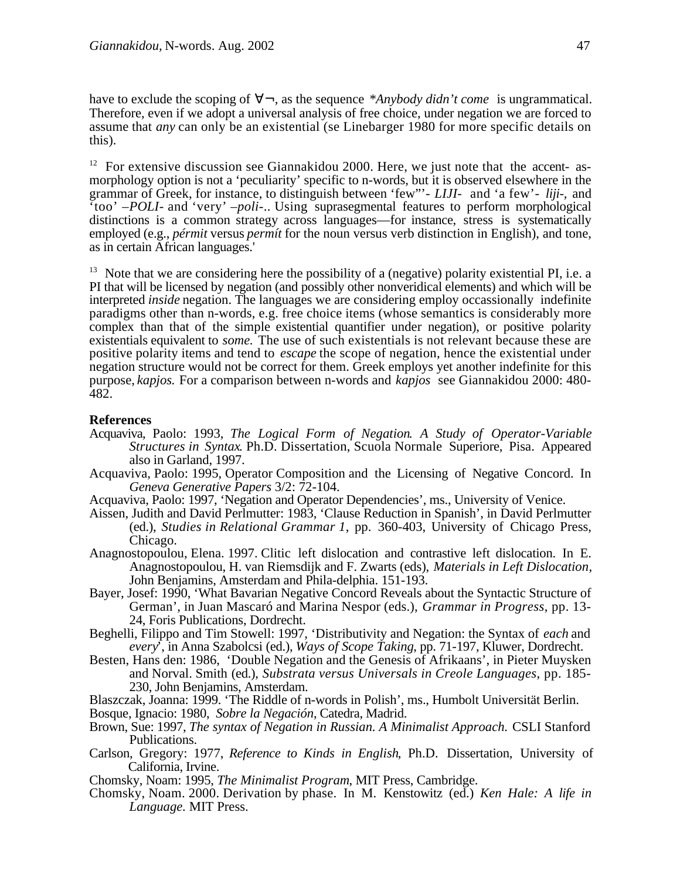have to exclude the scoping of ∀¬, as the sequence *\*Anybody didn't come* is ungrammatical. Therefore, even if we adopt a universal analysis of free choice, under negation we are forced to assume that *any* can only be an existential (se Linebarger 1980 for more specific details on this).

[12] For extensive discussion see Giannakidou 2000. Here, we just note that the accent- as-morphology option is not a 'peculiarity' specific to n-words, but it is observed elsewhere in the grammar of Greek, for instance, to distinguish between 'few"'- *LIJI-* and 'a few'- *liji-*, and 'too' –*POLI-* and 'very' –*poli-*.. Using suprasegmental features to perform morphological distinctions is a common strategy across languages—for instance, stress is systematically employed (e.g., *pérmit* versus *permít* for the noun versus verb distinction in English), and tone, as in certain African languages.'

[13] Note that we are considering here the possibility of a (negative) polarity existential PI, i.e. a PI that will be licensed by negation (and possibly other nonveridical elements) and which will be interpreted *inside* negation. The languages we are considering employ occassionally indefinite paradigms other than n-words, e.g. free choice items (whose semantics is considerably more complex than that of the simple existential quantifier under negation), or positive polarity existentials equivalent to *some.* The use of such existentials is not relevant because these are positive polarity items and tend to *escape* the scope of negation, hence the existential under negation structure would not be correct for them. Greek employs yet another indefinite for this purpose, *kapjos.* For a comparison between n-words and *kapjos* see Giannakidou 2000: 480-482.

**References**

Acquaviva, Paolo: 1993, *The Logical Form of Negation. A Study of Operator-Variable Structures in Syntax*. Ph.D. Dissertation, Scuola Normale Superiore, Pisa. Appeared also in Garland, 1997.

Acquaviva, Paolo: 1995, Operator Composition and the Licensing of Negative Concord. In *Geneva Generative Papers* 3/2: 72-104.

Acquaviva, Paolo: 1997, 'Negation and Operator Dependencies', ms., University of Venice.

Aissen, Judith and David Perlmutter: 1983, 'Clause Reduction in Spanish', in David Perlmutter (ed.), *Studies in Relational Grammar 1*, pp. 360-403, University of Chicago Press, Chicago.

Anagnostopoulou, Elena. 1997. Clitic left dislocation and contrastive left dislocation. In E. Anagnostopoulou, H. van Riemsdijk and F. Zwarts (eds), *Materials in Left Dislocation*, John Benjamins, Amsterdam and Phila-delphia. 151-193.

Bayer, Josef: 1990, 'What Bavarian Negative Concord Reveals about the Syntactic Structure of German', in Juan Mascaró and Marina Nespor (eds.), *Grammar in Progress*, pp. 13-24, Foris Publications, Dordrecht.

Beghelli, Filippo and Tim Stowell: 1997, 'Distributivity and Negation: the Syntax of *each* and *every*', in Anna Szabolcsi (ed.), *Ways of Scope Taking*, pp. 71-197, Kluwer, Dordrecht.

Besten, Hans den: 1986, 'Double Negation and the Genesis of Afrikaans', in Pieter Muysken and Norval. Smith (ed.), *Substrata versus Universals in Creole Languages*, pp. 185-230, John Benjamins, Amsterdam.

Blaszczak, Joanna: 1999. 'The Riddle of n-words in Polish', ms., Humbolt Universität Berlin.

Bosque, Ignacio: 1980, *Sobre la Negación*, Catedra, Madrid.

Brown, Sue: 1997, *The syntax of Negation in Russian. A Minimalist Approach.* CSLI Stanford Publications.

Carlson, Gregory: 1977, *Reference to Kinds in English*, Ph.D. Dissertation, University of California, Irvine.

Chomsky, Noam: 1995, *The Minimalist Program*, MIT Press, Cambridge.

Chomsky, Noam. 2000. Derivation by phase. In M. Kenstowitz (ed.) *Ken Hale: A life in Language*. MIT Press.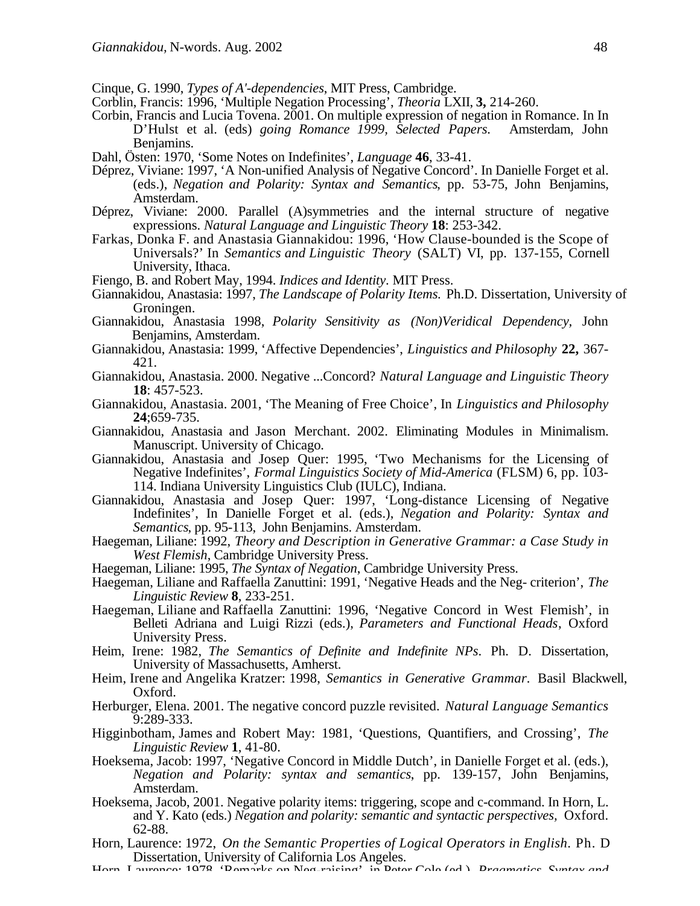Cinque, G. 1990, *Types of A'-dependencies*, MIT Press, Cambridge.

Corblin, Francis: 1996, 'Multiple Negation Processing', *Theoria* LXII, **3,** 214-260.

Corbin, Francis and Lucia Tovena. 2001. On multiple expression of negation in Romance. In In D'Hulst et al. (eds) *going Romance 1999, Selected Papers.* Amsterdam, John Benjamins.

Dahl, Östen: 1970, 'Some Notes on Indefinites', *Language* **46**, 33-41.

Déprez, Viviane: 1997, 'A Non-unified Analysis of Negative Concord'. In Danielle Forget et al. (eds.), *Negation and Polarity: Syntax and Semantics*, pp. 53-75, John Benjamins, Amsterdam.

Déprez, Viviane: 2000. Parallel (A)symmetries and the internal structure of negative expressions. *Natural Language and Linguistic Theory* **18**: 253-342.

Farkas, Donka F. and Anastasia Giannakidou: 1996, 'How Clause-bounded is the Scope of Universals?' In *Semantics and Linguistic Theory* (SALT) VI, pp. 137-155, Cornell University, Ithaca.

Fiengo, B. and Robert May, 1994. *Indices and Identity*. MIT Press.

Giannakidou, Anastasia: 1997, *The Landscape of Polarity Items.* Ph.D. Dissertation, University of Groningen.

Giannakidou, Anastasia 1998, *Polarity Sensitivity as (Non)Veridical Dependency*, John Benjamins, Amsterdam.

Giannakidou, Anastasia: 1999, 'Affective Dependencies', *Linguistics and Philosophy* **22,** 367-421.

Giannakidou, Anastasia. 2000. Negative ...Concord? *Natural Language and Linguistic Theory* **18**: 457-523.

Giannakidou, Anastasia. 2001, 'The Meaning of Free Choice', In *Linguistics and Philosophy* **24**;659-735.

Giannakidou, Anastasia and Jason Merchant. 2002. Eliminating Modules in Minimalism. Manuscript. University of Chicago.

Giannakidou, Anastasia and Josep Quer: 1995, 'Two Mechanisms for the Licensing of Negative Indefinites', *Formal Linguistics Society of Mid-America* (FLSM) 6, pp. 103-114. Indiana University Linguistics Club (IULC), Indiana.

Giannakidou, Anastasia and Josep Quer: 1997, 'Long-distance Licensing of Negative Indefinites', In Danielle Forget et al. (eds.), *Negation and Polarity: Syntax and Semantics*, pp. 95-113, John Benjamins. Amsterdam.

Haegeman, Liliane: 1992, *Theory and Description in Generative Grammar: a Case Study in West Flemish*, Cambridge University Press.

Haegeman, Liliane: 1995, *The Syntax of Negation*, Cambridge University Press.

Haegeman, Liliane and Raffaella Zanuttini: 1991, 'Negative Heads and the Neg- criterion', *The Linguistic Review* **8**, 233-251.

Haegeman, Liliane and Raffaella Zanuttini: 1996, 'Negative Concord in West Flemish', in Belleti Adriana and Luigi Rizzi (eds.), *Parameters and Functional Heads*, Oxford University Press.

Heim, Irene: 1982, *The Semantics of Definite and Indefinite NPs*. Ph. D. Dissertation, University of Massachusetts, Amherst.

Heim, Irene and Angelika Kratzer: 1998, *Semantics in Generative Grammar.* Basil Blackwell, Oxford.

Herburger, Elena. 2001. The negative concord puzzle revisited. *Natural Language Semantics* 9:289-333.

Higginbotham, James and Robert May: 1981, 'Questions, Quantifiers, and Crossing', *The Linguistic Review* **1**, 41-80.

Hoeksema, Jacob: 1997, 'Negative Concord in Middle Dutch', in Danielle Forget et al. (eds.), *Negation and Polarity: syntax and semantics*, pp. 139-157, John Benjamins, Amsterdam.

Hoeksema, Jacob, 2001. Negative polarity items: triggering, scope and c-command. In Horn, L. and Y. Kato (eds.) *Negation and polarity: semantic and syntactic perspectives,* Oxford. 62-88.

Horn, Laurence: 1972, *On the Semantic Properties of Logical Operators in English*. Ph. D Dissertation, University of California Los Angeles.

Horn, Laurence: 1978, 'Remarks on Neg-raising', in Peter Cole (ed.), *Pragmatics, Syntax and*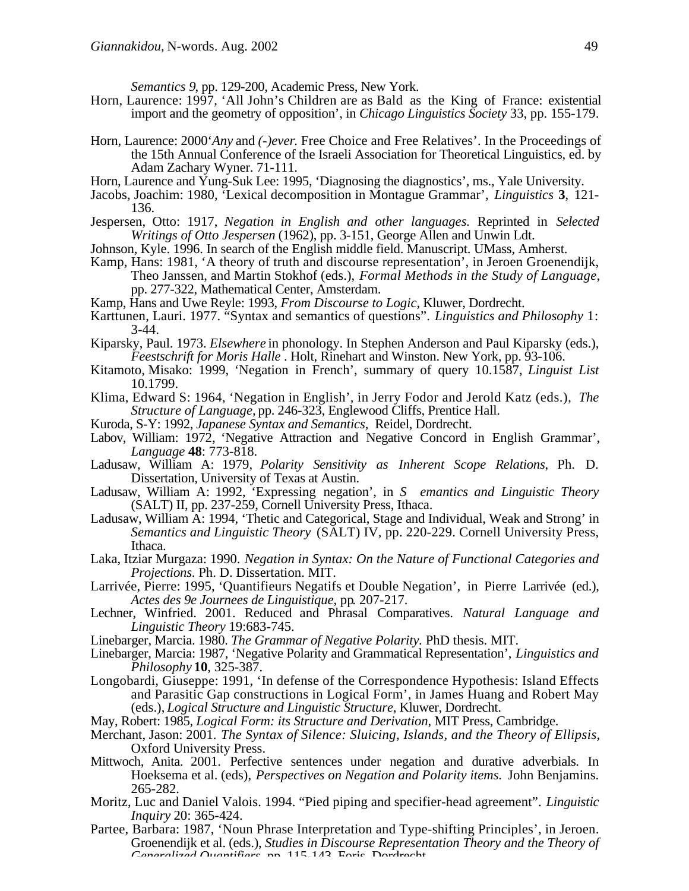*Semantics 9*, pp. 129-200, Academic Press, New York.

Horn, Laurence: 1997, 'All John's Children are as Bald as the King of France: existential import and the geometry of opposition', in *Chicago Linguistics Society* 33, pp. 155-179.

Horn, Laurence: 2000'*Any* and *(-)ever*. Free Choice and Free Relatives'. In the Proceedings of the 15th Annual Conference of the Israeli Association for Theoretical Linguistics, ed. by Adam Zachary Wyner. 71-111.

Horn, Laurence and Yung-Suk Lee: 1995, 'Diagnosing the diagnostics', ms., Yale University.

Jacobs, Joachim: 1980, 'Lexical decomposition in Montague Grammar', *Linguistics* **3**, 121-136.

Jespersen, Otto: 1917, *Negation in English and other languages.* Reprinted in *Selected Writings of Otto Jespersen* (1962), pp. 3-151, George Allen and Unwin Ldt.

Johnson, Kyle. 1996. In search of the English middle field. Manuscript. UMass, Amherst.

Kamp, Hans: 1981, 'A theory of truth and discourse representation', in Jeroen Groenendijk, Theo Janssen, and Martin Stokhof (eds.), *Formal Methods in the Study of Language*, pp. 277-322, Mathematical Center, Amsterdam.

Kamp, Hans and Uwe Reyle: 1993, *From Discourse to Logic*, Kluwer, Dordrecht.

Karttunen, Lauri. 1977. "Syntax and semantics of questions". *Linguistics and Philosophy* 1: 3-44.

Kiparsky, Paul. 1973. *Elsewhere* in phonology. In Stephen Anderson and Paul Kiparsky (eds.), *Feestschrift for Moris Halle* . Holt, Rinehart and Winston. New York, pp. 93-106.

Kitamoto, Misako: 1999, 'Negation in French', summary of query 10.1587, *Linguist List* 10.1799.

Klima, Edward S: 1964, 'Negation in English', in Jerry Fodor and Jerold Katz (eds.), *The Structure of Language*, pp. 246-323, Englewood Cliffs, Prentice Hall.

Kuroda, S-Y: 1992, *Japanese Syntax and Semantics*, Reidel, Dordrecht.

Labov, William: 1972, 'Negative Attraction and Negative Concord in English Grammar', *Language* **48**: 773-818.

Ladusaw, William A: 1979, *Polarity Sensitivity as Inherent Scope Relations*, Ph. D. Dissertation, University of Texas at Austin.

Ladusaw, William A: 1992, 'Expressing negation', in *S emantics and Linguistic Theory* (SALT) II, pp. 237-259, Cornell University Press, Ithaca.

Ladusaw, William A: 1994, 'Thetic and Categorical, Stage and Individual, Weak and Strong' in *Semantics and Linguistic Theory* (SALT) IV, pp. 220-229. Cornell University Press, Ithaca.

Laka, Itziar Murgaza: 1990. *Negation in Syntax: On the Nature of Functional Categories and Projections*. Ph. D. Dissertation. MIT.

Larrivée, Pierre: 1995, 'Quantifieurs Negatifs et Double Negation', in Pierre Larrivée (ed.), *Actes des 9e Journees de Linguistique*, pp. 207-217.

Lechner, Winfried. 2001. Reduced and Phrasal Comparatives. *Natural Language and Linguistic Theory* 19:683-745.

Linebarger, Marcia. 1980. *The Grammar of Negative Polarity.* PhD thesis. MIT.

Linebarger, Marcia: 1987, 'Negative Polarity and Grammatical Representation', *Linguistics and Philosophy* **10**, 325-387.

Longobardi, Giuseppe: 1991, 'In defense of the Correspondence Hypothesis: Island Effects and Parasitic Gap constructions in Logical Form', in James Huang and Robert May (eds.), *Logical Structure and Linguistic Structure*, Kluwer, Dordrecht.

May, Robert: 1985, *Logical Form: its Structure and Derivation*, MIT Press, Cambridge.

Merchant, Jason: 2001. *The Syntax of Silence: Sluicing, Islands, and the Theory of Ellipsis*, Oxford University Press.

Mittwoch, Anita. 2001. Perfective sentences under negation and durative adverbials. In Hoeksema et al. (eds), *Perspectives on Negation and Polarity items.* John Benjamins. 265-282.

Moritz, Luc and Daniel Valois. 1994. "Pied piping and specifier-head agreement". *Linguistic Inquiry* 20: 365-424.

Partee, Barbara: 1987, 'Noun Phrase Interpretation and Type-shifting Principles', in Jeroen. Groenendijk et al. (eds.), *Studies in Discourse Representation Theory and the Theory of Generalized Quantifiers*, pp. 115-143, Foris, Dordrecht.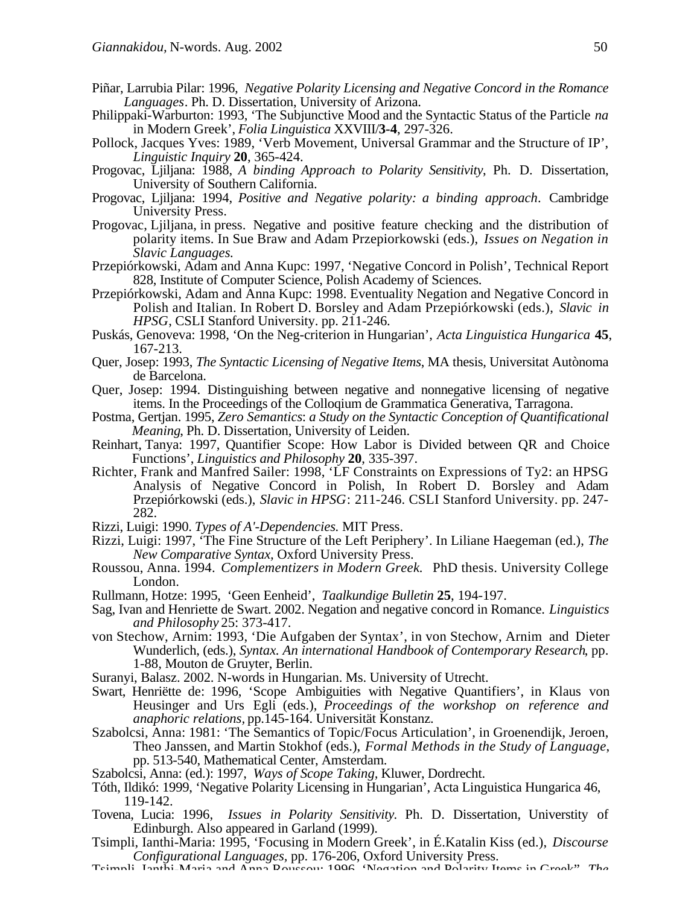Piñar, Larrubia Pilar: 1996, *Negative Polarity Licensing and Negative Concord in the Romance Languages*. Ph. D. Dissertation, University of Arizona.

Philippaki-Warburton: 1993, 'The Subjunctive Mood and the Syntactic Status of the Particle *na* in Modern Greek', *Folia Linguistica* XXVIII/**3-4**, 297-326.

Pollock, Jacques Yves: 1989, 'Verb Movement, Universal Grammar and the Structure of IP', *Linguistic Inquiry* **20**, 365-424.

Progovac, Ljiljana: 1988, *A binding Approach to Polarity Sensitivity*, Ph. D. Dissertation, University of Southern California.

Progovac, Ljiljana: 1994, *Positive and Negative polarity: a binding approach*. Cambridge University Press.

Progovac, Ljiljana, in press. Negative and positive feature checking and the distribution of polarity items. In Sue Braw and Adam Przepiorkowski (eds.), *Issues on Negation in Slavic Languages.*

Przepiórkowski, Adam and Anna Kupc: 1997, 'Negative Concord in Polish', Technical Report 828, Institute of Computer Science, Polish Academy of Sciences.

Przepiórkowski, Adam and Anna Kupc: 1998. Eventuality Negation and Negative Concord in Polish and Italian. In Robert D. Borsley and Adam Przepiórkowski (eds.), *Slavic in HPSG*, CSLI Stanford University. pp. 211-246.

Puskás, Genoveva: 1998, 'On the Neg-criterion in Hungarian', *Acta Linguistica Hungarica* **45**, 167-213.

Quer, Josep: 1993, *The Syntactic Licensing of Negative Items*, MA thesis, Universitat Autònoma de Barcelona.

Quer, Josep: 1994. Distinguishing between negative and nonnegative licensing of negative items. In the Proceedings of the Colloqium de Grammatica Generativa, Tarragona.

Postma, Gertjan. 1995, *Zero Semantics*: *a Study on the Syntactic Conception of Quantificational Meaning*, Ph. D. Dissertation, University of Leiden.

Reinhart, Tanya: 1997, Quantifier Scope: How Labor is Divided between QR and Choice Functions', *Linguistics and Philosophy* **20**, 335-397.

Richter, Frank and Manfred Sailer: 1998, 'LF Constraints on Expressions of Ty2: an HPSG Analysis of Negative Concord in Polish, In Robert D. Borsley and Adam Przepiórkowski (eds.), *Slavic in HPSG*: 211-246. CSLI Stanford University. pp. 247-282.

Rizzi, Luigi: 1990. *Types of A'-Dependencies.* MIT Press.

Rizzi, Luigi: 1997, 'The Fine Structure of the Left Periphery'. In Liliane Haegeman (ed.), *The New Comparative Syntax*, Oxford University Press.

Roussou, Anna. 1994. *Complementizers in Modern Greek.* PhD thesis. University College London.

Rullmann, Hotze: 1995, 'Geen Eenheid', *Taalkundige Bulletin* **25**, 194-197.

Sag, Ivan and Henriette de Swart. 2002. Negation and negative concord in Romance. *Linguistics and Philosophy* 25: 373-417.

von Stechow, Arnim: 1993, 'Die Aufgaben der Syntax', in von Stechow, Arnim and Dieter Wunderlich, (eds.), *Syntax. An international Handbook of Contemporary Research*, pp. 1-88, Mouton de Gruyter, Berlin.

Suranyi, Balasz. 2002. N-words in Hungarian. Ms. University of Utrecht.

Swart, Henriëtte de: 1996, 'Scope Ambiguities with Negative Quantifiers', in Klaus von Heusinger and Urs Egli (eds.), *Proceedings of the workshop on reference and anaphoric relations*, pp.145-164. Universität Konstanz.

Szabolcsi, Anna: 1981: 'The Semantics of Topic/Focus Articulation', in Groenendijk, Jeroen, Theo Janssen, and Martin Stokhof (eds.), *Formal Methods in the Study of Language*, pp. 513-540, Mathematical Center, Amsterdam.

Szabolcsi, Anna: (ed.): 1997, *Ways of Scope Taking*, Kluwer, Dordrecht.

Tóth, Ildikó: 1999, 'Negative Polarity Licensing in Hungarian', Acta Linguistica Hungarica 46, 119-142.

Tovena, Lucia: 1996, *Issues in Polarity Sensitivity.* Ph. D. Dissertation, Universtity of Edinburgh. Also appeared in Garland (1999).

Tsimpli, Ianthi-Maria: 1995, 'Focusing in Modern Greek', in É.Katalin Kiss (ed.), *Discourse Configurational Languages*, pp. 176-206, Oxford University Press.

Tsimpli, Ianthi-Maria and Anna Roussou: 1996, 'Negation and Polarity Items in Greek', *The*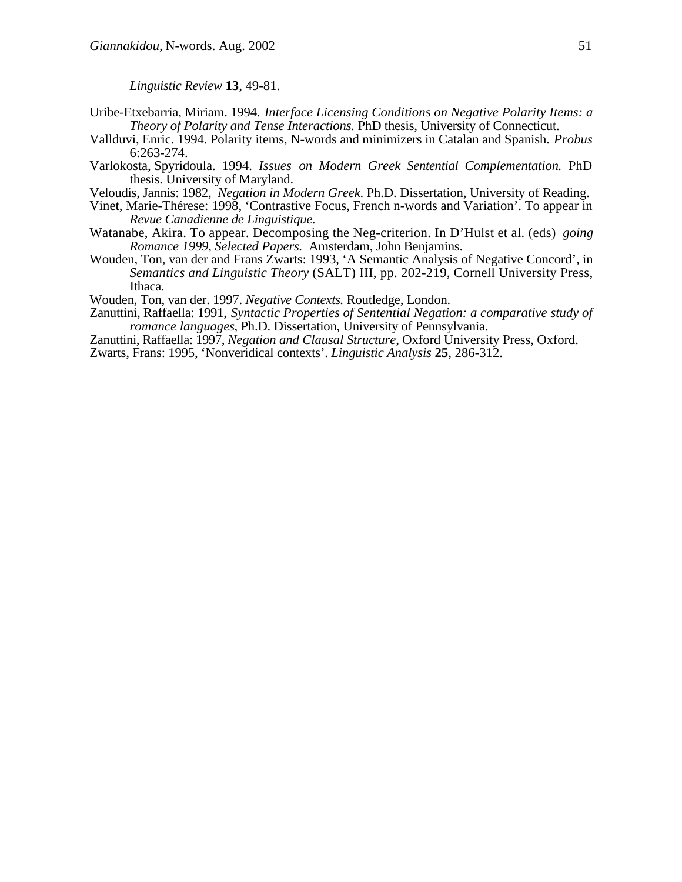*Linguistic Review* **13**, 49-81.

Uribe-Etxebarria, Miriam. 1994. *Interface Licensing Conditions on Negative Polarity Items: a Theory of Polarity and Tense Interactions.* PhD thesis, University of Connecticut.

Vallduvi, Enric. 1994. Polarity items, N-words and minimizers in Catalan and Spanish. *Probus* 6:263-274.

Varlokosta, Spyridoula. 1994. *Issues on Modern Greek Sentential Complementation.* PhD thesis. University of Maryland.

Veloudis, Jannis: 1982, *Negation in Modern Greek.* Ph.D. Dissertation, University of Reading.

Vinet, Marie-Thérese: 1998, 'Contrastive Focus, French n-words and Variation'. To appear in *Revue Canadienne de Linguistique.*

Watanabe, Akira. To appear. Decomposing the Neg-criterion. In D'Hulst et al. (eds) *going Romance 1999, Selected Papers.* Amsterdam, John Benjamins.

Wouden, Ton, van der and Frans Zwarts: 1993, 'A Semantic Analysis of Negative Concord', in *Semantics and Linguistic Theory* (SALT) III, pp. 202-219, Cornell University Press, Ithaca.

Wouden, Ton, van der. 1997. *Negative Contexts.* Routledge, London.

Zanuttini, Raffaella: 1991, *Syntactic Properties of Sentential Negation: a comparative study of romance languages*, Ph.D. Dissertation, University of Pennsylvania.

Zanuttini, Raffaella: 1997, *Negation and Clausal Structure*, Oxford University Press, Oxford.

Zwarts, Frans: 1995, 'Nonveridical contexts'. *Linguistic Analysis* **25**, 286-312.